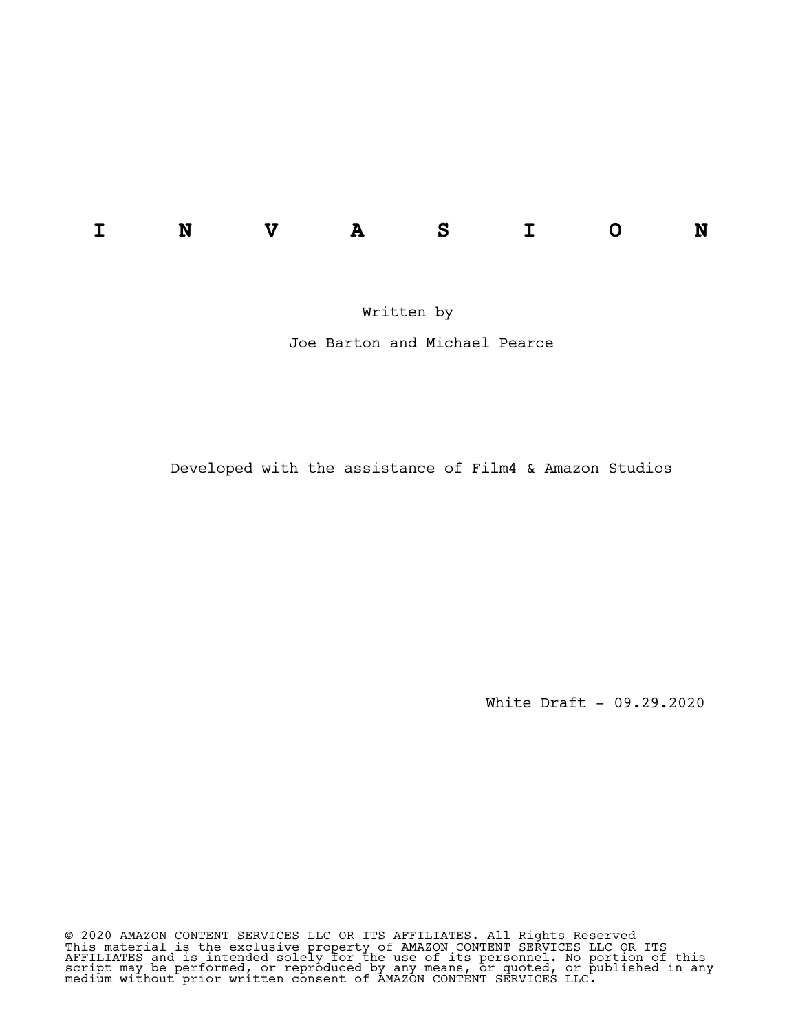# I N V A S I O N

Written by

Joe Barton and Michael Pearce

Developed with the assistance of Film4 & Amazon Studios

White Draft - 09.29.2020

© 2020 AMAZON CONTENT SERVICES LLC OR ITS AFFILIATES. All Rights Reserved
This material is the exclusive property of AMAZON CONTENT SERVICES LLC OR ITS AFFILIATES and is intended solely for the use of its personnel. No portion of this script may be performed, or reproduced by any means, or quoted, or published in any medium without prior written consent of AMAZON CONTENT SERVICES LLC.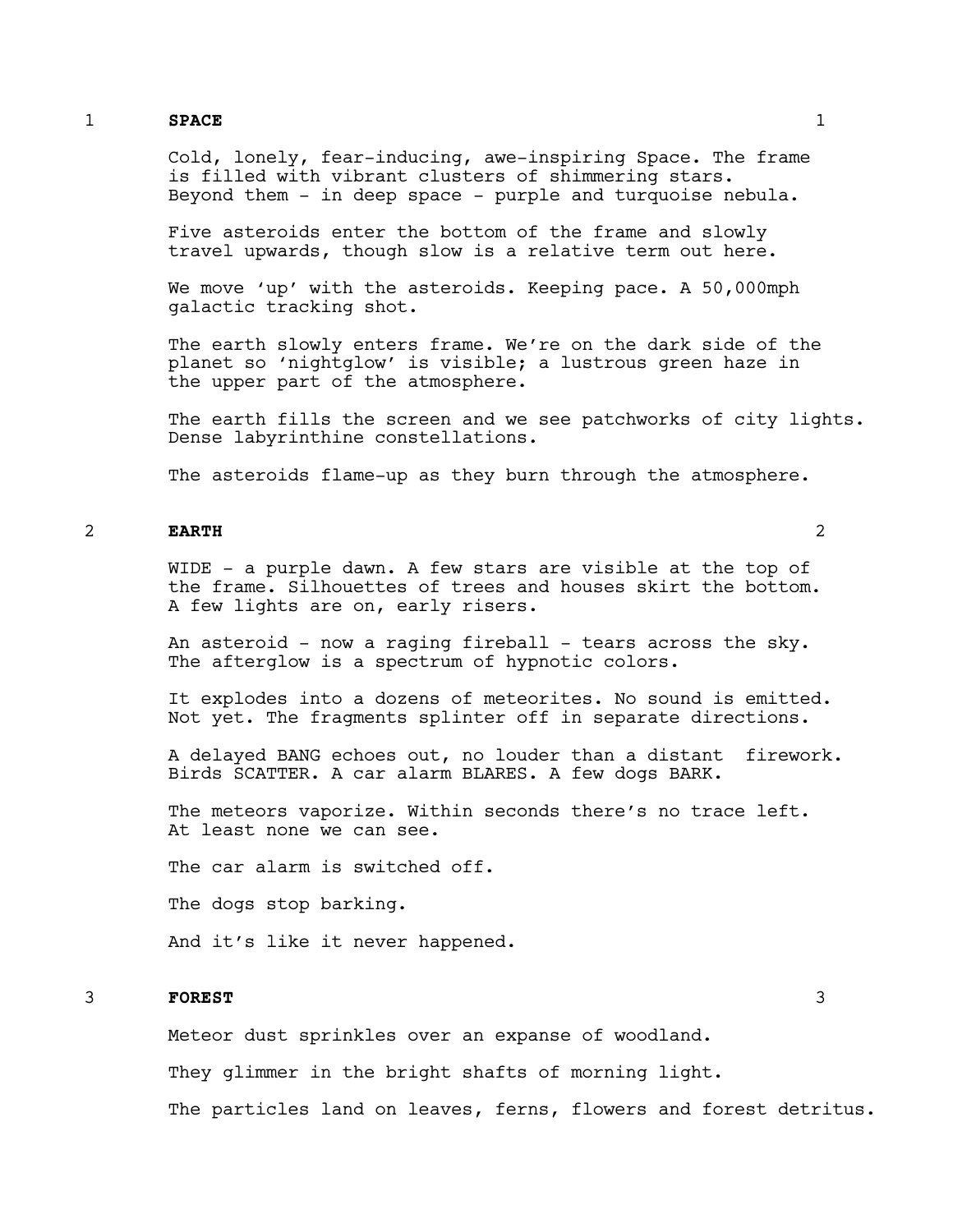**1 SPACE 1**

Cold, lonely, fear-inducing, awe-inspiring Space. The frame is filled with vibrant clusters of shimmering stars. Beyond them - in deep space - purple and turquoise nebula.

Five asteroids enter the bottom of the frame and slowly travel upwards, though slow is a relative term out here.

We move 'up' with the asteroids. Keeping pace. A 50,000mph galactic tracking shot.

The earth slowly enters frame. We're on the dark side of the planet so 'nightglow' is visible; a lustrous green haze in the upper part of the atmosphere.

The earth fills the screen and we see patchworks of city lights. Dense labyrinthine constellations.

The asteroids flame-up as they burn through the atmosphere.

**2 EARTH 2**

WIDE - a purple dawn. A few stars are visible at the top of the frame. Silhouettes of trees and houses skirt the bottom. A few lights are on, early risers.

An asteroid - now a raging fireball - tears across the sky. The afterglow is a spectrum of hypnotic colors.

It explodes into a dozens of meteorites. No sound is emitted. Not yet. The fragments splinter off in separate directions.

A delayed BANG echoes out, no louder than a distant firework. Birds SCATTER. A car alarm BLARES. A few dogs BARK.

The meteors vaporize. Within seconds there's no trace left. At least none we can see.

The car alarm is switched off.

The dogs stop barking.

And it's like it never happened.

**3 FOREST 3**

Meteor dust sprinkles over an expanse of woodland.

They glimmer in the bright shafts of morning light.

The particles land on leaves, ferns, flowers and forest detritus.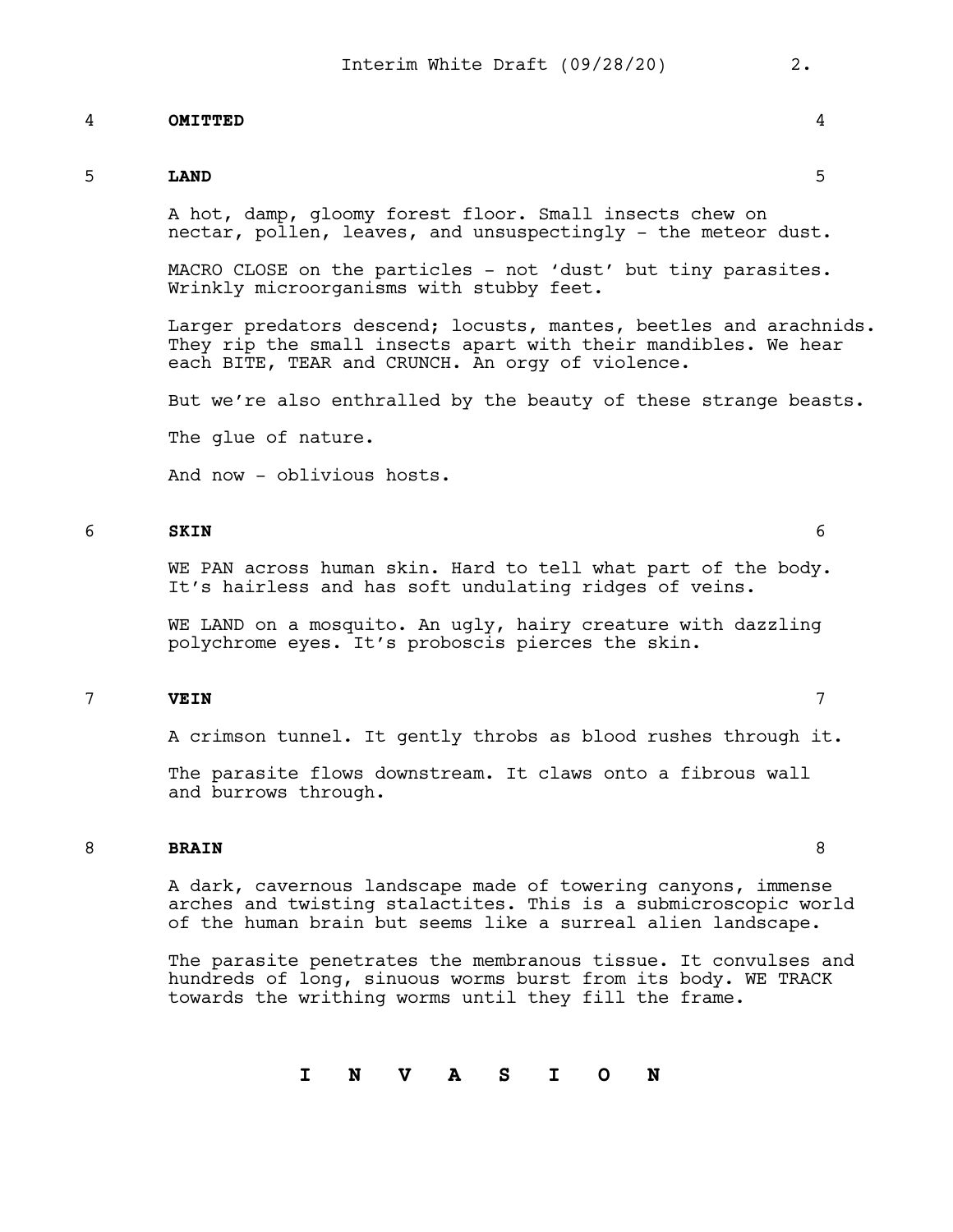4 **OMITTED** 4

5 **LAND** 5

A hot, damp, gloomy forest floor. Small insects chew on nectar, pollen, leaves, and unsuspectingly - the meteor dust.

MACRO CLOSE on the particles - not 'dust' but tiny parasites. Wrinkly microorganisms with stubby feet.

Larger predators descend; locusts, mantes, beetles and arachnids. They rip the small insects apart with their mandibles. We hear each BITE, TEAR and CRUNCH. An orgy of violence.

But we're also enthralled by the beauty of these strange beasts.

The glue of nature.

And now - oblivious hosts.

6 **SKIN** 6

WE PAN across human skin. Hard to tell what part of the body. It's hairless and has soft undulating ridges of veins.

WE LAND on a mosquito. An ugly, hairy creature with dazzling polychrome eyes. It's proboscis pierces the skin.

7 **VEIN** 7

A crimson tunnel. It gently throbs as blood rushes through it.

The parasite flows downstream. It claws onto a fibrous wall and burrows through.

8 **BRAIN** 8

A dark, cavernous landscape made of towering canyons, immense arches and twisting stalactites. This is a submicroscopic world of the human brain but seems like a surreal alien landscape.

The parasite penetrates the membranous tissue. It convulses and hundreds of long, sinuous worms burst from its body. WE TRACK towards the writhing worms until they fill the frame.

**I N V A S I O N**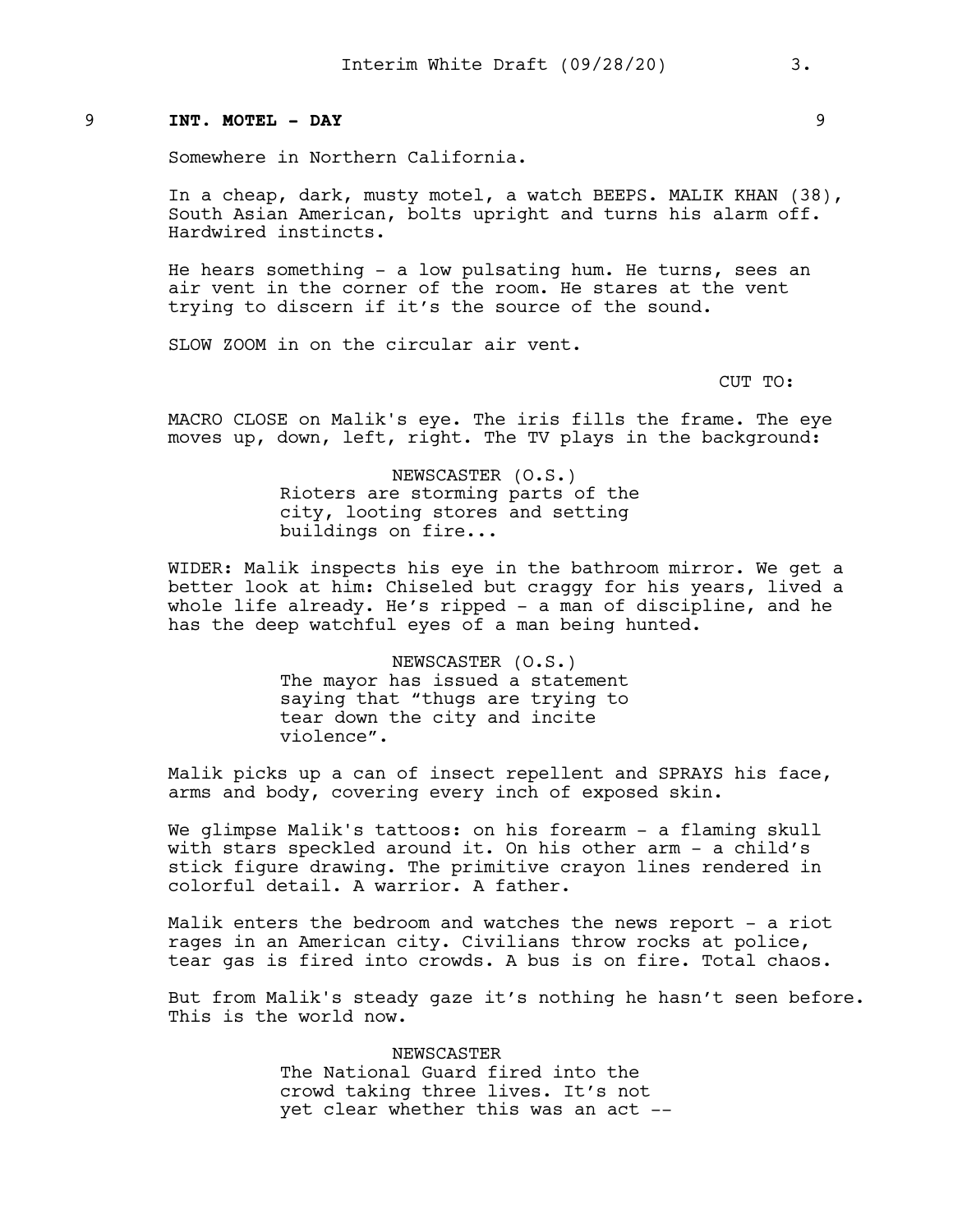9 **INT. MOTEL - DAY** 9

Somewhere in Northern California.

In a cheap, dark, musty motel, a watch BEEPS. MALIK KHAN (38), South Asian American, bolts upright and turns his alarm off. Hardwired instincts.

He hears something - a low pulsating hum. He turns, sees an air vent in the corner of the room. He stares at the vent trying to discern if it's the source of the sound.

SLOW ZOOM in on the circular air vent.

CUT TO:

MACRO CLOSE on Malik's eye. The iris fills the frame. The eye moves up, down, left, right. The TV plays in the background:

NEWSCASTER (O.S.)
Rioters are storming parts of the city, looting stores and setting buildings on fire...

WIDER: Malik inspects his eye in the bathroom mirror. We get a better look at him: Chiseled but craggy for his years, lived a whole life already. He's ripped - a man of discipline, and he has the deep watchful eyes of a man being hunted.

NEWSCASTER (O.S.)
The mayor has issued a statement saying that "thugs are trying to tear down the city and incite violence".

Malik picks up a can of insect repellent and SPRAYS his face, arms and body, covering every inch of exposed skin.

We glimpse Malik's tattoos: on his forearm - a flaming skull with stars speckled around it. On his other arm - a child's stick figure drawing. The primitive crayon lines rendered in colorful detail. A warrior. A father.

Malik enters the bedroom and watches the news report - a riot rages in an American city. Civilians throw rocks at police, tear gas is fired into crowds. A bus is on fire. Total chaos.

But from Malik's steady gaze it's nothing he hasn't seen before. This is the world now.

NEWSCASTER
The National Guard fired into the crowd taking three lives. It's not yet clear whether this was an act --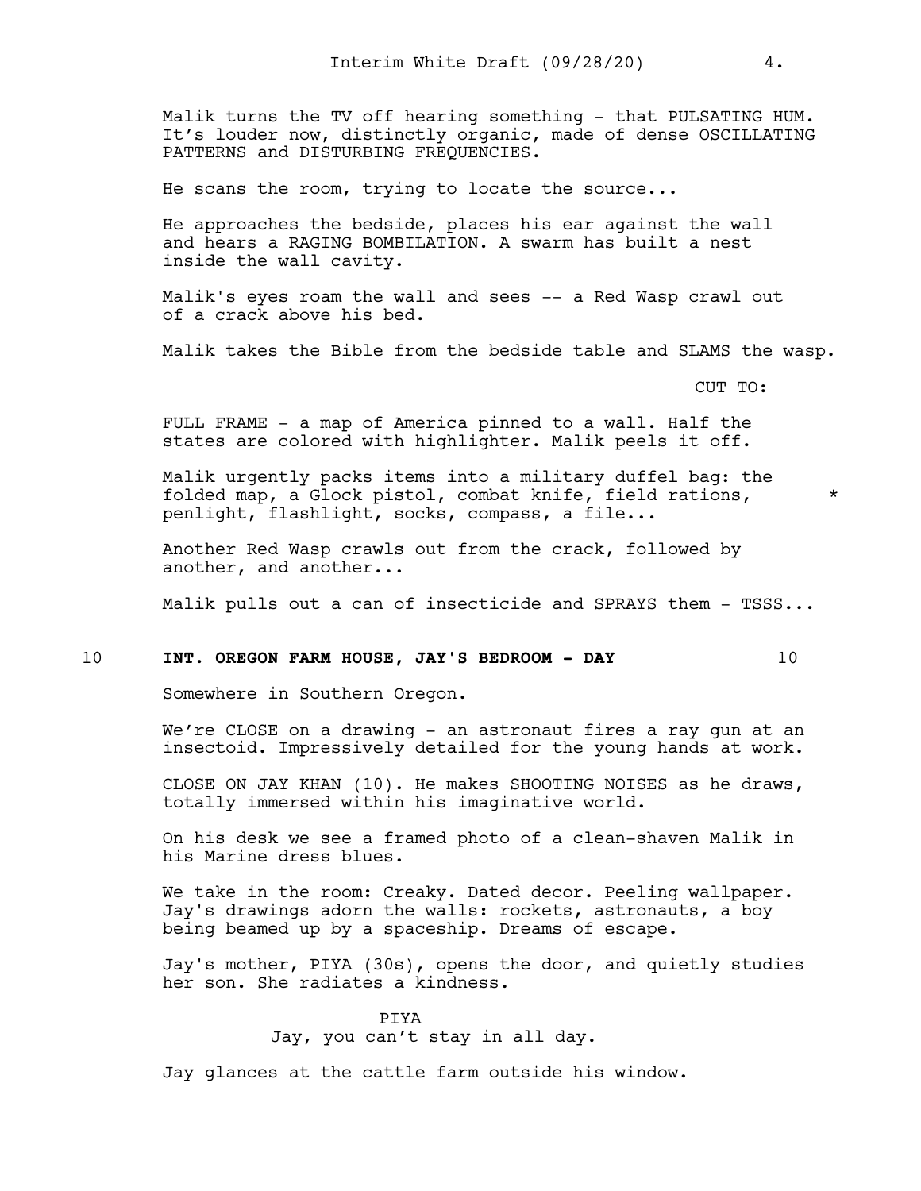Malik turns the TV off hearing something - that PULSATING HUM. It's louder now, distinctly organic, made of dense OSCILLATING PATTERNS and DISTURBING FREQUENCIES.

He scans the room, trying to locate the source...

He approaches the bedside, places his ear against the wall and hears a RAGING BOMBILATION. A swarm has built a nest inside the wall cavity.

Malik's eyes roam the wall and sees -- a Red Wasp crawl out of a crack above his bed.

Malik takes the Bible from the bedside table and SLAMS the wasp.

CUT TO:

FULL FRAME - a map of America pinned to a wall. Half the states are colored with highlighter. Malik peels it off.

Malik urgently packs items into a military duffel bag: the folded map, a Glock pistol, combat knife, field rations, penlight, flashlight, socks, compass, a file... *

Another Red Wasp crawls out from the crack, followed by another, and another...

Malik pulls out a can of insecticide and SPRAYS them - TSSS...

**10 INT. OREGON FARM HOUSE, JAY'S BEDROOM - DAY 10**

Somewhere in Southern Oregon.

We're CLOSE on a drawing - an astronaut fires a ray gun at an insectoid. Impressively detailed for the young hands at work.

CLOSE ON JAY KHAN (10). He makes SHOOTING NOISES as he draws, totally immersed within his imaginative world.

On his desk we see a framed photo of a clean-shaven Malik in his Marine dress blues.

We take in the room: Creaky. Dated decor. Peeling wallpaper. Jay's drawings adorn the walls: rockets, astronauts, a boy being beamed up by a spaceship. Dreams of escape.

Jay's mother, PIYA (30s), opens the door, and quietly studies her son. She radiates a kindness.

PIYA
Jay, you can't stay in all day.

Jay glances at the cattle farm outside his window.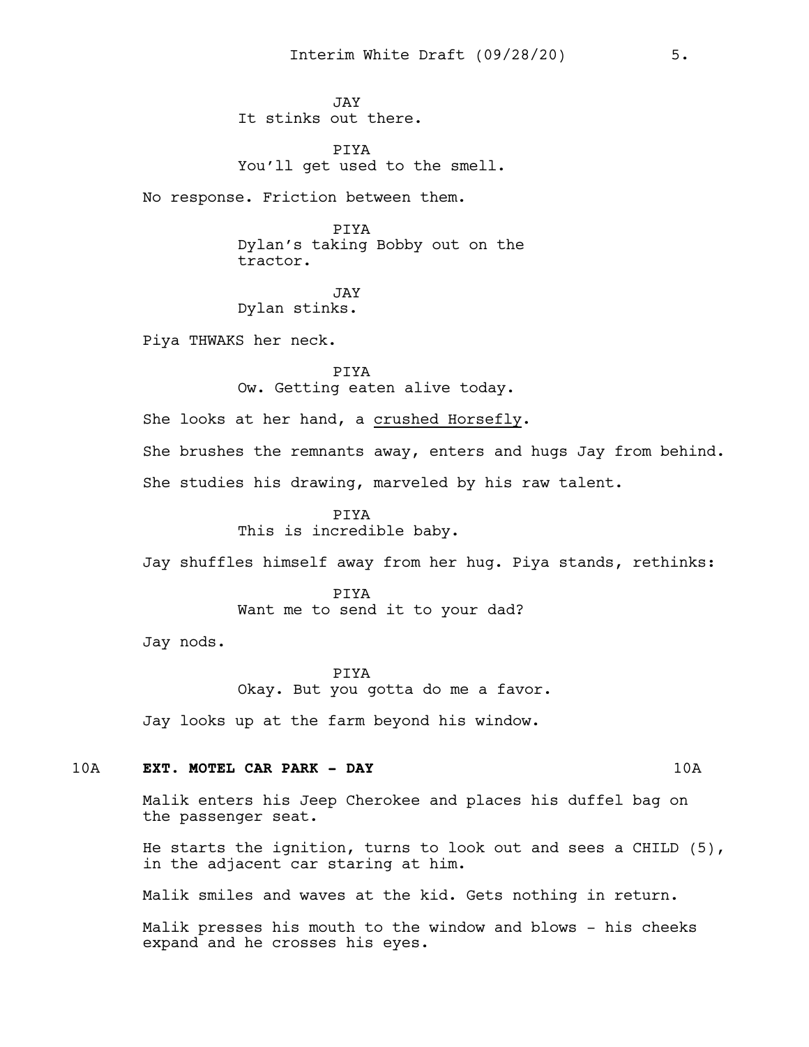JAY
It stinks out there.

PIYA
You'll get used to the smell.

No response. Friction between them.

PIYA
Dylan's taking Bobby out on the tractor.

JAY
Dylan stinks.

Piya THWAKS her neck.

PIYA
Ow. Getting eaten alive today.

She looks at her hand, a <u>crushed Horsefly</u>.

She brushes the remnants away, enters and hugs Jay from behind.

She studies his drawing, marveled by his raw talent.

PIYA
This is incredible baby.

Jay shuffles himself away from her hug. Piya stands, rethinks:

PIYA
Want me to send it to your dad?

Jay nods.

PIYA
Okay. But you gotta do me a favor.

Jay looks up at the farm beyond his window.

**10A EXT. MOTEL CAR PARK - DAY 10A**

Malik enters his Jeep Cherokee and places his duffel bag on the passenger seat.

He starts the ignition, turns to look out and sees a CHILD (5), in the adjacent car staring at him.

Malik smiles and waves at the kid. Gets nothing in return.

Malik presses his mouth to the window and blows - his cheeks expand and he crosses his eyes.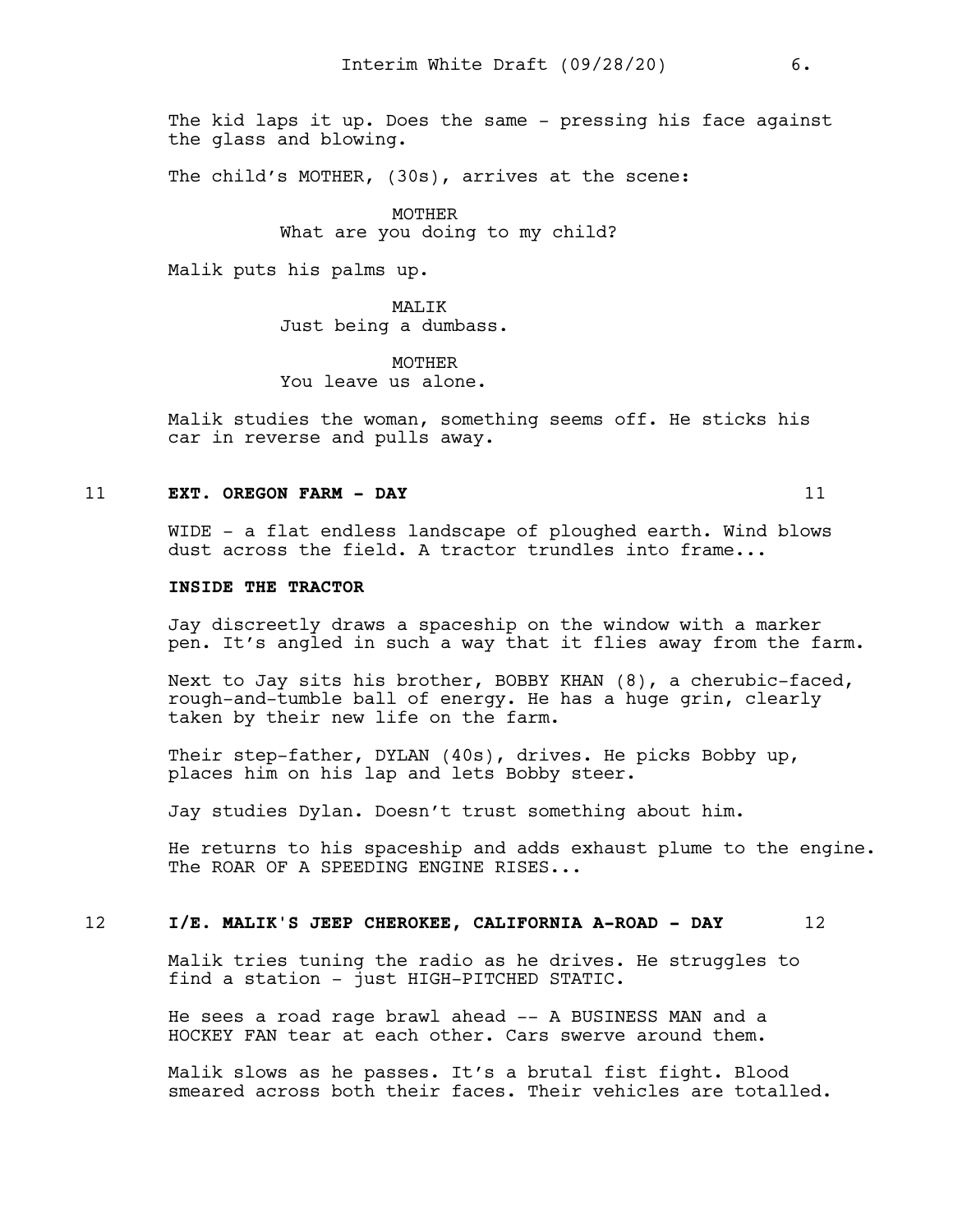The kid laps it up. Does the same - pressing his face against the glass and blowing.

The child's MOTHER, (30s), arrives at the scene:

MOTHER
What are you doing to my child?

Malik puts his palms up.

MALIK
Just being a dumbass.

MOTHER
You leave us alone.

Malik studies the woman, something seems off. He sticks his car in reverse and pulls away.

11 **EXT. OREGON FARM - DAY** 11

WIDE - a flat endless landscape of ploughed earth. Wind blows dust across the field. A tractor trundles into frame...

**INSIDE THE TRACTOR**

Jay discreetly draws a spaceship on the window with a marker pen. It's angled in such a way that it flies away from the farm.

Next to Jay sits his brother, BOBBY KHAN (8), a cherubic-faced, rough-and-tumble ball of energy. He has a huge grin, clearly taken by their new life on the farm.

Their step-father, DYLAN (40s), drives. He picks Bobby up, places him on his lap and lets Bobby steer.

Jay studies Dylan. Doesn't trust something about him.

He returns to his spaceship and adds exhaust plume to the engine. The ROAR OF A SPEEDING ENGINE RISES...

12 **I/E. MALIK'S JEEP CHEROKEE, CALIFORNIA A-ROAD - DAY** 12

Malik tries tuning the radio as he drives. He struggles to find a station - just HIGH-PITCHED STATIC.

He sees a road rage brawl ahead -- A BUSINESS MAN and a HOCKEY FAN tear at each other. Cars swerve around them.

Malik slows as he passes. It's a brutal fist fight. Blood smeared across both their faces. Their vehicles are totalled.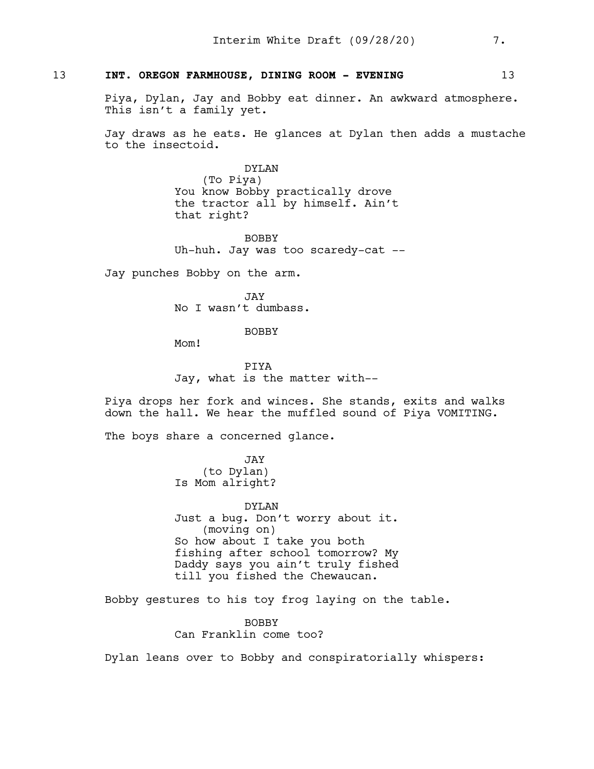13 **INT. OREGON FARMHOUSE, DINING ROOM - EVENING** 13

Piya, Dylan, Jay and Bobby eat dinner. An awkward atmosphere. This isn't a family yet.

Jay draws as he eats. He glances at Dylan then adds a mustache to the insectoid.

DYLAN
(To Piya)
You know Bobby practically drove the tractor all by himself. Ain't that right?

BOBBY
Uh-huh. Jay was too scaredy-cat --

Jay punches Bobby on the arm.

JAY
No I wasn't dumbass.

BOBBY
Mom!

PIYA
Jay, what is the matter with--

Piya drops her fork and winces. She stands, exits and walks down the hall. We hear the muffled sound of Piya VOMITING.

The boys share a concerned glance.

JAY
(to Dylan)
Is Mom alright?

DYLAN
Just a bug. Don't worry about it.
(moving on)
So how about I take you both fishing after school tomorrow? My Daddy says you ain't truly fished till you fished the Chewaucan.

Bobby gestures to his toy frog laying on the table.

BOBBY
Can Franklin come too?

Dylan leans over to Bobby and conspiratorially whispers: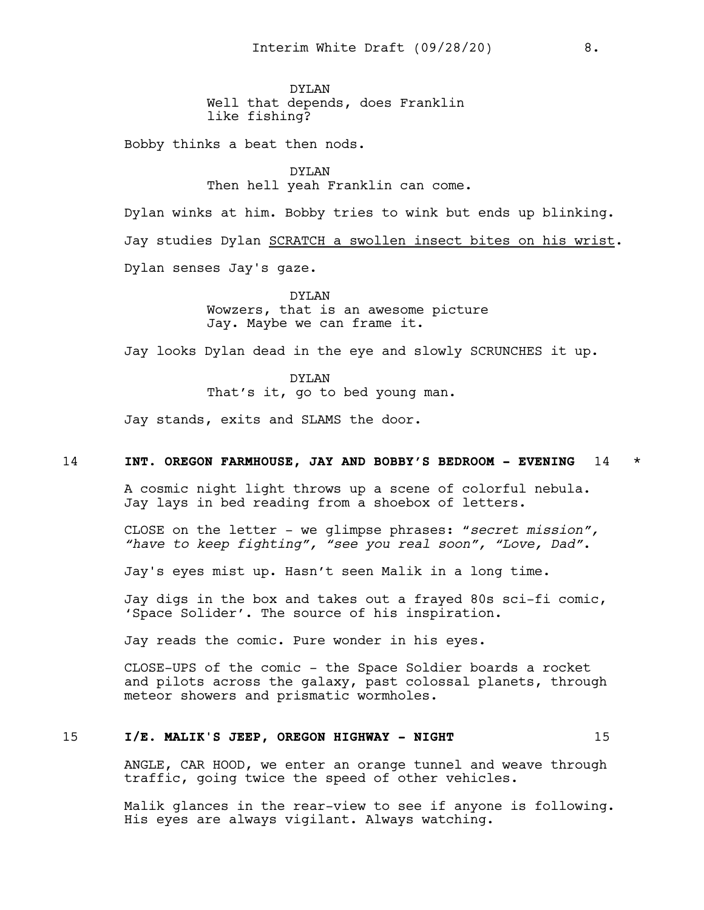DYLAN
Well that depends, does Franklin like fishing?

Bobby thinks a beat then nods.

DYLAN
Then hell yeah Franklin can come.

Dylan winks at him. Bobby tries to wink but ends up blinking.

Jay studies Dylan <u>SCRATCH a swollen insect bites on his wrist</u>.

Dylan senses Jay's gaze.

DYLAN
Wowzers, that is an awesome picture Jay. Maybe we can frame it.

Jay looks Dylan dead in the eye and slowly SCRUNCHES it up.

DYLAN
That's it, go to bed young man.

Jay stands, exits and SLAMS the door.

**14 INT. OREGON FARMHOUSE, JAY AND BOBBY'S BEDROOM - EVENING 14** *

A cosmic night light throws up a scene of colorful nebula. Jay lays in bed reading from a shoebox of letters.

CLOSE on the letter - we glimpse phrases: *"secret mission", "have to keep fighting", "see you real soon", "Love, Dad"*.

Jay's eyes mist up. Hasn't seen Malik in a long time.

Jay digs in the box and takes out a frayed 80s sci-fi comic, 'Space Solider'. The source of his inspiration.

Jay reads the comic. Pure wonder in his eyes.

CLOSE-UPS of the comic - the Space Soldier boards a rocket and pilots across the galaxy, past colossal planets, through meteor showers and prismatic wormholes.

**15 I/E. MALIK'S JEEP, OREGON HIGHWAY - NIGHT 15**

ANGLE, CAR HOOD, we enter an orange tunnel and weave through traffic, going twice the speed of other vehicles.

Malik glances in the rear-view to see if anyone is following. His eyes are always vigilant. Always watching.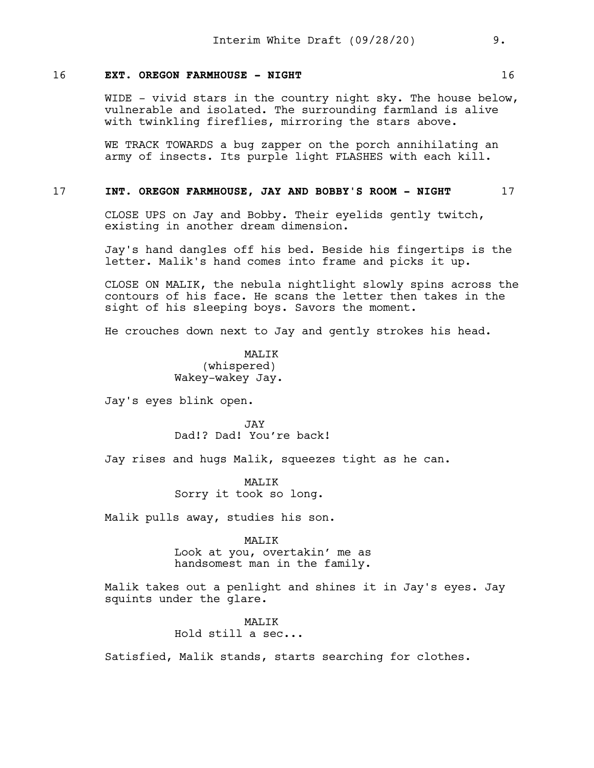**16 EXT. OREGON FARMHOUSE - NIGHT 16**

WIDE - vivid stars in the country night sky. The house below, vulnerable and isolated. The surrounding farmland is alive with twinkling fireflies, mirroring the stars above.

WE TRACK TOWARDS a bug zapper on the porch annihilating an army of insects. Its purple light FLASHES with each kill.

**17 INT. OREGON FARMHOUSE, JAY AND BOBBY'S ROOM - NIGHT 17**

CLOSE UPS on Jay and Bobby. Their eyelids gently twitch, existing in another dream dimension.

Jay's hand dangles off his bed. Beside his fingertips is the letter. Malik's hand comes into frame and picks it up.

CLOSE ON MALIK, the nebula nightlight slowly spins across the contours of his face. He scans the letter then takes in the sight of his sleeping boys. Savors the moment.

He crouches down next to Jay and gently strokes his head.

MALIK
(whispered)
Wakey-wakey Jay.

Jay's eyes blink open.

JAY
Dad!? Dad! You're back!

Jay rises and hugs Malik, squeezes tight as he can.

MALIK
Sorry it took so long.

Malik pulls away, studies his son.

MALIK
Look at you, overtakin' me as handsomest man in the family.

Malik takes out a penlight and shines it in Jay's eyes. Jay squints under the glare.

MALIK
Hold still a sec...

Satisfied, Malik stands, starts searching for clothes.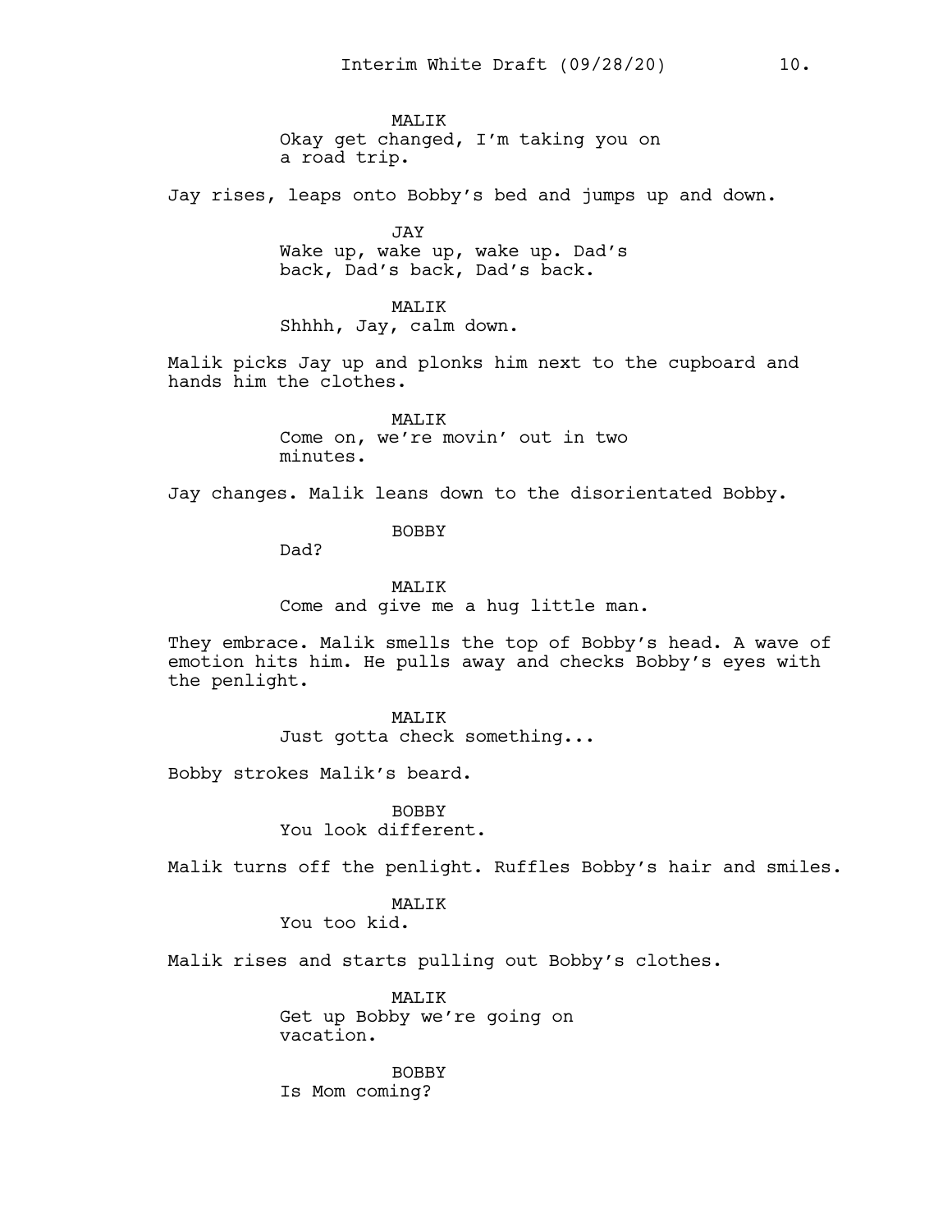MALIK

Okay get changed, I'm taking you on a road trip.

Jay rises, leaps onto Bobby's bed and jumps up and down.

JAY

Wake up, wake up, wake up. Dad's back, Dad's back, Dad's back.

MALIK

Shhhh, Jay, calm down.

Malik picks Jay up and plonks him next to the cupboard and hands him the clothes.

MALIK

Come on, we're movin' out in two minutes.

Jay changes. Malik leans down to the disorientated Bobby.

BOBBY

Dad?

MALIK

Come and give me a hug little man.

They embrace. Malik smells the top of Bobby's head. A wave of emotion hits him. He pulls away and checks Bobby's eyes with the penlight.

MALIK

Just gotta check something...

Bobby strokes Malik's beard.

BOBBY

You look different.

Malik turns off the penlight. Ruffles Bobby's hair and smiles.

MALIK

You too kid.

Malik rises and starts pulling out Bobby's clothes.

MALIK

Get up Bobby we're going on vacation.

BOBBY

Is Mom coming?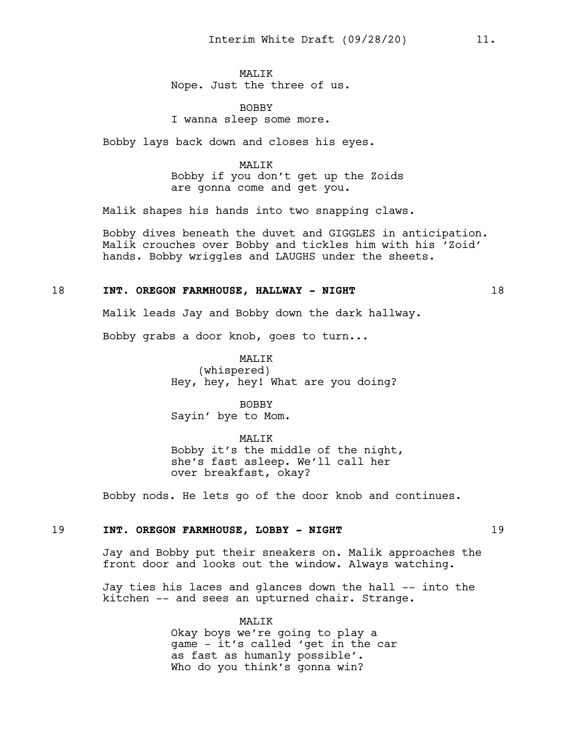MALIK
Nope. Just the three of us.

BOBBY
I wanna sleep some more.

Bobby lays back down and closes his eyes.

MALIK
Bobby if you don't get up the Zoids are gonna come and get you.

Malik shapes his hands into two snapping claws.

Bobby dives beneath the duvet and GIGGLES in anticipation. Malik crouches over Bobby and tickles him with his 'Zoid' hands. Bobby wriggles and LAUGHS under the sheets.

18 **INT. OREGON FARMHOUSE, HALLWAY - NIGHT** 18

Malik leads Jay and Bobby down the dark hallway.

Bobby grabs a door knob, goes to turn...

MALIK
(whispered)
Hey, hey, hey! What are you doing?

BOBBY
Sayin' bye to Mom.

MALIK
Bobby it's the middle of the night, she's fast asleep. We'll call her over breakfast, okay?

Bobby nods. He lets go of the door knob and continues.

19 **INT. OREGON FARMHOUSE, LOBBY - NIGHT** 19

Jay and Bobby put their sneakers on. Malik approaches the front door and looks out the window. Always watching.

Jay ties his laces and glances down the hall -- into the kitchen -- and sees an upturned chair. Strange.

MALIK
Okay boys we're going to play a game - it's called 'get in the car as fast as humanly possible'. Who do you think's gonna win?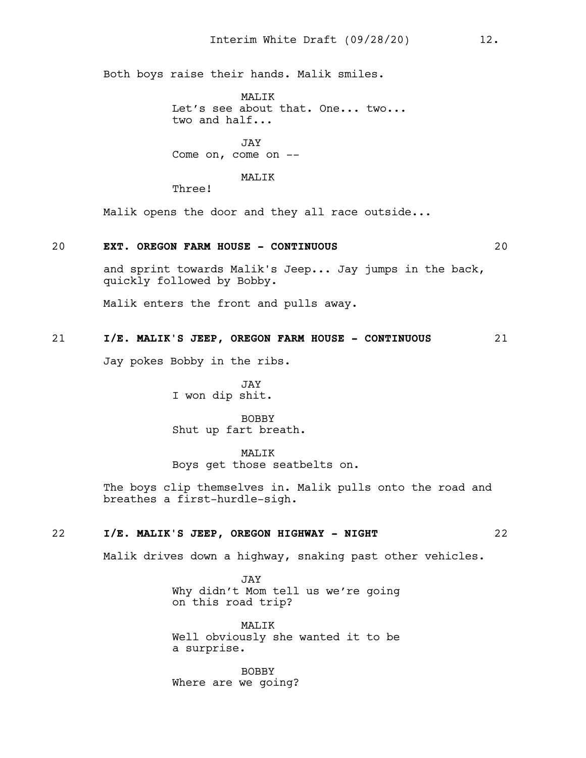Both boys raise their hands. Malik smiles.

MALIK
Let's see about that. One... two...
two and half...

JAY
Come on, come on --

MALIK
Three!

Malik opens the door and they all race outside...

**20 EXT. OREGON FARM HOUSE - CONTINUOUS 20**

and sprint towards Malik's Jeep... Jay jumps in the back, quickly followed by Bobby.

Malik enters the front and pulls away.

**21 I/E. MALIK'S JEEP, OREGON FARM HOUSE - CONTINUOUS 21**

Jay pokes Bobby in the ribs.

JAY
I won dip shit.

BOBBY
Shut up fart breath.

MALIK
Boys get those seatbelts on.

The boys clip themselves in. Malik pulls onto the road and breathes a first-hurdle-sigh.

**22 I/E. MALIK'S JEEP, OREGON HIGHWAY - NIGHT 22**

Malik drives down a highway, snaking past other vehicles.

JAY
Why didn't Mom tell us we're going
on this road trip?

MALIK
Well obviously she wanted it to be
a surprise.

BOBBY
Where are we going?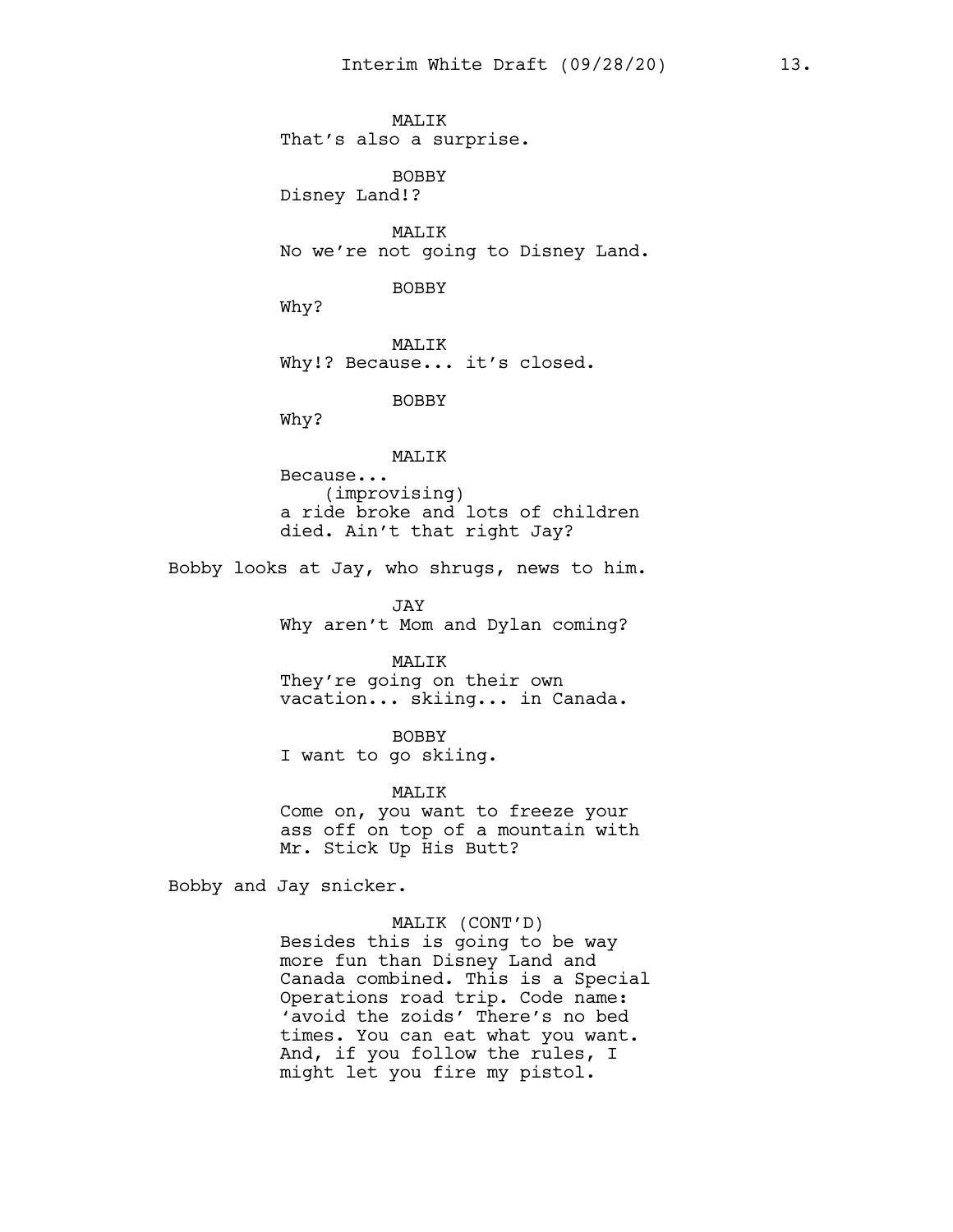MALIK
That's also a surprise.

BOBBY
Disney Land!?

MALIK
No we're not going to Disney Land.

BOBBY
Why?

MALIK
Why!? Because... it's closed.

BOBBY
Why?

MALIK
Because...
(improvising)
a ride broke and lots of children died. Ain't that right Jay?

Bobby looks at Jay, who shrugs, news to him.

JAY
Why aren't Mom and Dylan coming?

MALIK
They're going on their own vacation... skiing... in Canada.

BOBBY
I want to go skiing.

MALIK
Come on, you want to freeze your ass off on top of a mountain with Mr. Stick Up His Butt?

Bobby and Jay snicker.

MALIK (CONT'D)
Besides this is going to be way more fun than Disney Land and Canada combined. This is a Special Operations road trip. Code name: 'avoid the zoids' There's no bed times. You can eat what you want. And, if you follow the rules, I might let you fire my pistol.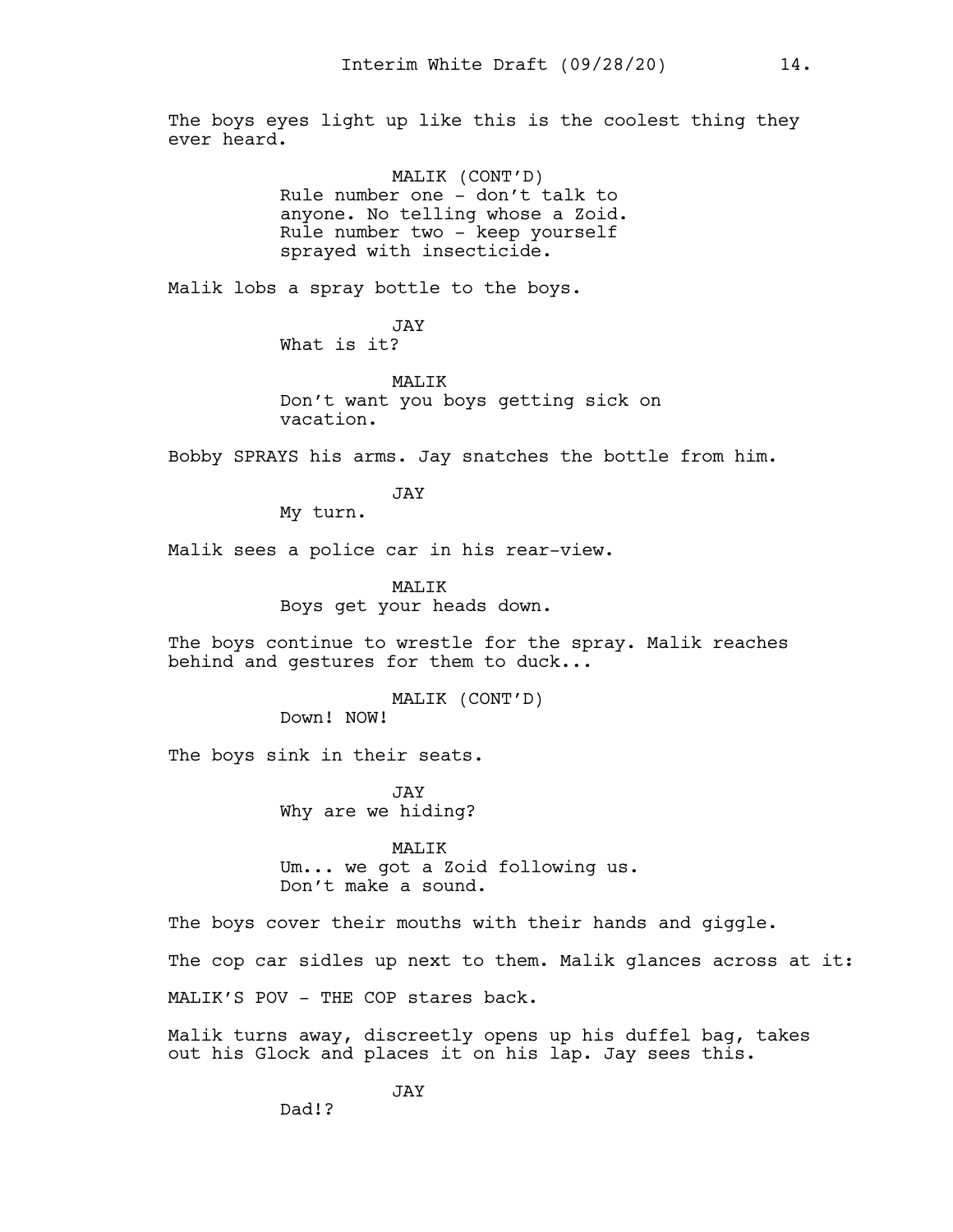The boys eyes light up like this is the coolest thing they ever heard.

MALIK (CONT'D)
Rule number one - don't talk to anyone. No telling whose a Zoid. Rule number two - keep yourself sprayed with insecticide.

Malik lobs a spray bottle to the boys.

JAY
What is it?

MALIK
Don't want you boys getting sick on vacation.

Bobby SPRAYS his arms. Jay snatches the bottle from him.

JAY
My turn.

Malik sees a police car in his rear-view.

MALIK
Boys get your heads down.

The boys continue to wrestle for the spray. Malik reaches behind and gestures for them to duck...

MALIK (CONT'D)
Down! NOW!

The boys sink in their seats.

JAY
Why are we hiding?

MALIK
Um... we got a Zoid following us. Don't make a sound.

The boys cover their mouths with their hands and giggle.

The cop car sidles up next to them. Malik glances across at it:

MALIK'S POV - THE COP stares back.

Malik turns away, discreetly opens up his duffel bag, takes out his Glock and places it on his lap. Jay sees this.

JAY
Dad!?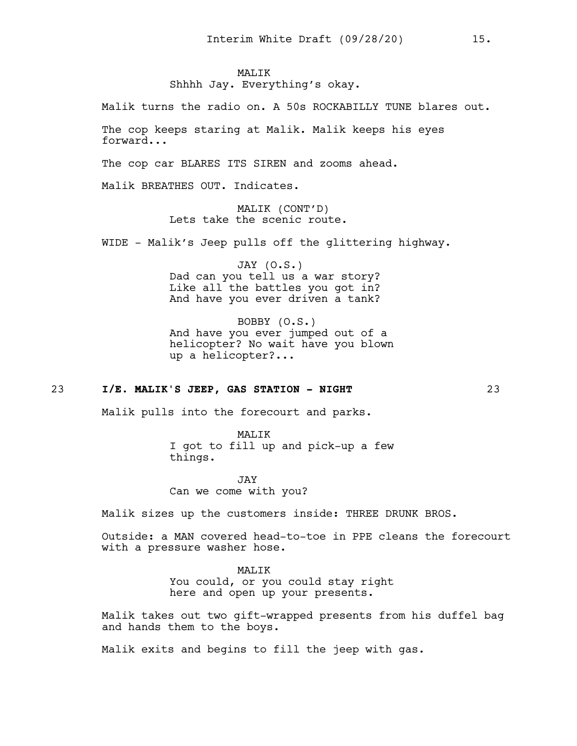MALIK
Shhhh Jay. Everything's okay.

Malik turns the radio on. A 50s ROCKABILLY TUNE blares out.

The cop keeps staring at Malik. Malik keeps his eyes forward...

The cop car BLARES ITS SIREN and zooms ahead.

Malik BREATHES OUT. Indicates.

MALIK (CONT'D)
Lets take the scenic route.

WIDE - Malik's Jeep pulls off the glittering highway.

JAY (O.S.)
Dad can you tell us a war story? Like all the battles you got in? And have you ever driven a tank?

BOBBY (O.S.)
And have you ever jumped out of a helicopter? No wait have you blown up a helicopter?...

23 **I/E. MALIK'S JEEP, GAS STATION - NIGHT** 23

Malik pulls into the forecourt and parks.

MALIK
I got to fill up and pick-up a few things.

JAY
Can we come with you?

Malik sizes up the customers inside: THREE DRUNK BROS.

Outside: a MAN covered head-to-toe in PPE cleans the forecourt with a pressure washer hose.

MALIK
You could, or you could stay right here and open up your presents.

Malik takes out two gift-wrapped presents from his duffel bag and hands them to the boys.

Malik exits and begins to fill the jeep with gas.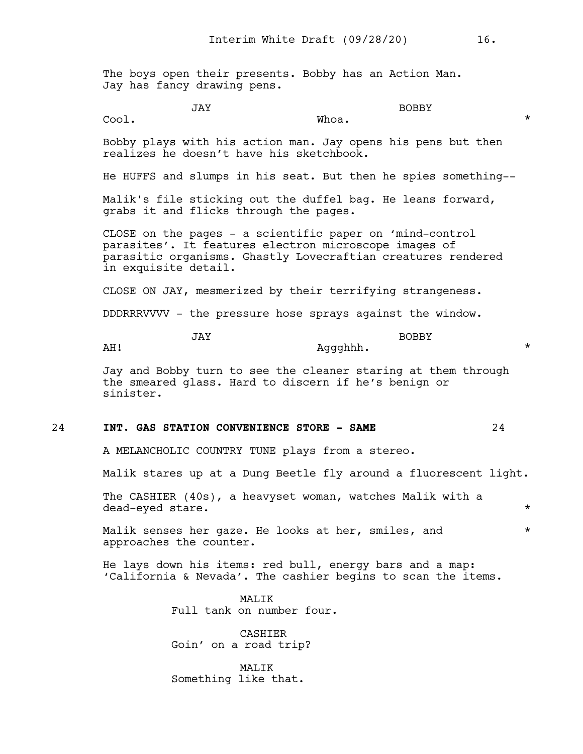The boys open their presents. Bobby has an Action Man. Jay has fancy drawing pens.

JAY: Cool.

BOBBY: Whoa. *

Bobby plays with his action man. Jay opens his pens but then realizes he doesn't have his sketchbook.

He HUFFS and slumps in his seat. But then he spies something--

Malik's file sticking out the duffel bag. He leans forward, grabs it and flicks through the pages.

CLOSE on the pages - a scientific paper on 'mind-control parasites'. It features electron microscope images of parasitic organisms. Ghastly Lovecraftian creatures rendered in exquisite detail.

CLOSE ON JAY, mesmerized by their terrifying strangeness.

DDDRRRVVVV - the pressure hose sprays against the window.

JAY: AH!

BOBBY: Aggghhh. *

Jay and Bobby turn to see the cleaner staring at them through the smeared glass. Hard to discern if he's benign or sinister.

## 24 INT. GAS STATION CONVENIENCE STORE - SAME 24

A MELANCHOLIC COUNTRY TUNE plays from a stereo.

Malik stares up at a Dung Beetle fly around a fluorescent light.

The CASHIER (40s), a heavyset woman, watches Malik with a dead-eyed stare. *

Malik senses her gaze. He looks at her, smiles, and approaches the counter. *

He lays down his items: red bull, energy bars and a map: 'California & Nevada'. The cashier begins to scan the items.

MALIK
Full tank on number four.

CASHIER
Goin' on a road trip?

MALIK
Something like that.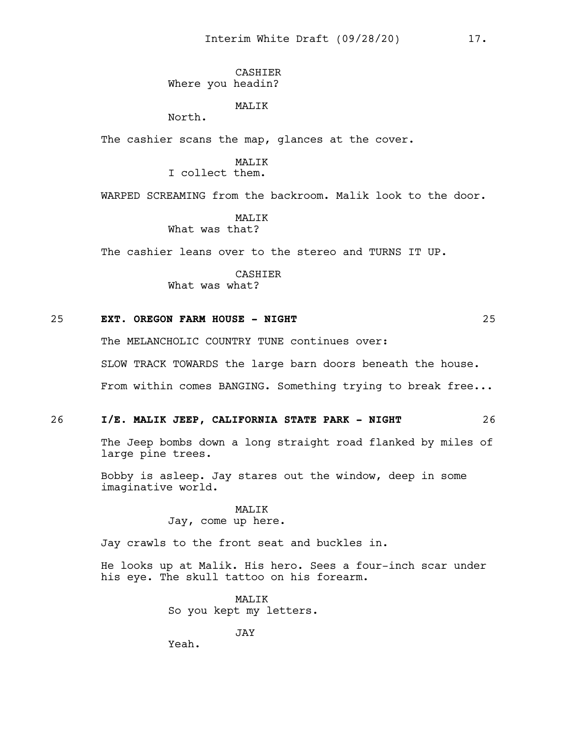CASHIER
Where you headin?

MALIK
North.

The cashier scans the map, glances at the cover.

MALIK
I collect them.

WARPED SCREAMING from the backroom. Malik look to the door.

MALIK
What was that?

The cashier leans over to the stereo and TURNS IT UP.

CASHIER
What was what?

**25 EXT. OREGON FARM HOUSE - NIGHT 25**

The MELANCHOLIC COUNTRY TUNE continues over:

SLOW TRACK TOWARDS the large barn doors beneath the house.

From within comes BANGING. Something trying to break free...

**26 I/E. MALIK JEEP, CALIFORNIA STATE PARK - NIGHT 26**

The Jeep bombs down a long straight road flanked by miles of large pine trees.

Bobby is asleep. Jay stares out the window, deep in some imaginative world.

MALIK
Jay, come up here.

Jay crawls to the front seat and buckles in.

He looks up at Malik. His hero. Sees a four-inch scar under his eye. The skull tattoo on his forearm.

MALIK
So you kept my letters.

JAY
Yeah.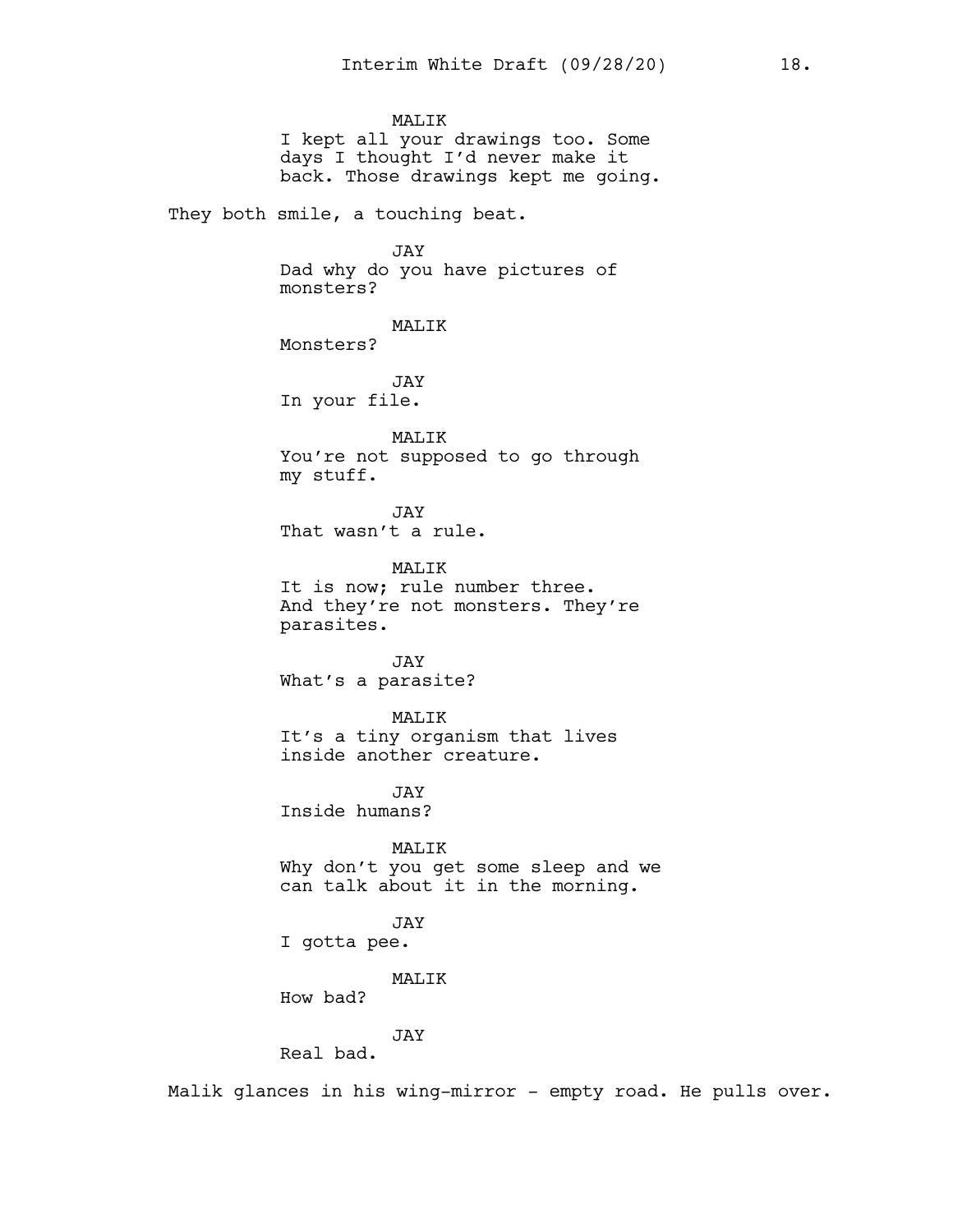MALIK
I kept all your drawings too. Some days I thought I'd never make it back. Those drawings kept me going.

They both smile, a touching beat.

JAY
Dad why do you have pictures of monsters?

MALIK
Monsters?

JAY
In your file.

MALIK
You're not supposed to go through my stuff.

JAY
That wasn't a rule.

MALIK
It is now; rule number three. And they're not monsters. They're parasites.

JAY
What's a parasite?

MALIK
It's a tiny organism that lives inside another creature.

JAY
Inside humans?

MALIK
Why don't you get some sleep and we can talk about it in the morning.

JAY
I gotta pee.

MALIK
How bad?

JAY
Real bad.

Malik glances in his wing-mirror - empty road. He pulls over.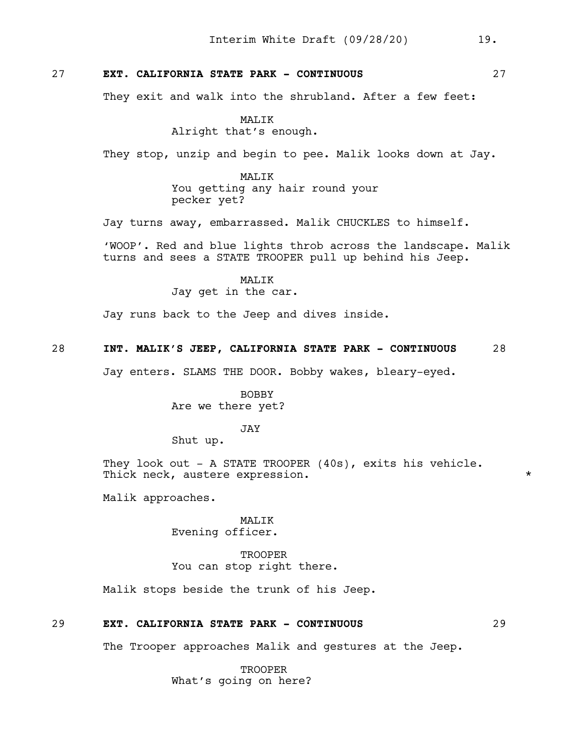27 **EXT. CALIFORNIA STATE PARK - CONTINUOUS** 27

They exit and walk into the shrubland. After a few feet:

MALIK
Alright that's enough.

They stop, unzip and begin to pee. Malik looks down at Jay.

MALIK
You getting any hair round your pecker yet?

Jay turns away, embarrassed. Malik CHUCKLES to himself.

'WOOP'. Red and blue lights throb across the landscape. Malik turns and sees a STATE TROOPER pull up behind his Jeep.

MALIK
Jay get in the car.

Jay runs back to the Jeep and dives inside.

28 **INT. MALIK'S JEEP, CALIFORNIA STATE PARK - CONTINUOUS** 28

Jay enters. SLAMS THE DOOR. Bobby wakes, bleary-eyed.

BOBBY
Are we there yet?

JAY
Shut up.

They look out - A STATE TROOPER (40s), exits his vehicle. Thick neck, austere expression. *

Malik approaches.

MALIK
Evening officer.

TROOPER
You can stop right there.

Malik stops beside the trunk of his Jeep.

29 **EXT. CALIFORNIA STATE PARK - CONTINUOUS** 29

The Trooper approaches Malik and gestures at the Jeep.

TROOPER
What's going on here?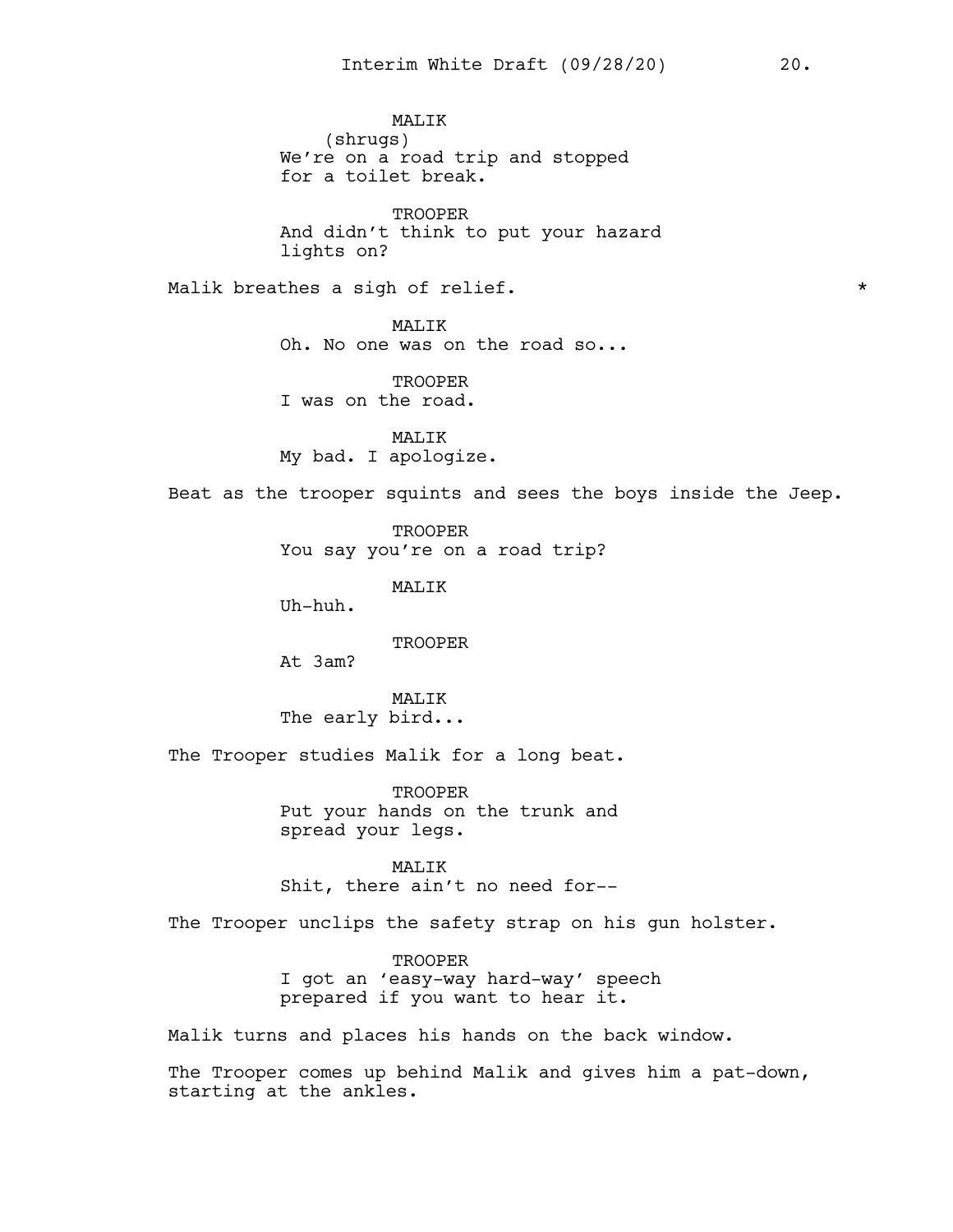MALIK
(shrugs)
We're on a road trip and stopped for a toilet break.

TROOPER
And didn't think to put your hazard lights on?

Malik breathes a sigh of relief. *

MALIK
Oh. No one was on the road so...

TROOPER
I was on the road.

MALIK
My bad. I apologize.

Beat as the trooper squints and sees the boys inside the Jeep.

TROOPER
You say you're on a road trip?

MALIK
Uh-huh.

TROOPER
At 3am?

MALIK
The early bird...

The Trooper studies Malik for a long beat.

TROOPER
Put your hands on the trunk and spread your legs.

MALIK
Shit, there ain't no need for--

The Trooper unclips the safety strap on his gun holster.

TROOPER
I got an 'easy-way hard-way' speech prepared if you want to hear it.

Malik turns and places his hands on the back window.

The Trooper comes up behind Malik and gives him a pat-down, starting at the ankles.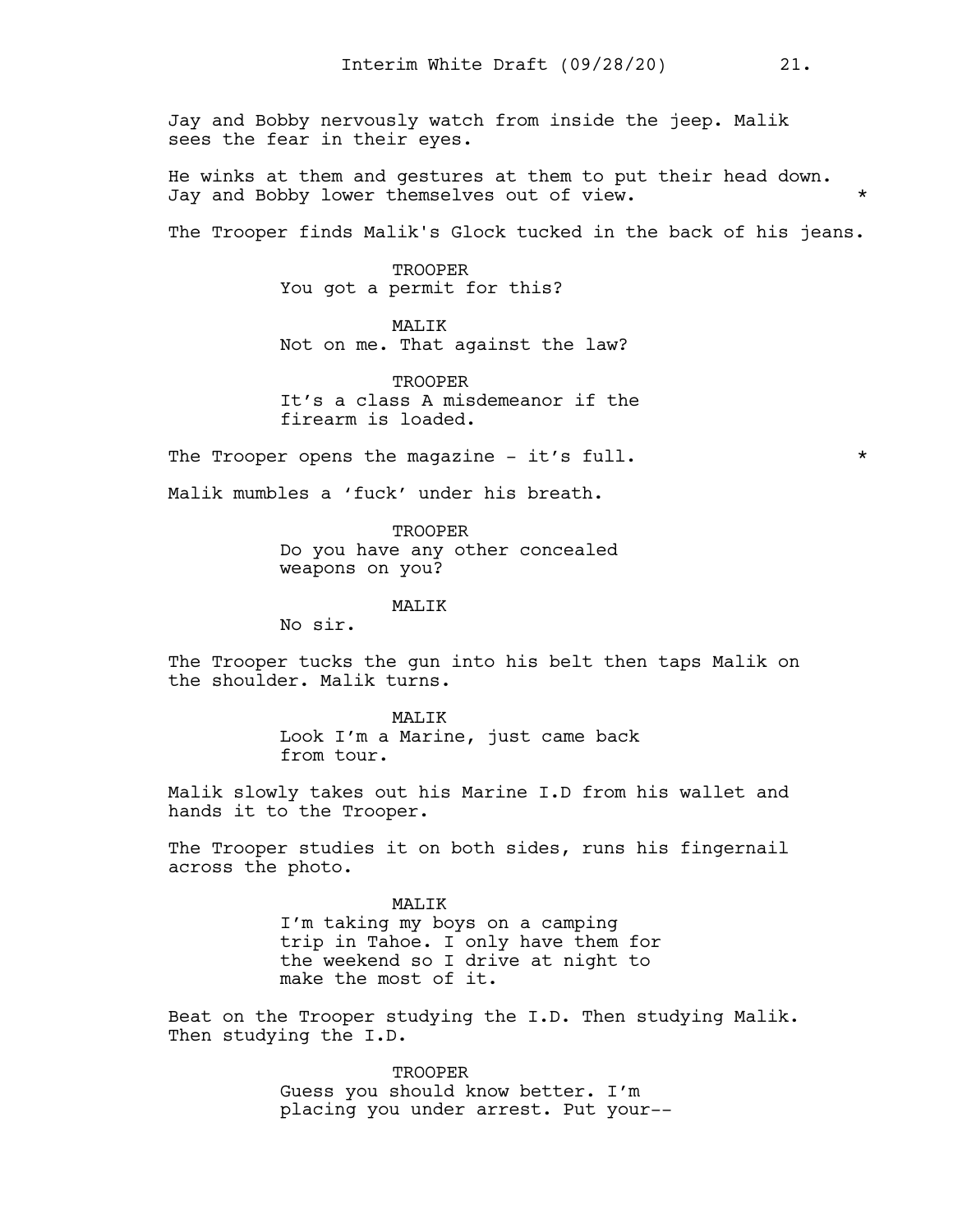Jay and Bobby nervously watch from inside the jeep. Malik sees the fear in their eyes.

He winks at them and gestures at them to put their head down. Jay and Bobby lower themselves out of view. *

The Trooper finds Malik's Glock tucked in the back of his jeans.

TROOPER
You got a permit for this?

MALIK
Not on me. That against the law?

TROOPER
It's a class A misdemeanor if the firearm is loaded.

The Trooper opens the magazine - it's full. *

Malik mumbles a 'fuck' under his breath.

TROOPER
Do you have any other concealed weapons on you?

MALIK
No sir.

The Trooper tucks the gun into his belt then taps Malik on the shoulder. Malik turns.

MALIK
Look I'm a Marine, just came back from tour.

Malik slowly takes out his Marine I.D from his wallet and hands it to the Trooper.

The Trooper studies it on both sides, runs his fingernail across the photo.

MALIK
I'm taking my boys on a camping trip in Tahoe. I only have them for the weekend so I drive at night to make the most of it.

Beat on the Trooper studying the I.D. Then studying Malik. Then studying the I.D.

TROOPER
Guess you should know better. I'm placing you under arrest. Put your--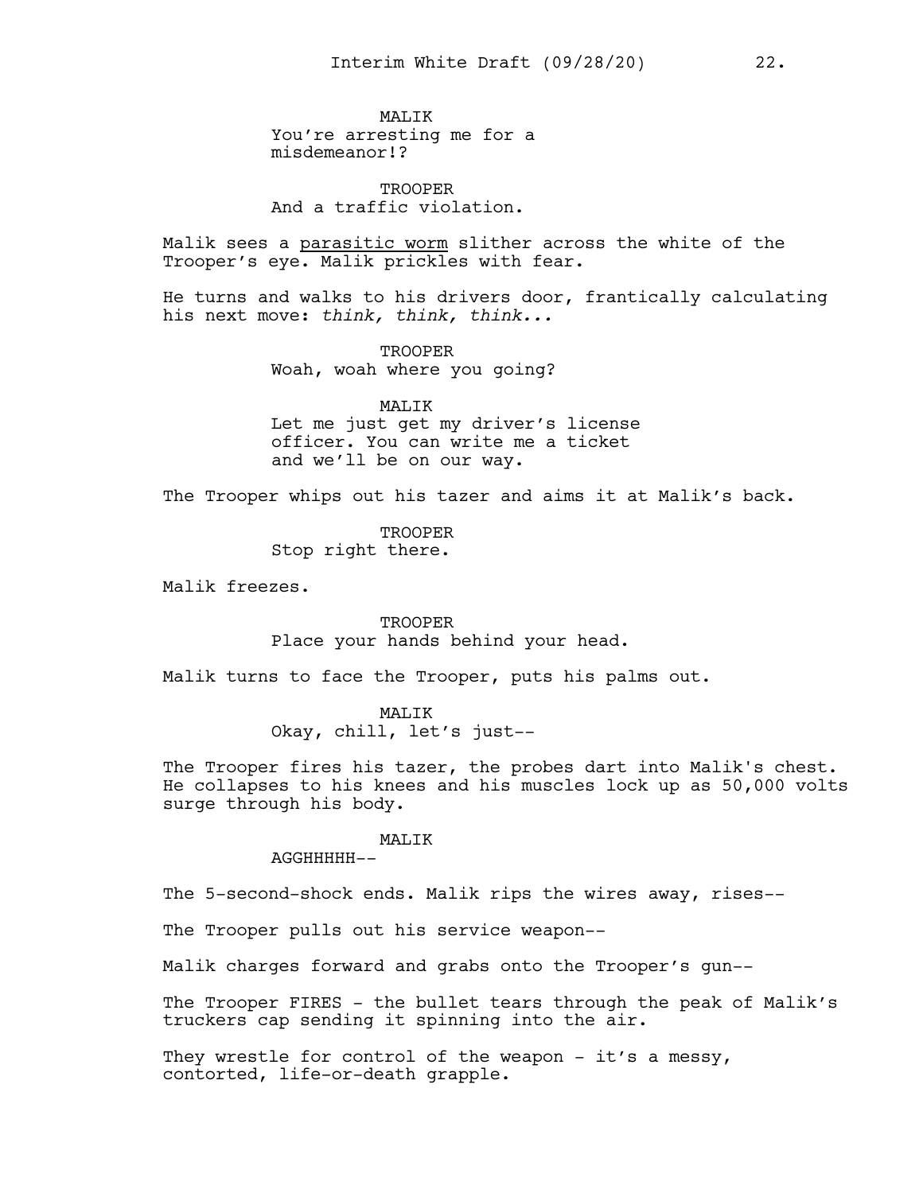MALIK
You're arresting me for a misdemeanor!?

TROOPER
And a traffic violation.

Malik sees a <u>parasitic worm</u> slither across the white of the Trooper's eye. Malik prickles with fear.

He turns and walks to his drivers door, frantically calculating his next move: *think, think, think...*

TROOPER
Woah, woah where you going?

MALIK
Let me just get my driver's license officer. You can write me a ticket and we'll be on our way.

The Trooper whips out his tazer and aims it at Malik's back.

TROOPER
Stop right there.

Malik freezes.

TROOPER
Place your hands behind your head.

Malik turns to face the Trooper, puts his palms out.

MALIK
Okay, chill, let's just--

The Trooper fires his tazer, the probes dart into Malik's chest. He collapses to his knees and his muscles lock up as 50,000 volts surge through his body.

MALIK
AGGHHHHH--

The 5-second-shock ends. Malik rips the wires away, rises--

The Trooper pulls out his service weapon--

Malik charges forward and grabs onto the Trooper's gun--

The Trooper FIRES - the bullet tears through the peak of Malik's truckers cap sending it spinning into the air.

They wrestle for control of the weapon - it's a messy, contorted, life-or-death grapple.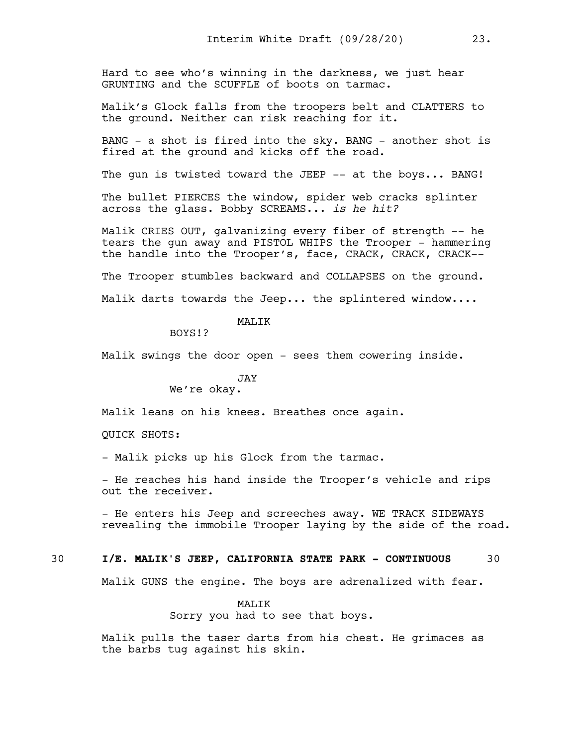Hard to see who's winning in the darkness, we just hear GRUNTING and the SCUFFLE of boots on tarmac.

Malik's Glock falls from the troopers belt and CLATTERS to the ground. Neither can risk reaching for it.

BANG - a shot is fired into the sky. BANG - another shot is fired at the ground and kicks off the road.

The gun is twisted toward the JEEP -- at the boys... BANG!

The bullet PIERCES the window, spider web cracks splinter across the glass. Bobby SCREAMS... *is he hit?*

Malik CRIES OUT, galvanizing every fiber of strength -- he tears the gun away and PISTOL WHIPS the Trooper - hammering the handle into the Trooper's, face, CRACK, CRACK, CRACK--

The Trooper stumbles backward and COLLAPSES on the ground.

Malik darts towards the Jeep... the splintered window....

MALIK
BOYS!?

Malik swings the door open - sees them cowering inside.

JAY
We're okay.

Malik leans on his knees. Breathes once again.

QUICK SHOTS:

- Malik picks up his Glock from the tarmac.

- He reaches his hand inside the Trooper's vehicle and rips out the receiver.

- He enters his Jeep and screeches away. WE TRACK SIDEWAYS revealing the immobile Trooper laying by the side of the road.

30 **I/E. MALIK'S JEEP, CALIFORNIA STATE PARK - CONTINUOUS** 30

Malik GUNS the engine. The boys are adrenalized with fear.

MALIK
Sorry you had to see that boys.

Malik pulls the taser darts from his chest. He grimaces as the barbs tug against his skin.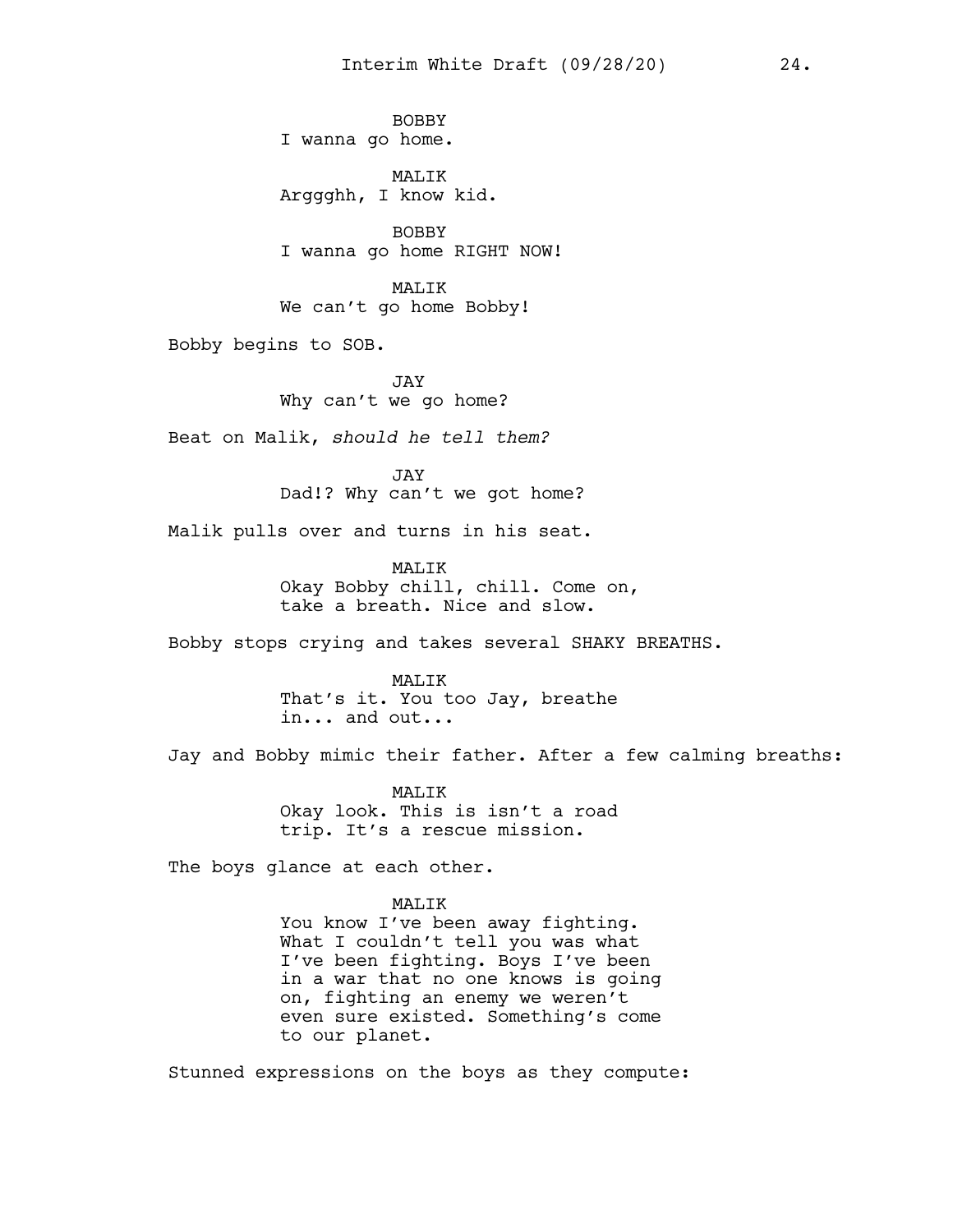BOBBY
I wanna go home.

MALIK
Argggghh, I know kid.

BOBBY
I wanna go home RIGHT NOW!

MALIK
We can't go home Bobby!

Bobby begins to SOB.

JAY
Why can't we go home?

Beat on Malik, *should he tell them?*

JAY
Dad!? Why can't we got home?

Malik pulls over and turns in his seat.

MALIK
Okay Bobby chill, chill. Come on, take a breath. Nice and slow.

Bobby stops crying and takes several SHAKY BREATHS.

MALIK
That's it. You too Jay, breathe in... and out...

Jay and Bobby mimic their father. After a few calming breaths:

MALIK
Okay look. This is isn't a road trip. It's a rescue mission.

The boys glance at each other.

MALIK
You know I've been away fighting. What I couldn't tell you was what I've been fighting. Boys I've been in a war that no one knows is going on, fighting an enemy we weren't even sure existed. Something's come to our planet.

Stunned expressions on the boys as they compute: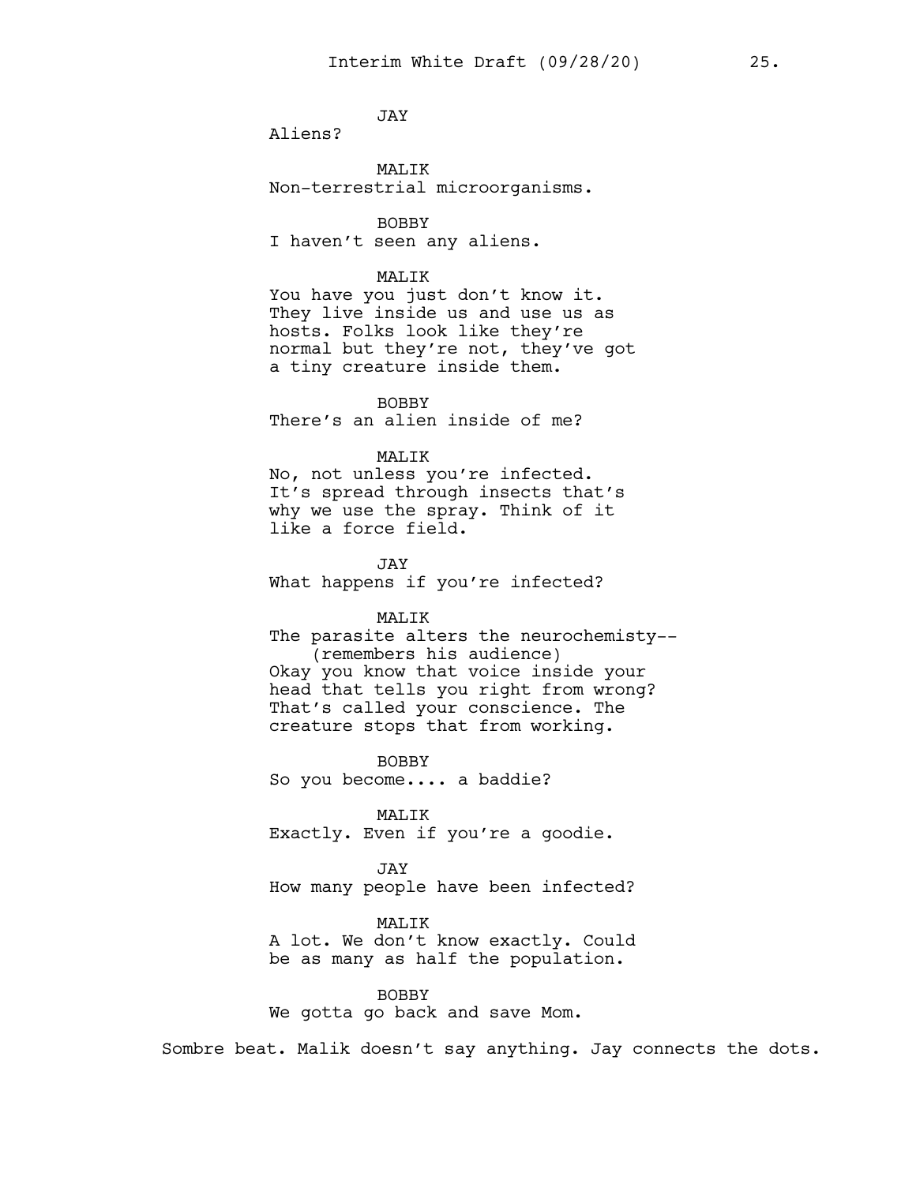JAY
Aliens?

MALIK
Non-terrestrial microorganisms.

BOBBY
I haven't seen any aliens.

MALIK
You have you just don't know it. They live inside us and use us as hosts. Folks look like they're normal but they're not, they've got a tiny creature inside them.

BOBBY
There's an alien inside of me?

MALIK
No, not unless you're infected. It's spread through insects that's why we use the spray. Think of it like a force field.

JAY
What happens if you're infected?

MALIK
The parasite alters the neurochemisty--
(remembers his audience)
Okay you know that voice inside your head that tells you right from wrong? That's called your conscience. The creature stops that from working.

BOBBY
So you become.... a baddie?

MALIK
Exactly. Even if you're a goodie.

JAY
How many people have been infected?

MALIK
A lot. We don't know exactly. Could be as many as half the population.

BOBBY
We gotta go back and save Mom.

Sombre beat. Malik doesn't say anything. Jay connects the dots.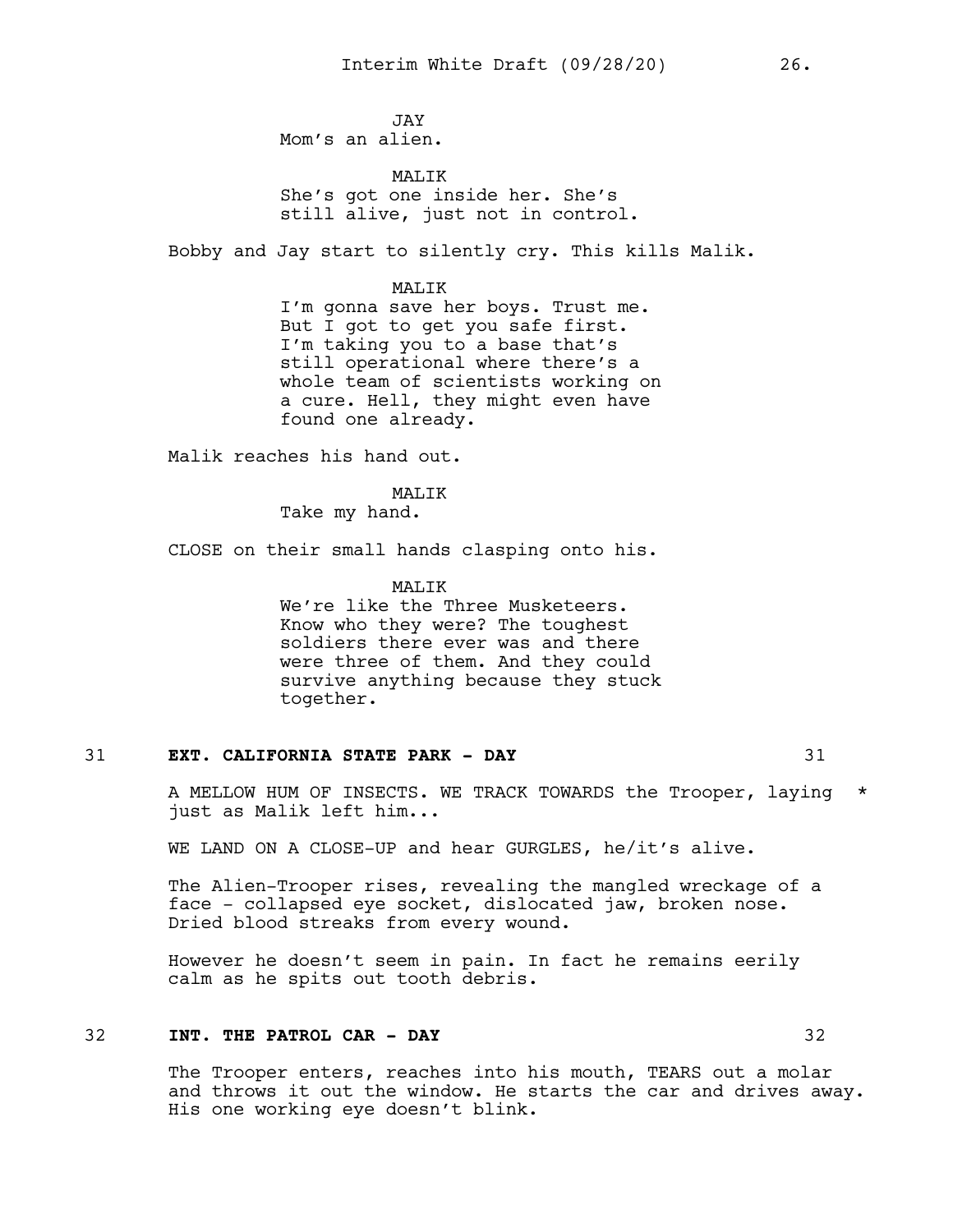JAY
Mom's an alien.

MALIK
She's got one inside her. She's still alive, just not in control.

Bobby and Jay start to silently cry. This kills Malik.

MALIK
I'm gonna save her boys. Trust me. But I got to get you safe first. I'm taking you to a base that's still operational where there's a whole team of scientists working on a cure. Hell, they might even have found one already.

Malik reaches his hand out.

MALIK
Take my hand.

CLOSE on their small hands clasping onto his.

MALIK
We're like the Three Musketeers. Know who they were? The toughest soldiers there ever was and there were three of them. And they could survive anything because they stuck together.

31 **EXT. CALIFORNIA STATE PARK - DAY** 31

A MELLOW HUM OF INSECTS. WE TRACK TOWARDS the Trooper, laying just as Malik left him... *

WE LAND ON A CLOSE-UP and hear GURGLES, he/it's alive.

The Alien-Trooper rises, revealing the mangled wreckage of a face - collapsed eye socket, dislocated jaw, broken nose. Dried blood streaks from every wound.

However he doesn't seem in pain. In fact he remains eerily calm as he spits out tooth debris.

32 **INT. THE PATROL CAR - DAY** 32

The Trooper enters, reaches into his mouth, TEARS out a molar and throws it out the window. He starts the car and drives away. His one working eye doesn't blink.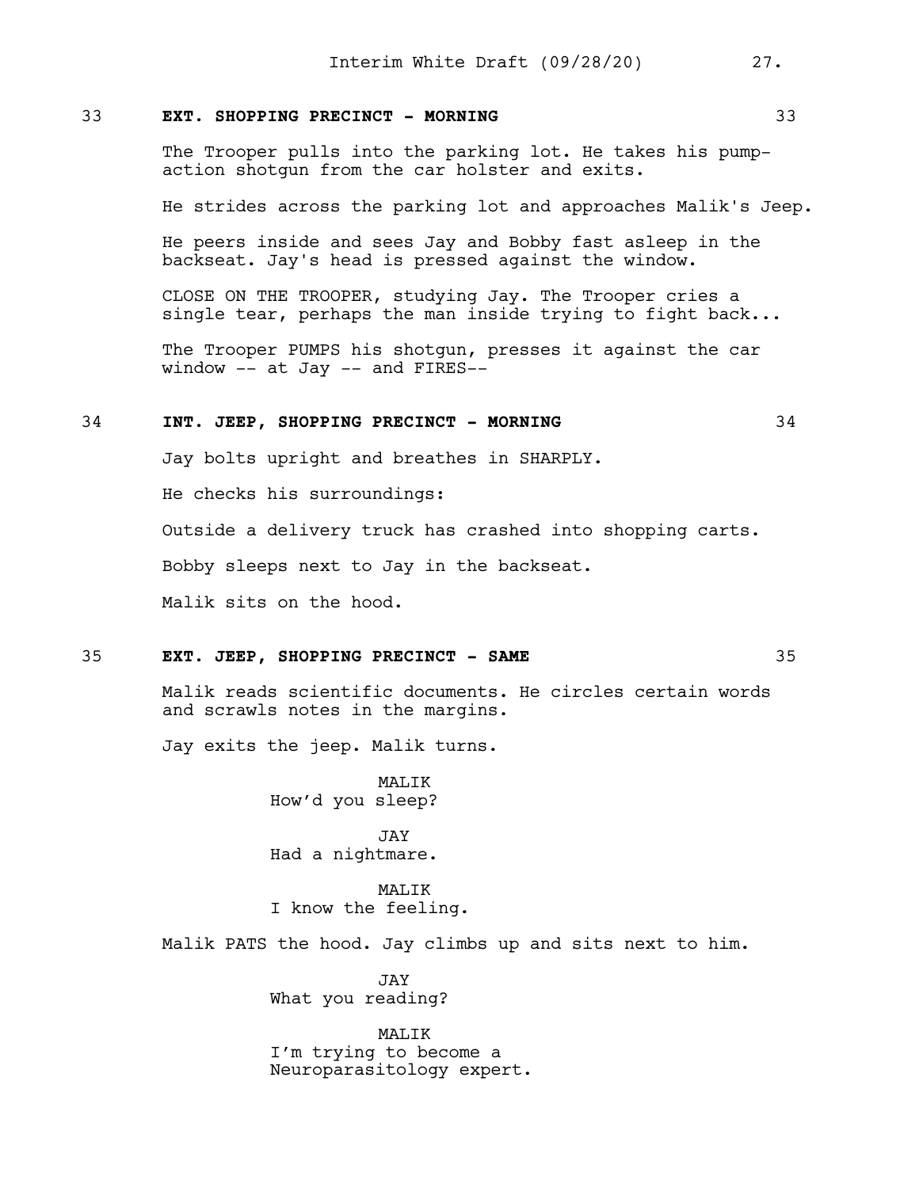33 **EXT. SHOPPING PRECINCT - MORNING** 33

The Trooper pulls into the parking lot. He takes his pump-action shotgun from the car holster and exits.

He strides across the parking lot and approaches Malik's Jeep.

He peers inside and sees Jay and Bobby fast asleep in the backseat. Jay's head is pressed against the window.

CLOSE ON THE TROOPER, studying Jay. The Trooper cries a single tear, perhaps the man inside trying to fight back...

The Trooper PUMPS his shotgun, presses it against the car window -- at Jay -- and FIRES--

34 **INT. JEEP, SHOPPING PRECINCT - MORNING** 34

Jay bolts upright and breathes in SHARPLY.

He checks his surroundings:

Outside a delivery truck has crashed into shopping carts.

Bobby sleeps next to Jay in the backseat.

Malik sits on the hood.

35 **EXT. JEEP, SHOPPING PRECINCT - SAME** 35

Malik reads scientific documents. He circles certain words and scrawls notes in the margins.

Jay exits the jeep. Malik turns.

MALIK
How'd you sleep?

JAY
Had a nightmare.

MALIK
I know the feeling.

Malik PATS the hood. Jay climbs up and sits next to him.

JAY
What you reading?

MALIK
I'm trying to become a Neuroparasitology expert.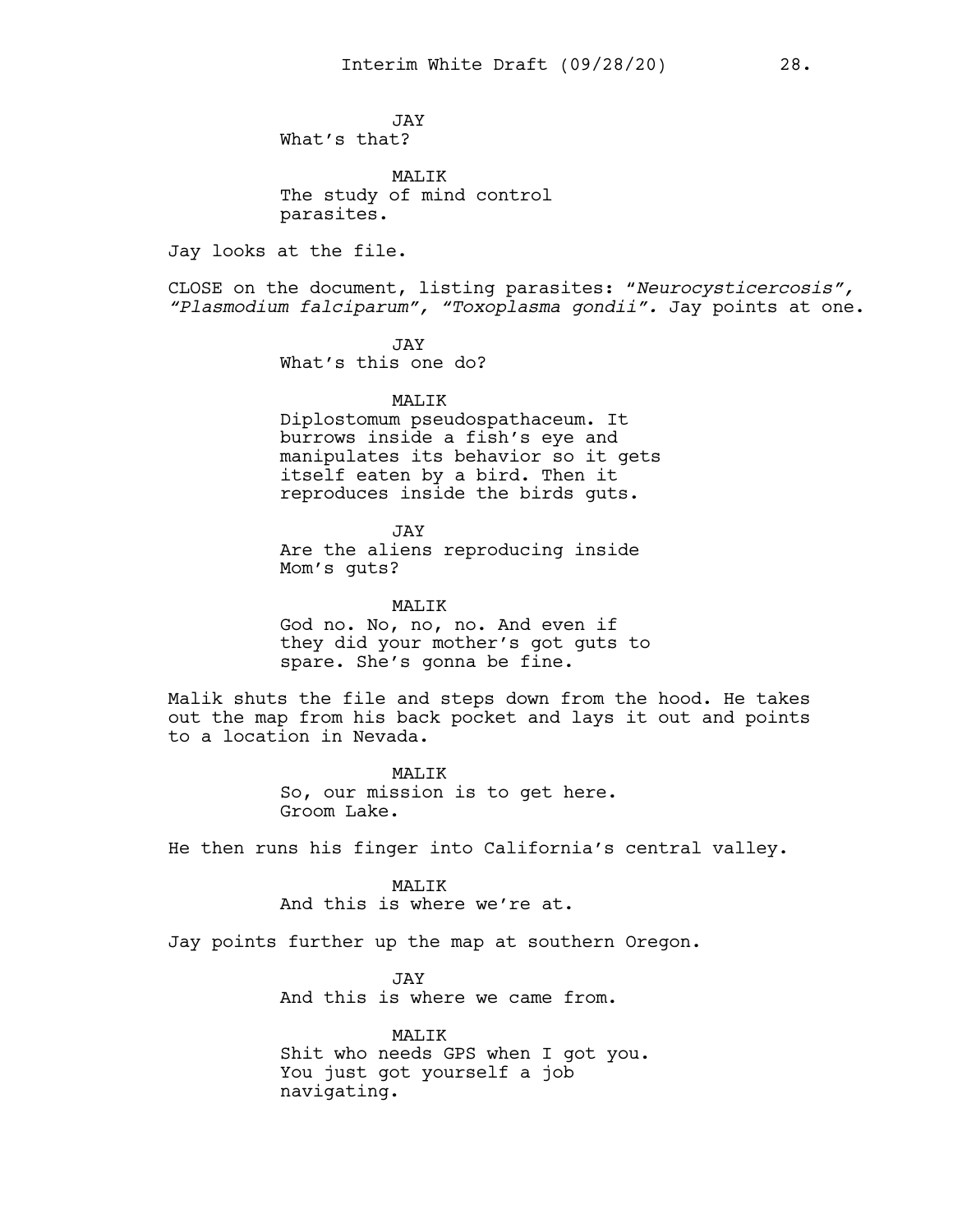JAY
What's that?

MALIK
The study of mind control parasites.

Jay looks at the file.

CLOSE on the document, listing parasites: "*Neurocysticercosis*", "*Plasmodium falciparum*", "*Toxoplasma gondii*". Jay points at one.

JAY
What's this one do?

MALIK
Diplostomum pseudospathaceum. It burrows inside a fish's eye and manipulates its behavior so it gets itself eaten by a bird. Then it reproduces inside the birds guts.

JAY
Are the aliens reproducing inside Mom's guts?

MALIK
God no. No, no, no. And even if they did your mother's got guts to spare. She's gonna be fine.

Malik shuts the file and steps down from the hood. He takes out the map from his back pocket and lays it out and points to a location in Nevada.

MALIK
So, our mission is to get here. Groom Lake.

He then runs his finger into California's central valley.

MALIK
And this is where we're at.

Jay points further up the map at southern Oregon.

JAY
And this is where we came from.

MALIK
Shit who needs GPS when I got you. You just got yourself a job navigating.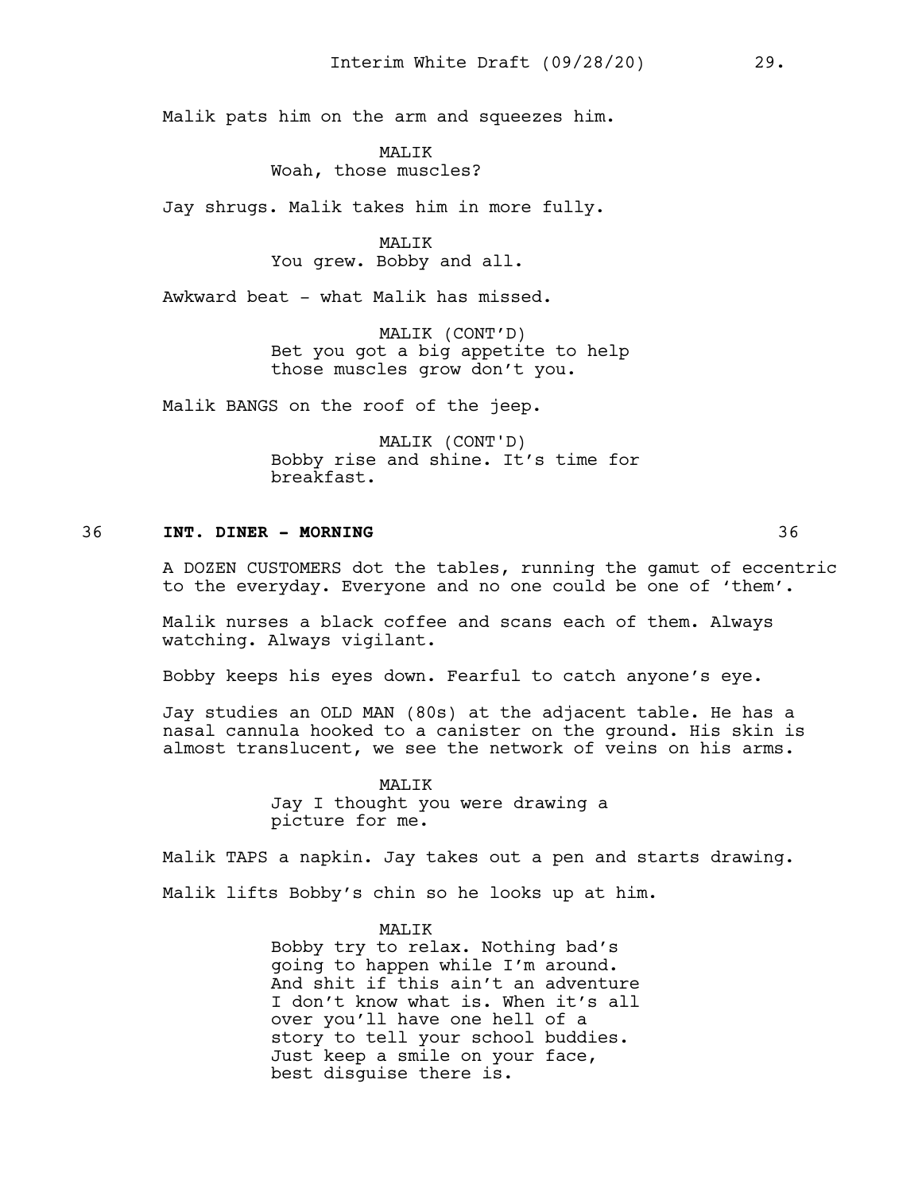Malik pats him on the arm and squeezes him.

MALIK
Woah, those muscles?

Jay shrugs. Malik takes him in more fully.

MALIK
You grew. Bobby and all.

Awkward beat - what Malik has missed.

MALIK (CONT'D)
Bet you got a big appetite to help those muscles grow don't you.

Malik BANGS on the roof of the jeep.

MALIK (CONT'D)
Bobby rise and shine. It's time for breakfast.

36 **INT. DINER - MORNING** 36

A DOZEN CUSTOMERS dot the tables, running the gamut of eccentric to the everyday. Everyone and no one could be one of 'them'.

Malik nurses a black coffee and scans each of them. Always watching. Always vigilant.

Bobby keeps his eyes down. Fearful to catch anyone's eye.

Jay studies an OLD MAN (80s) at the adjacent table. He has a nasal cannula hooked to a canister on the ground. His skin is almost translucent, we see the network of veins on his arms.

MALIK
Jay I thought you were drawing a picture for me.

Malik TAPS a napkin. Jay takes out a pen and starts drawing.

Malik lifts Bobby's chin so he looks up at him.

MALIK
Bobby try to relax. Nothing bad's going to happen while I'm around. And shit if this ain't an adventure I don't know what is. When it's all over you'll have one hell of a story to tell your school buddies. Just keep a smile on your face, best disguise there is.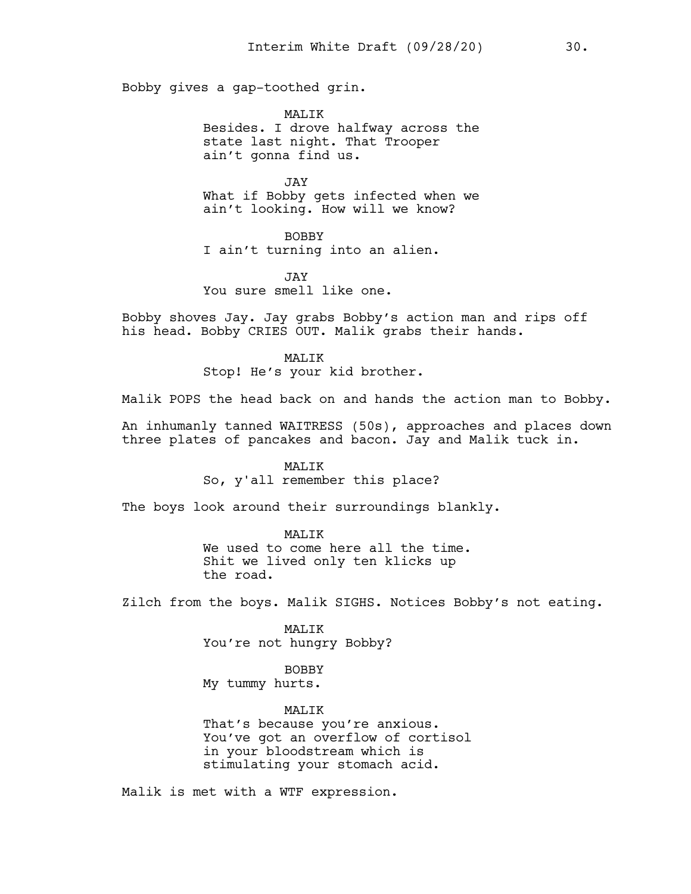Bobby gives a gap-toothed grin.

MALIK
Besides. I drove halfway across the state last night. That Trooper ain't gonna find us.

JAY
What if Bobby gets infected when we ain't looking. How will we know?

BOBBY
I ain't turning into an alien.

JAY
You sure smell like one.

Bobby shoves Jay. Jay grabs Bobby's action man and rips off his head. Bobby CRIES OUT. Malik grabs their hands.

MALIK
Stop! He's your kid brother.

Malik POPS the head back on and hands the action man to Bobby.

An inhumanly tanned WAITRESS (50s), approaches and places down three plates of pancakes and bacon. Jay and Malik tuck in.

MALIK
So, y'all remember this place?

The boys look around their surroundings blankly.

MALIK
We used to come here all the time. Shit we lived only ten klicks up the road.

Zilch from the boys. Malik SIGHS. Notices Bobby's not eating.

MALIK
You're not hungry Bobby?

BOBBY
My tummy hurts.

MALIK
That's because you're anxious. You've got an overflow of cortisol in your bloodstream which is stimulating your stomach acid.

Malik is met with a WTF expression.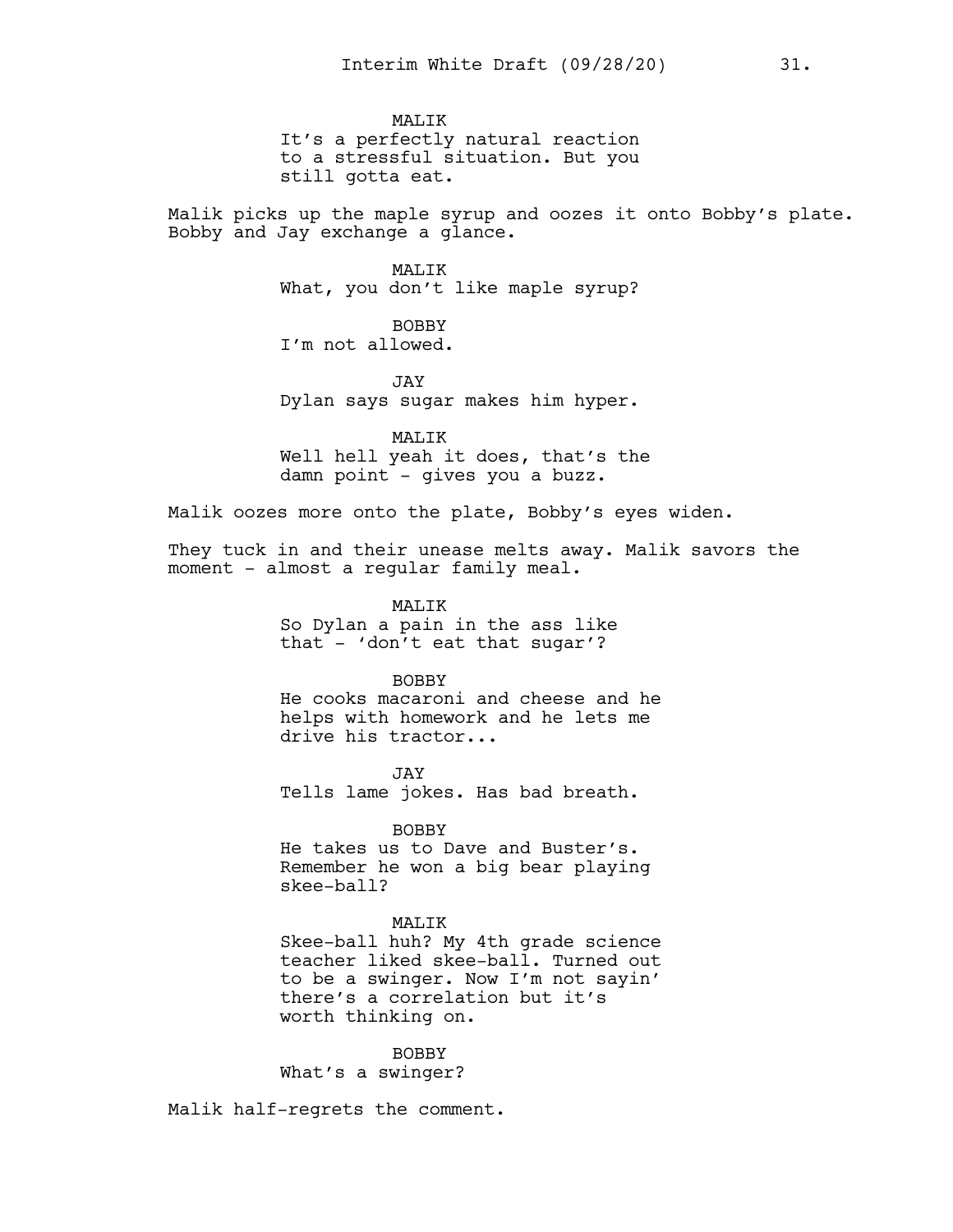MALIK
It's a perfectly natural reaction to a stressful situation. But you still gotta eat.

Malik picks up the maple syrup and oozes it onto Bobby's plate. Bobby and Jay exchange a glance.

MALIK
What, you don't like maple syrup?

BOBBY
I'm not allowed.

JAY
Dylan says sugar makes him hyper.

MALIK
Well hell yeah it does, that's the damn point - gives you a buzz.

Malik oozes more onto the plate, Bobby's eyes widen.

They tuck in and their unease melts away. Malik savors the moment - almost a regular family meal.

MALIK
So Dylan a pain in the ass like that - 'don't eat that sugar'?

BOBBY
He cooks macaroni and cheese and he helps with homework and he lets me drive his tractor...

JAY
Tells lame jokes. Has bad breath.

BOBBY
He takes us to Dave and Buster's. Remember he won a big bear playing skee-ball?

MALIK
Skee-ball huh? My 4th grade science teacher liked skee-ball. Turned out to be a swinger. Now I'm not sayin' there's a correlation but it's worth thinking on.

BOBBY
What's a swinger?

Malik half-regrets the comment.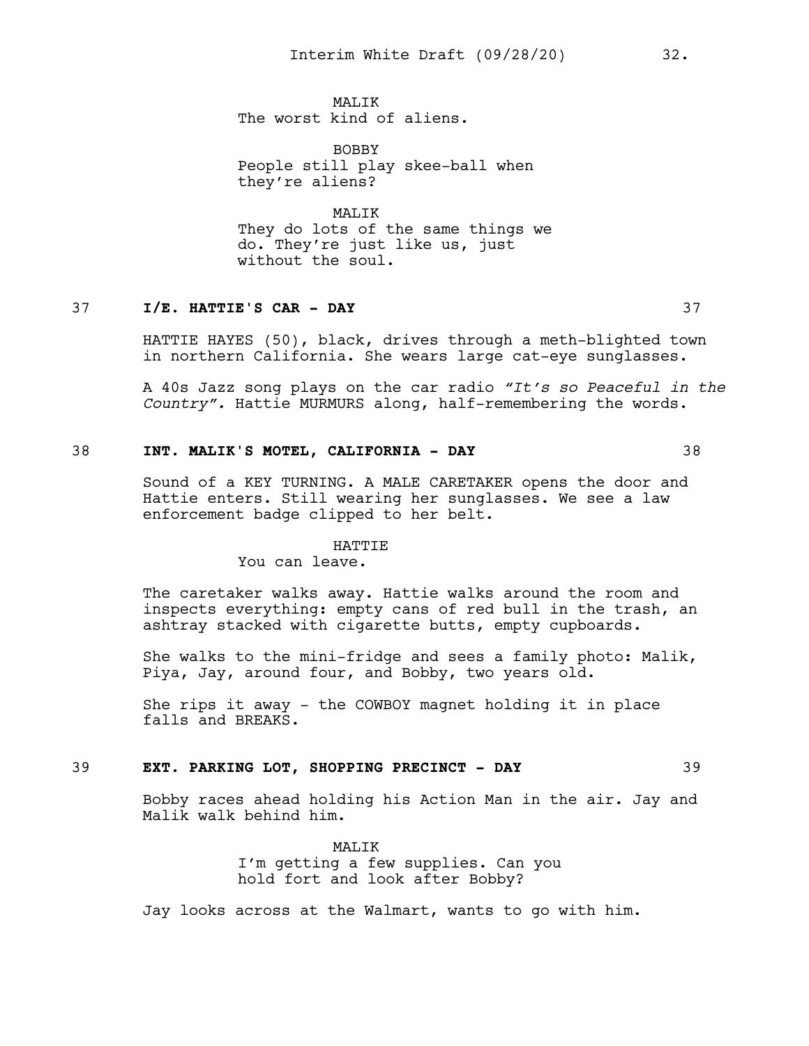MALIK
The worst kind of aliens.

BOBBY
People still play skee-ball when they're aliens?

MALIK
They do lots of the same things we do. They're just like us, just without the soul.

**37 I/E. HATTIE'S CAR - DAY 37**

HATTIE HAYES (50), black, drives through a meth-blighted town in northern California. She wears large cat-eye sunglasses.

A 40s Jazz song plays on the car radio *"It's so Peaceful in the Country".* Hattie MURMURS along, half-remembering the words.

**38 INT. MALIK'S MOTEL, CALIFORNIA - DAY 38**

Sound of a KEY TURNING. A MALE CARETAKER opens the door and Hattie enters. Still wearing her sunglasses. We see a law enforcement badge clipped to her belt.

HATTIE
You can leave.

The caretaker walks away. Hattie walks around the room and inspects everything: empty cans of red bull in the trash, an ashtray stacked with cigarette butts, empty cupboards.

She walks to the mini-fridge and sees a family photo: Malik, Piya, Jay, around four, and Bobby, two years old.

She rips it away - the COWBOY magnet holding it in place falls and BREAKS.

**39 EXT. PARKING LOT, SHOPPING PRECINCT - DAY 39**

Bobby races ahead holding his Action Man in the air. Jay and Malik walk behind him.

MALIK
I'm getting a few supplies. Can you hold fort and look after Bobby?

Jay looks across at the Walmart, wants to go with him.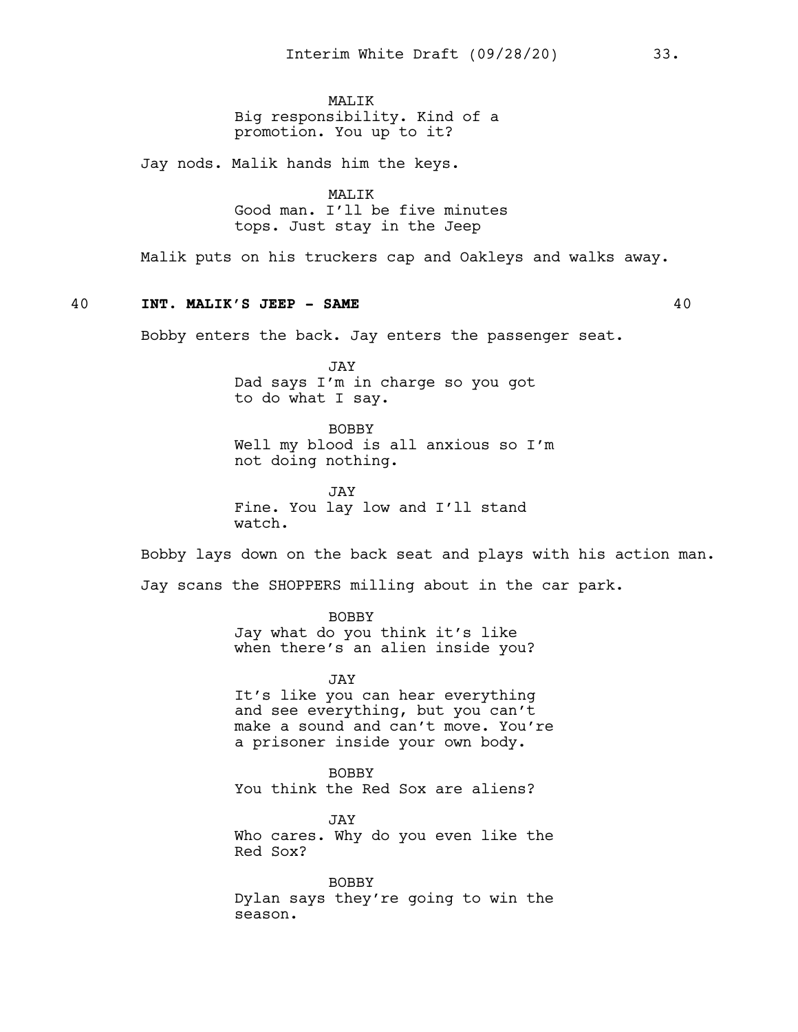MALIK
Big responsibility. Kind of a promotion. You up to it?

Jay nods. Malik hands him the keys.

MALIK
Good man. I'll be five minutes tops. Just stay in the Jeep

Malik puts on his truckers cap and Oakleys and walks away.

**40 INT. MALIK'S JEEP - SAME 40**

Bobby enters the back. Jay enters the passenger seat.

JAY
Dad says I'm in charge so you got to do what I say.

BOBBY
Well my blood is all anxious so I'm not doing nothing.

JAY
Fine. You lay low and I'll stand watch.

Bobby lays down on the back seat and plays with his action man.

Jay scans the SHOPPERS milling about in the car park.

BOBBY
Jay what do you think it's like when there's an alien inside you?

JAY
It's like you can hear everything and see everything, but you can't make a sound and can't move. You're a prisoner inside your own body.

BOBBY
You think the Red Sox are aliens?

JAY
Who cares. Why do you even like the Red Sox?

BOBBY
Dylan says they're going to win the season.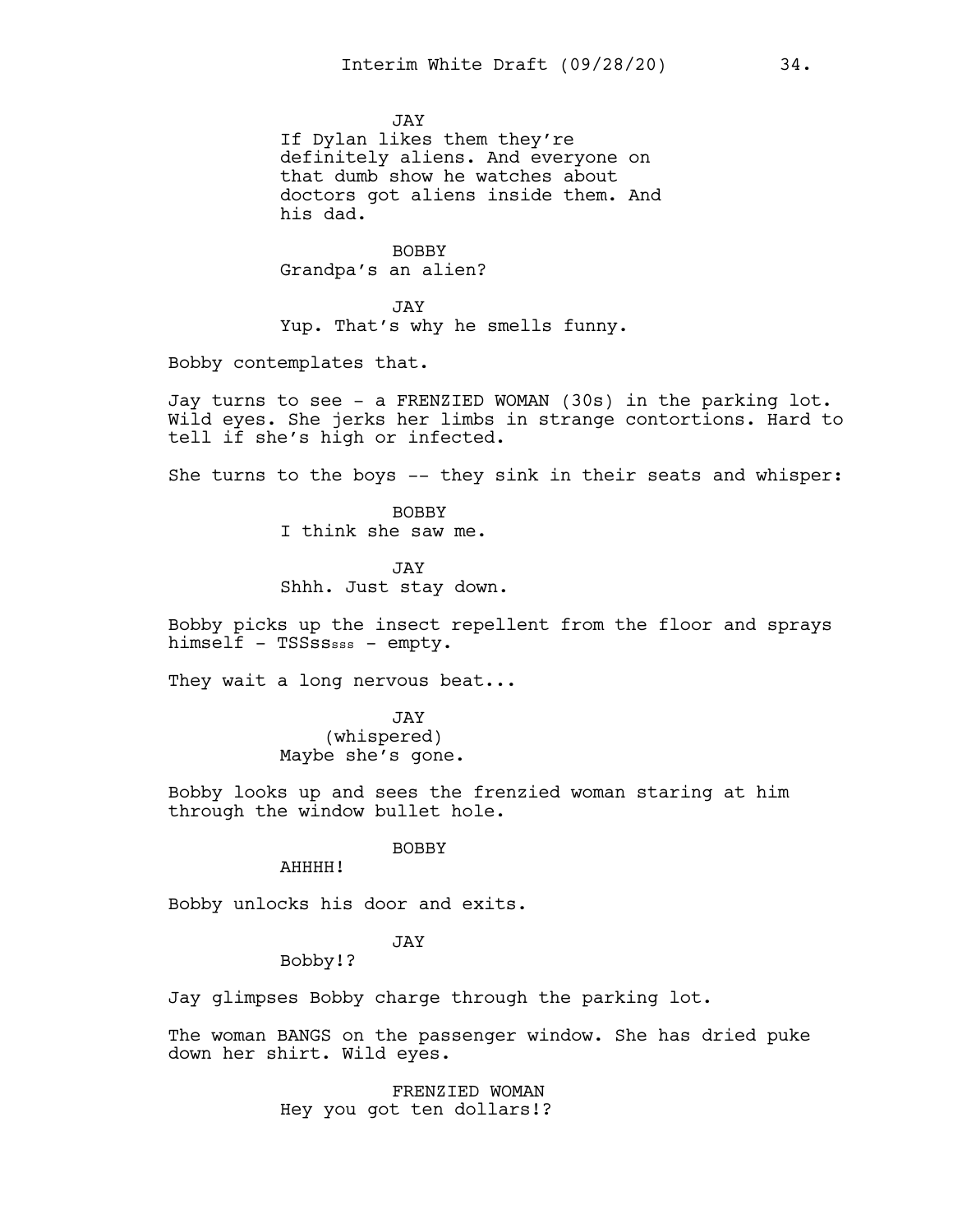JAY
If Dylan likes them they're definitely aliens. And everyone on that dumb show he watches about doctors got aliens inside them. And his dad.

BOBBY
Grandpa's an alien?

JAY
Yup. That's why he smells funny.

Bobby contemplates that.

Jay turns to see - a FRENZIED WOMAN (30s) in the parking lot. Wild eyes. She jerks her limbs in strange contortions. Hard to tell if she's high or infected.

She turns to the boys -- they sink in their seats and whisper:

BOBBY
I think she saw me.

JAY
Shhh. Just stay down.

Bobby picks up the insect repellent from the floor and sprays himself - TSSsssss - empty.

They wait a long nervous beat...

JAY
(whispered)
Maybe she's gone.

Bobby looks up and sees the frenzied woman staring at him through the window bullet hole.

BOBBY
AHHHH!

Bobby unlocks his door and exits.

JAY
Bobby!?

Jay glimpses Bobby charge through the parking lot.

The woman BANGS on the passenger window. She has dried puke down her shirt. Wild eyes.

FRENZIED WOMAN
Hey you got ten dollars!?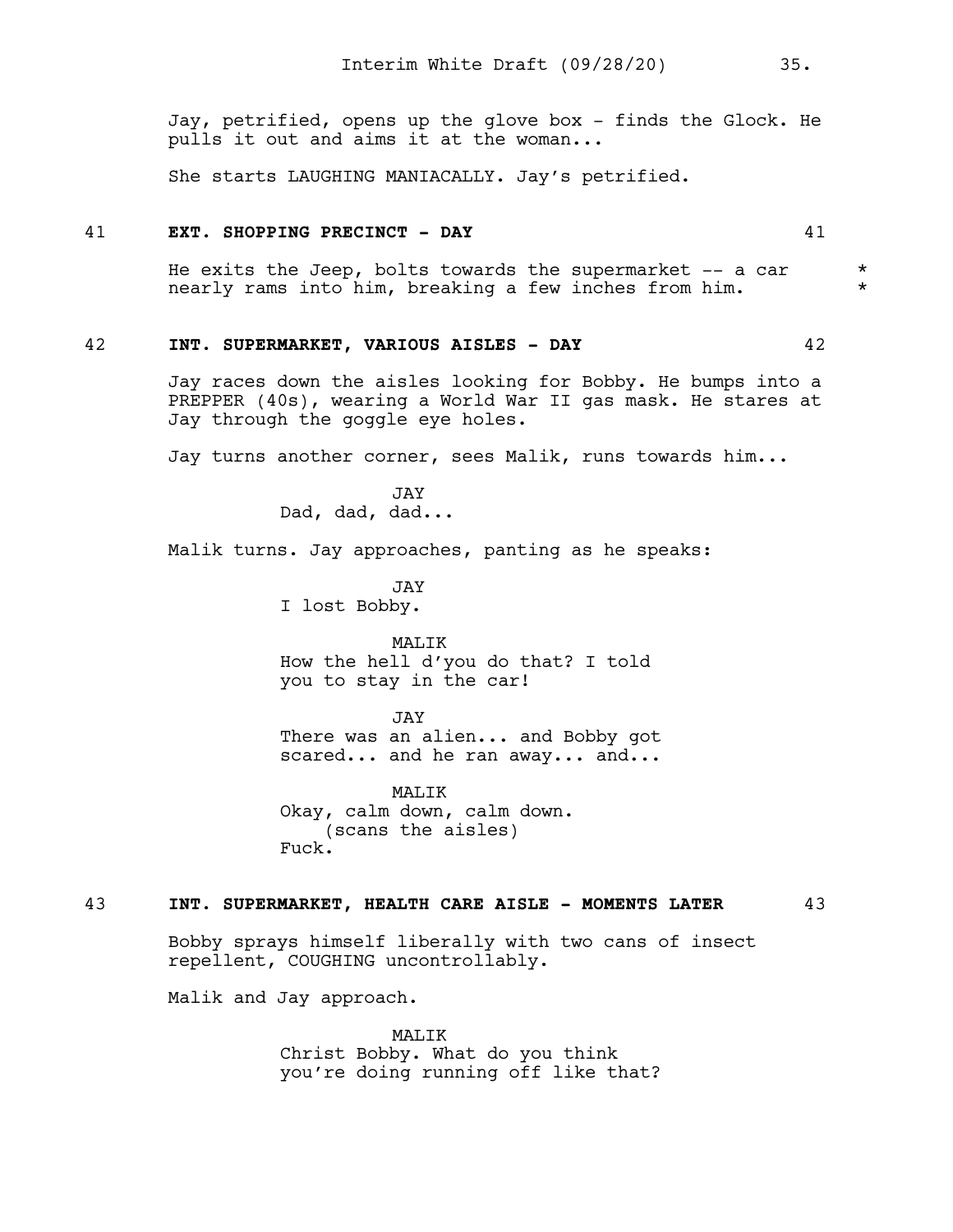Jay, petrified, opens up the glove box - finds the Glock. He pulls it out and aims it at the woman...

She starts LAUGHING MANIACALLY. Jay's petrified.

41 **EXT. SHOPPING PRECINCT - DAY** 41

He exits the Jeep, bolts towards the supermarket -- a car nearly rams into him, breaking a few inches from him. *

42 **INT. SUPERMARKET, VARIOUS AISLES - DAY** 42

Jay races down the aisles looking for Bobby. He bumps into a PREPPER (40s), wearing a World War II gas mask. He stares at Jay through the goggle eye holes.

Jay turns another corner, sees Malik, runs towards him...

JAY
Dad, dad, dad...

Malik turns. Jay approaches, panting as he speaks:

JAY
I lost Bobby.

MALIK
How the hell d'you do that? I told you to stay in the car!

JAY
There was an alien... and Bobby got scared... and he ran away... and...

MALIK
Okay, calm down, calm down.
(scans the aisles)
Fuck.

43 **INT. SUPERMARKET, HEALTH CARE AISLE - MOMENTS LATER** 43

Bobby sprays himself liberally with two cans of insect repellent, COUGHING uncontrollably.

Malik and Jay approach.

MALIK
Christ Bobby. What do you think you're doing running off like that?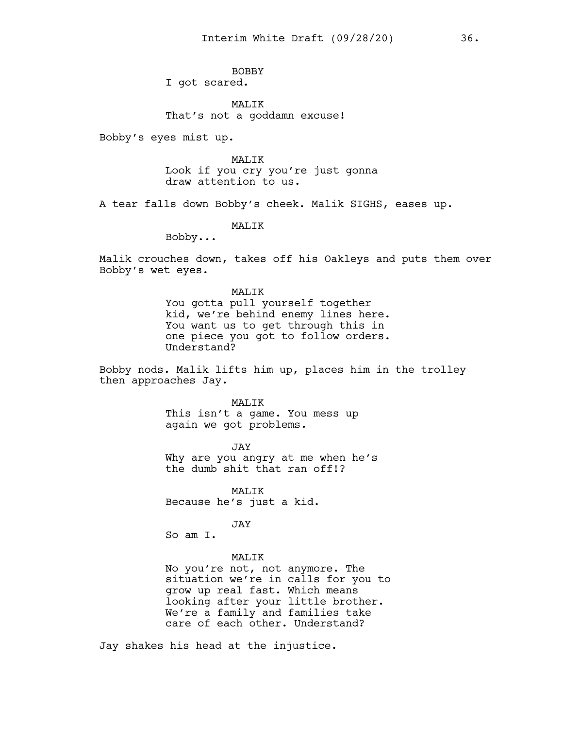BOBBY

I got scared.

MALIK

That's not a goddamn excuse!

Bobby's eyes mist up.

MALIK

Look if you cry you're just gonna draw attention to us.

A tear falls down Bobby's cheek. Malik SIGHS, eases up.

MALIK

Bobby...

Malik crouches down, takes off his Oakleys and puts them over Bobby's wet eyes.

MALIK

You gotta pull yourself together kid, we're behind enemy lines here. You want us to get through this in one piece you got to follow orders. Understand?

Bobby nods. Malik lifts him up, places him in the trolley then approaches Jay.

MALIK

This isn't a game. You mess up again we got problems.

JAY

Why are you angry at me when he's the dumb shit that ran off!?

MALIK

Because he's just a kid.

JAY

So am I.

MALIK

No you're not, not anymore. The situation we're in calls for you to grow up real fast. Which means looking after your little brother. We're a family and families take care of each other. Understand?

Jay shakes his head at the injustice.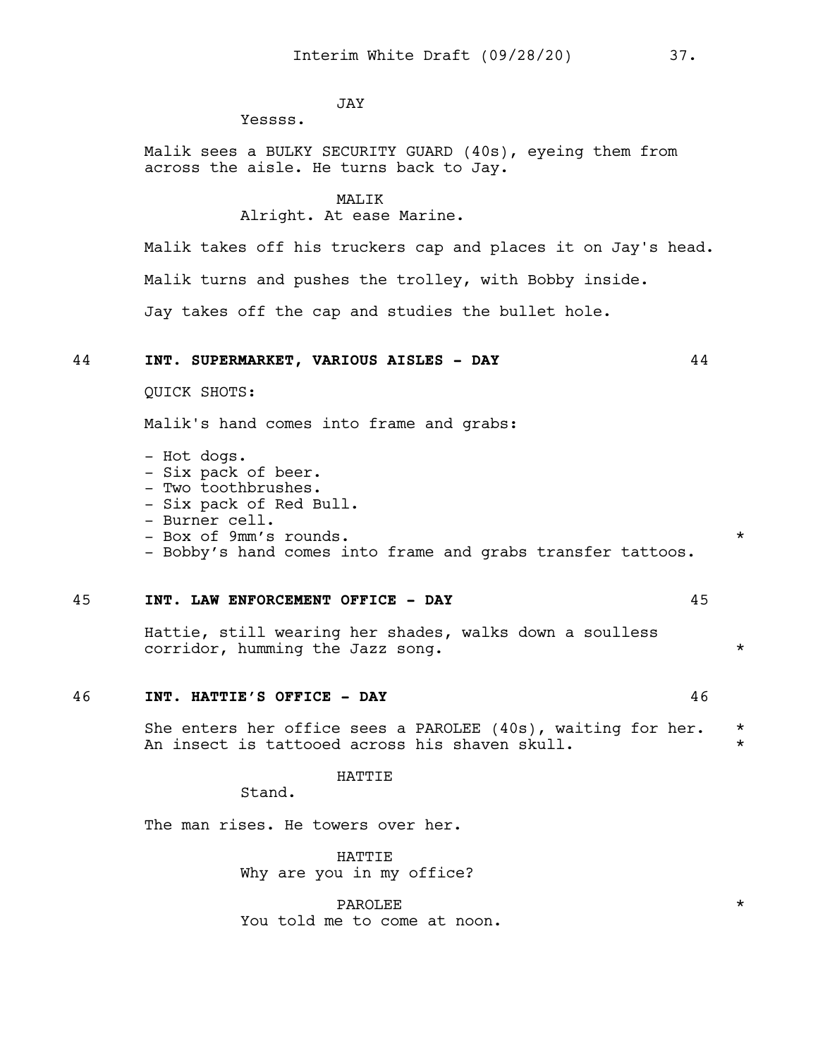JAY

Yessss.

Malik sees a BULKY SECURITY GUARD (40s), eyeing them from across the aisle. He turns back to Jay.

MALIK

Alright. At ease Marine.

Malik takes off his truckers cap and places it on Jay's head.

Malik turns and pushes the trolley, with Bobby inside.

Jay takes off the cap and studies the bullet hole.

**44 INT. SUPERMARKET, VARIOUS AISLES - DAY 44**

QUICK SHOTS:

Malik's hand comes into frame and grabs:

- Hot dogs.
- Six pack of beer.
- Two toothbrushes.
- Six pack of Red Bull.
- Burner cell.
- Box of 9mm's rounds. *
- Bobby's hand comes into frame and grabs transfer tattoos.

**45 INT. LAW ENFORCEMENT OFFICE - DAY 45**

Hattie, still wearing her shades, walks down a soulless corridor, humming the Jazz song. *

**46 INT. HATTIE'S OFFICE - DAY 46**

She enters her office sees a PAROLEE (40s), waiting for her. *
An insect is tattooed across his shaven skull. *

HATTIE

Stand.

The man rises. He towers over her.

HATTIE

Why are you in my office?

PAROLEE *

You told me to come at noon.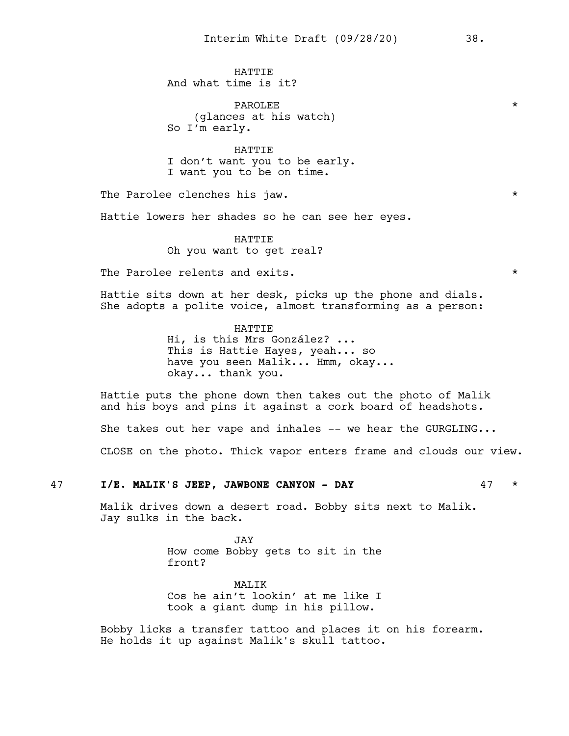HATTIE
And what time is it?

PARLOLEE *
(glances at his watch)
So I'm early.

HATTIE
I don't want you to be early.
I want you to be on time.

The Parolee clenches his jaw. *

Hattie lowers her shades so he can see her eyes.

HATTIE
Oh you want to get real?

The Parolee relents and exits. *

Hattie sits down at her desk, picks up the phone and dials. She adopts a polite voice, almost transforming as a person:

HATTIE
Hi, is this Mrs González? ...
This is Hattie Hayes, yeah... so
have you seen Malik... Hmm, okay...
okay... thank you.

Hattie puts the phone down then takes out the photo of Malik and his boys and pins it against a cork board of headshots.

She takes out her vape and inhales -- we hear the GURGLING...

CLOSE on the photo. Thick vapor enters frame and clouds our view.

47 **I/E. MALIK'S JEEP, JAWBONE CANYON - DAY** 47 *

Malik drives down a desert road. Bobby sits next to Malik. Jay sulks in the back.

JAY
How come Bobby gets to sit in the
front?

MALIK
Cos he ain't lookin' at me like I
took a giant dump in his pillow.

Bobby licks a transfer tattoo and places it on his forearm. He holds it up against Malik's skull tattoo.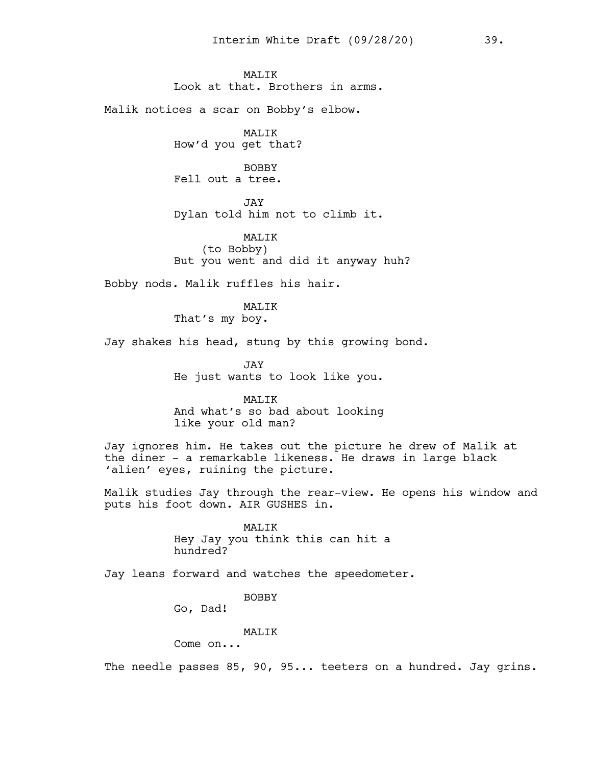MALIK
Look at that. Brothers in arms.

Malik notices a scar on Bobby's elbow.

MALIK
How'd you get that?

BOBBY
Fell out a tree.

JAY
Dylan told him not to climb it.

MALIK
(to Bobby)
But you went and did it anyway huh?

Bobby nods. Malik ruffles his hair.

MALIK
That's my boy.

Jay shakes his head, stung by this growing bond.

JAY
He just wants to look like you.

MALIK
And what's so bad about looking like your old man?

Jay ignores him. He takes out the picture he drew of Malik at the diner - a remarkable likeness. He draws in large black 'alien' eyes, ruining the picture.

Malik studies Jay through the rear-view. He opens his window and puts his foot down. AIR GUSHES in.

MALIK
Hey Jay you think this can hit a hundred?

Jay leans forward and watches the speedometer.

BOBBY
Go, Dad!

MALIK
Come on...

The needle passes 85, 90, 95... teeters on a hundred. Jay grins.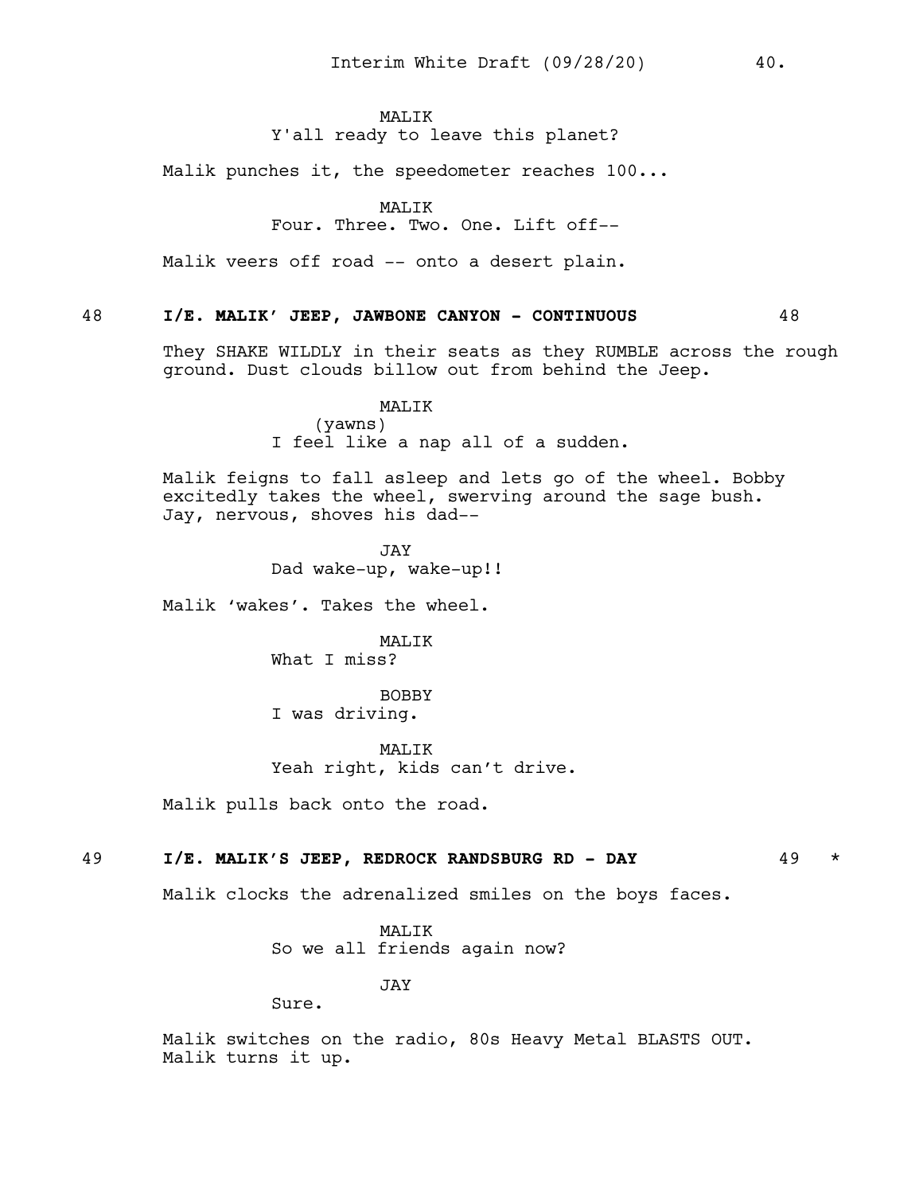MALIK
Y'all ready to leave this planet?

Malik punches it, the speedometer reaches 100...

MALIK
Four. Three. Two. One. Lift off--

Malik veers off road -- onto a desert plain.

**48 I/E. MALIK' JEEP, JAWBONE CANYON - CONTINUOUS 48**

They SHAKE WILDLY in their seats as they RUMBLE across the rough ground. Dust clouds billow out from behind the Jeep.

MALIK
(yawns)
I feel like a nap all of a sudden.

Malik feigns to fall asleep and lets go of the wheel. Bobby excitedly takes the wheel, swerving around the sage bush. Jay, nervous, shoves his dad--

JAY
Dad wake-up, wake-up!!

Malik 'wakes'. Takes the wheel.

MALIK
What I miss?

BOBBY
I was driving.

MALIK
Yeah right, kids can't drive.

Malik pulls back onto the road.

**49 I/E. MALIK'S JEEP, REDROCK RANDSBURG RD - DAY 49 ***

Malik clocks the adrenalized smiles on the boys faces.

MALIK
So we all friends again now?

JAY
Sure.

Malik switches on the radio, 80s Heavy Metal BLASTS OUT. Malik turns it up.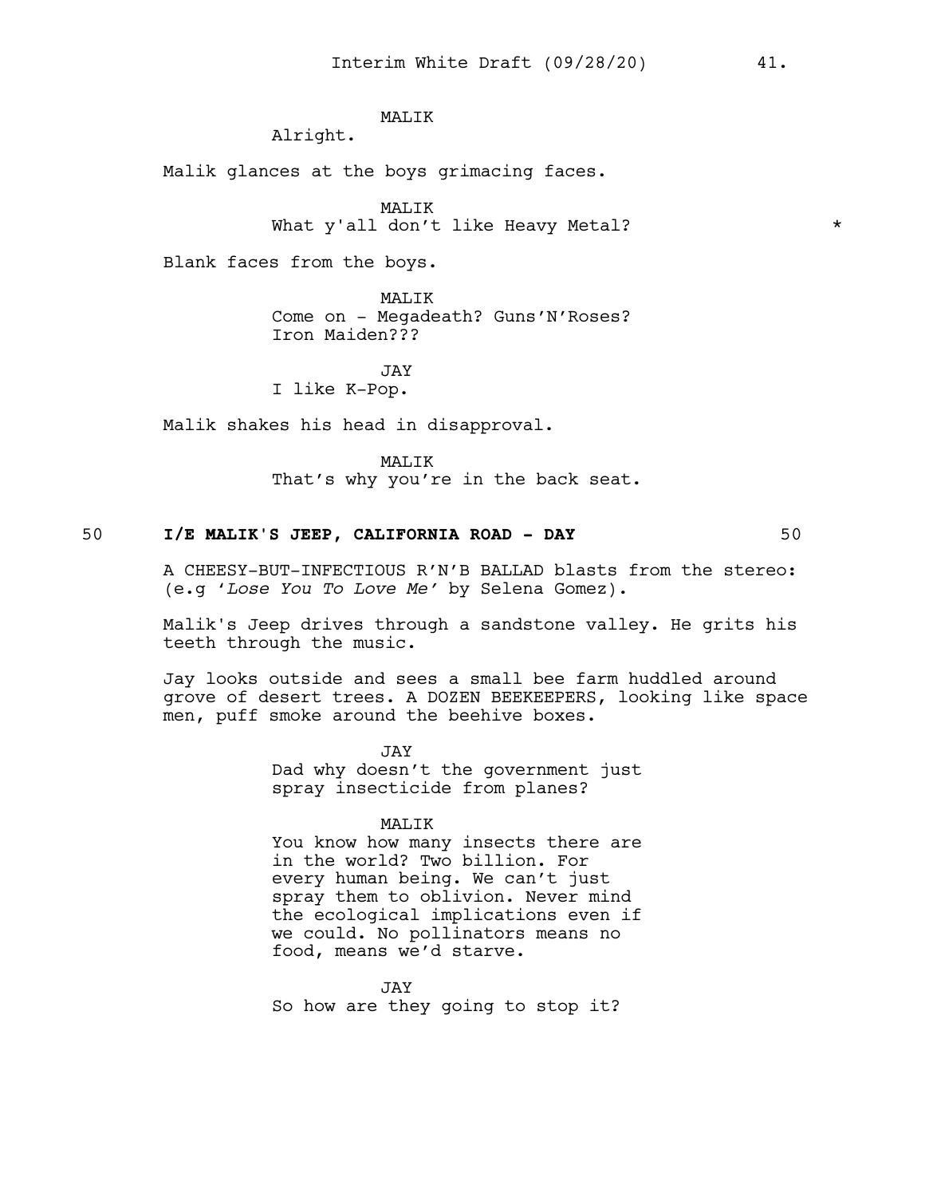MALIK

Alright.

Malik glances at the boys grimacing faces.

MALIK

What y'all don't like Heavy Metal? *

Blank faces from the boys.

MALIK

Come on - Megadeath? Guns'N'Roses? Iron Maiden???

JAY

I like K-Pop.

Malik shakes his head in disapproval.

MALIK

That's why you're in the back seat.

**50 I/E MALIK'S JEEP, CALIFORNIA ROAD - DAY 50**

A CHEESY-BUT-INFECTIOUS R'N'B BALLAD blasts from the stereo: (e.g '*Lose You To Love Me*' by Selena Gomez).

Malik's Jeep drives through a sandstone valley. He grits his teeth through the music.

Jay looks outside and sees a small bee farm huddled around grove of desert trees. A DOZEN BEEKEEPERS, looking like space men, puff smoke around the beehive boxes.

JAY

Dad why doesn't the government just spray insecticide from planes?

MALIK

You know how many insects there are in the world? Two billion. For every human being. We can't just spray them to oblivion. Never mind the ecological implications even if we could. No pollinators means no food, means we'd starve.

JAY

So how are they going to stop it?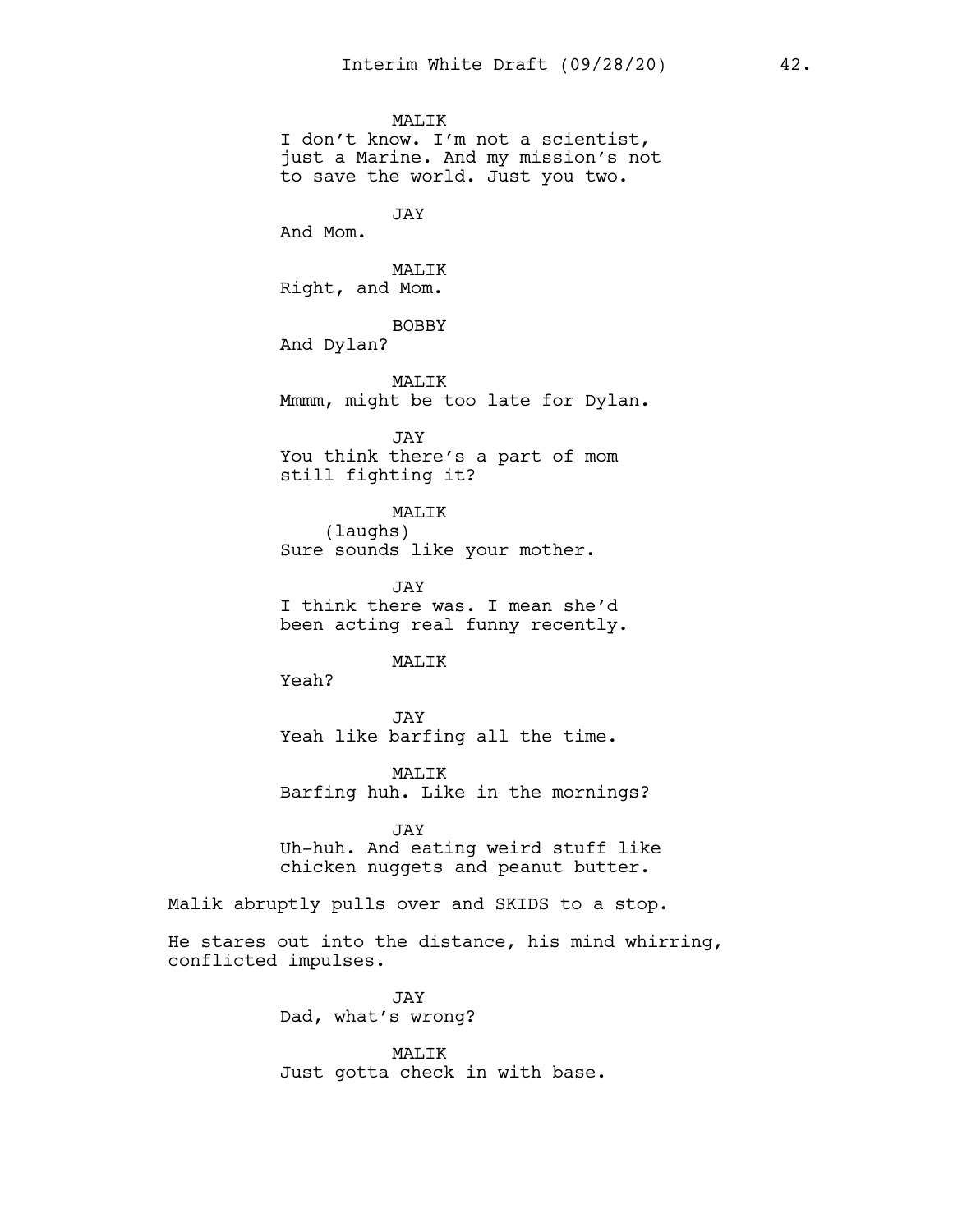MALIK
I don't know. I'm not a scientist, just a Marine. And my mission's not to save the world. Just you two.

JAY
And Mom.

MALIK
Right, and Mom.

BOBBY
And Dylan?

MALIK
Mmmm, might be too late for Dylan.

JAY
You think there's a part of mom still fighting it?

MALIK
(laughs)
Sure sounds like your mother.

JAY
I think there was. I mean she'd been acting real funny recently.

MALIK
Yeah?

JAY
Yeah like barfing all the time.

MALIK
Barfing huh. Like in the mornings?

JAY
Uh-huh. And eating weird stuff like chicken nuggets and peanut butter.

Malik abruptly pulls over and SKIDS to a stop.

He stares out into the distance, his mind whirring, conflicted impulses.

JAY
Dad, what's wrong?

MALIK
Just gotta check in with base.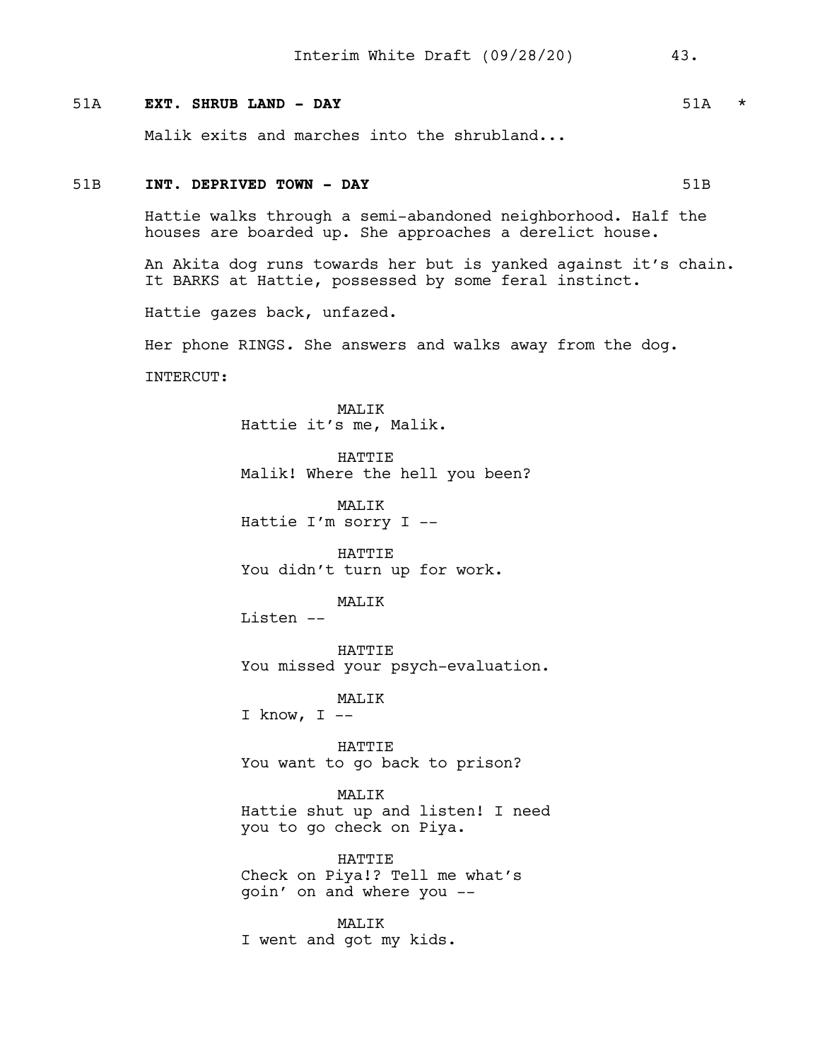51A **EXT. SHRUB LAND - DAY** 51A *

Malik exits and marches into the shrubland...

51B **INT. DEPRIVED TOWN - DAY** 51B

Hattie walks through a semi-abandoned neighborhood. Half the houses are boarded up. She approaches a derelict house.

An Akita dog runs towards her but is yanked against it's chain. It BARKS at Hattie, possessed by some feral instinct.

Hattie gazes back, unfazed.

Her phone RINGS. She answers and walks away from the dog.

INTERCUT:

MALIK
Hattie it's me, Malik.

HATTIE
Malik! Where the hell you been?

MALIK
Hattie I'm sorry I --

HATTIE
You didn't turn up for work.

MALIK
Listen --

HATTIE
You missed your psych-evaluation.

MALIK
I know, I --

HATTIE
You want to go back to prison?

MALIK
Hattie shut up and listen! I need you to go check on Piya.

HATTIE
Check on Piya!? Tell me what's goin' on and where you --

MALIK
I went and got my kids.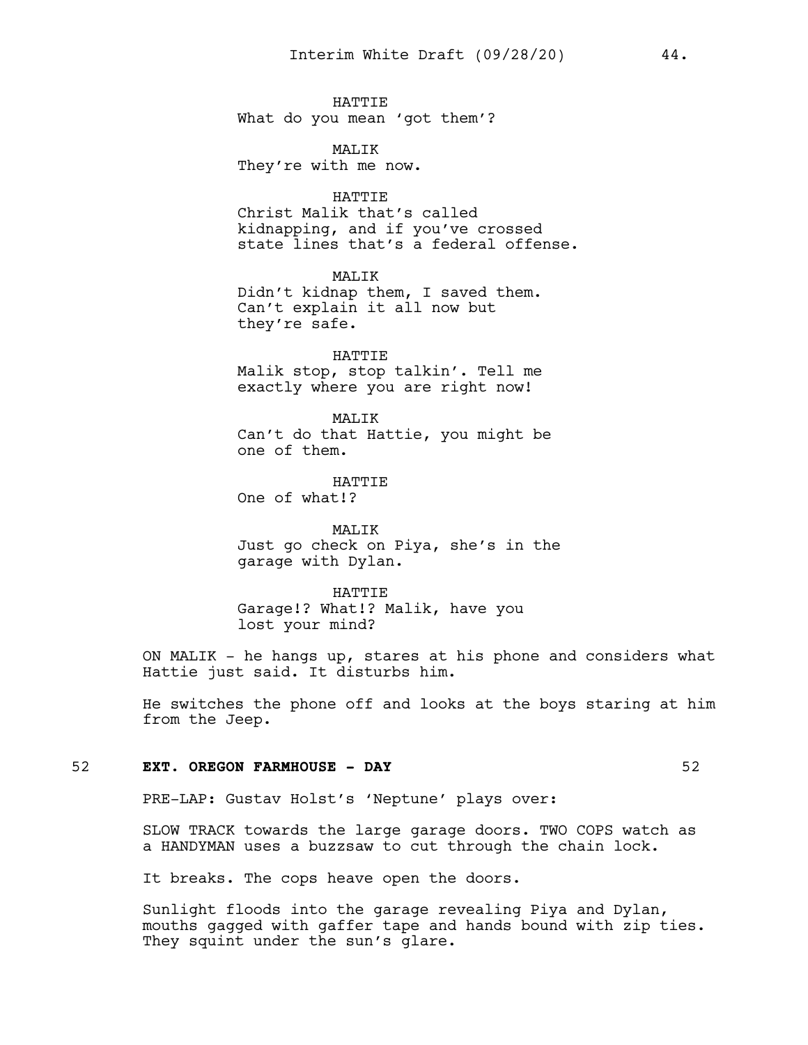HATTIE
What do you mean ‘got them’?

MALIK
They’re with me now.

HATTIE
Christ Malik that’s called kidnapping, and if you’ve crossed state lines that’s a federal offense.

MALIK
Didn’t kidnap them, I saved them. Can’t explain it all now but they’re safe.

HATTIE
Malik stop, stop talkin’. Tell me exactly where you are right now!

MALIK
Can’t do that Hattie, you might be one of them.

HATTIE
One of what!?

MALIK
Just go check on Piya, she’s in the garage with Dylan.

HATTIE
Garage!? What!? Malik, have you lost your mind?

ON MALIK - he hangs up, stares at his phone and considers what Hattie just said. It disturbs him.

He switches the phone off and looks at the boys staring at him from the Jeep.

52 **EXT. OREGON FARMHOUSE - DAY** 52

PRE-LAP: Gustav Holst’s ‘Neptune’ plays over:

SLOW TRACK towards the large garage doors. TWO COPS watch as a HANDYMAN uses a buzzsaw to cut through the chain lock.

It breaks. The cops heave open the doors.

Sunlight floods into the garage revealing Piya and Dylan, mouths gagged with gaffer tape and hands bound with zip ties. They squint under the sun’s glare.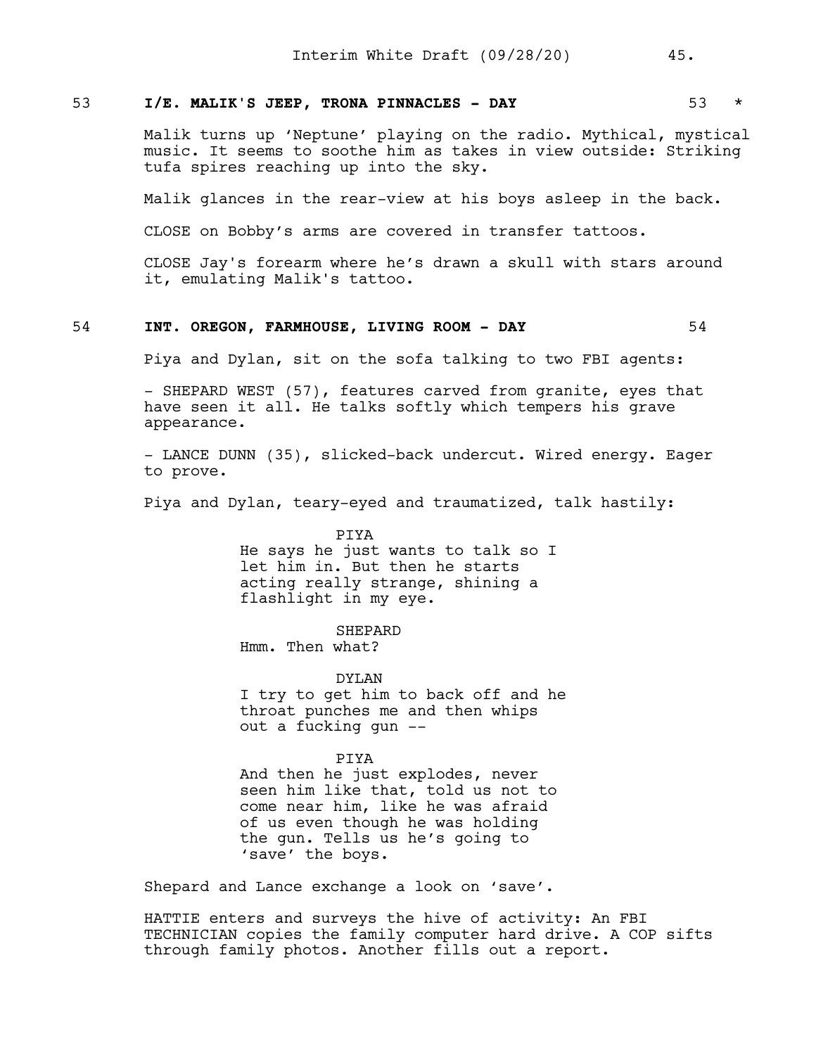53 **I/E. MALIK'S JEEP, TRONA PINNACLES - DAY** 53 *

Malik turns up 'Neptune' playing on the radio. Mythical, mystical music. It seems to soothe him as takes in view outside: Striking tufa spires reaching up into the sky.

Malik glances in the rear-view at his boys asleep in the back.

CLOSE on Bobby's arms are covered in transfer tattoos.

CLOSE Jay's forearm where he's drawn a skull with stars around it, emulating Malik's tattoo.

54 **INT. OREGON, FARMHOUSE, LIVING ROOM - DAY** 54

Piya and Dylan, sit on the sofa talking to two FBI agents:

- SHEPARD WEST (57), features carved from granite, eyes that have seen it all. He talks softly which tempers his grave appearance.

- LANCE DUNN (35), slicked-back undercut. Wired energy. Eager to prove.

Piya and Dylan, teary-eyed and traumatized, talk hastily:

PIYA
He says he just wants to talk so I let him in. But then he starts acting really strange, shining a flashlight in my eye.

SHEPARD
Hmm. Then what?

DYLAN
I try to get him to back off and he throat punches me and then whips out a fucking gun --

PIYA
And then he just explodes, never seen him like that, told us not to come near him, like he was afraid of us even though he was holding the gun. Tells us he's going to 'save' the boys.

Shepard and Lance exchange a look on 'save'.

HATTIE enters and surveys the hive of activity: An FBI TECHNICIAN copies the family computer hard drive. A COP sifts through family photos. Another fills out a report.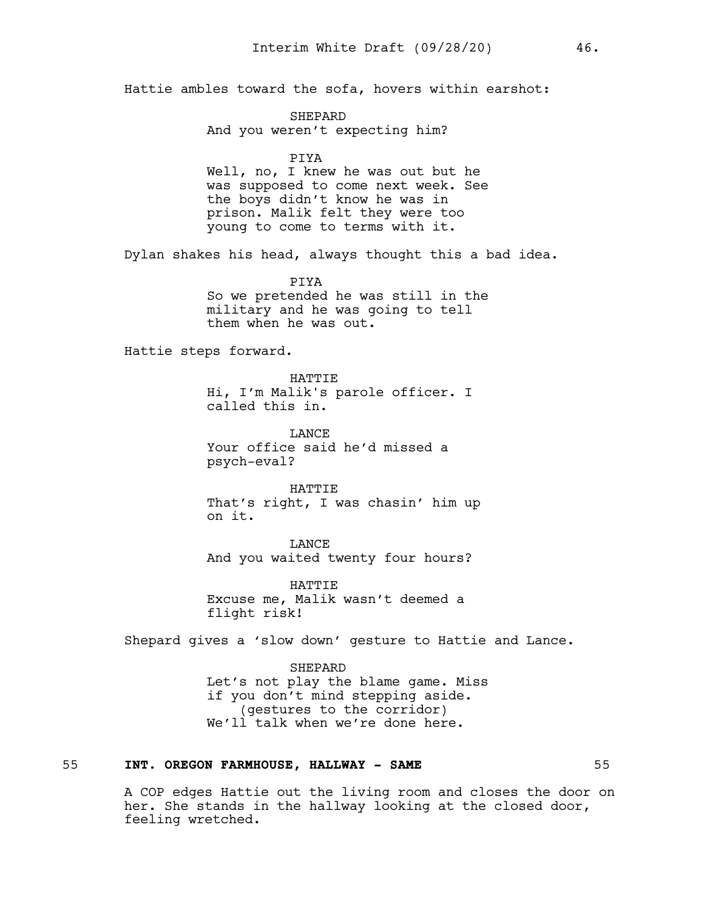Hattie ambles toward the sofa, hovers within earshot:

SHEPARD
And you weren't expecting him?

PIYA
Well, no, I knew he was out but he was supposed to come next week. See the boys didn't know he was in prison. Malik felt they were too young to come to terms with it.

Dylan shakes his head, always thought this a bad idea.

PIYA
So we pretended he was still in the military and he was going to tell them when he was out.

Hattie steps forward.

HATTIE
Hi, I'm Malik's parole officer. I called this in.

LANCE
Your office said he'd missed a psych-eval?

HATTIE
That's right, I was chasin' him up on it.

LANCE
And you waited twenty four hours?

HATTIE
Excuse me, Malik wasn't deemed a flight risk!

Shepard gives a 'slow down' gesture to Hattie and Lance.

SHEPARD
Let's not play the blame game. Miss if you don't mind stepping aside.
(gestures to the corridor)
We'll talk when we're done here.

55 **INT. OREGON FARMHOUSE, HALLWAY - SAME** 55

A COP edges Hattie out the living room and closes the door on her. She stands in the hallway looking at the closed door, feeling wretched.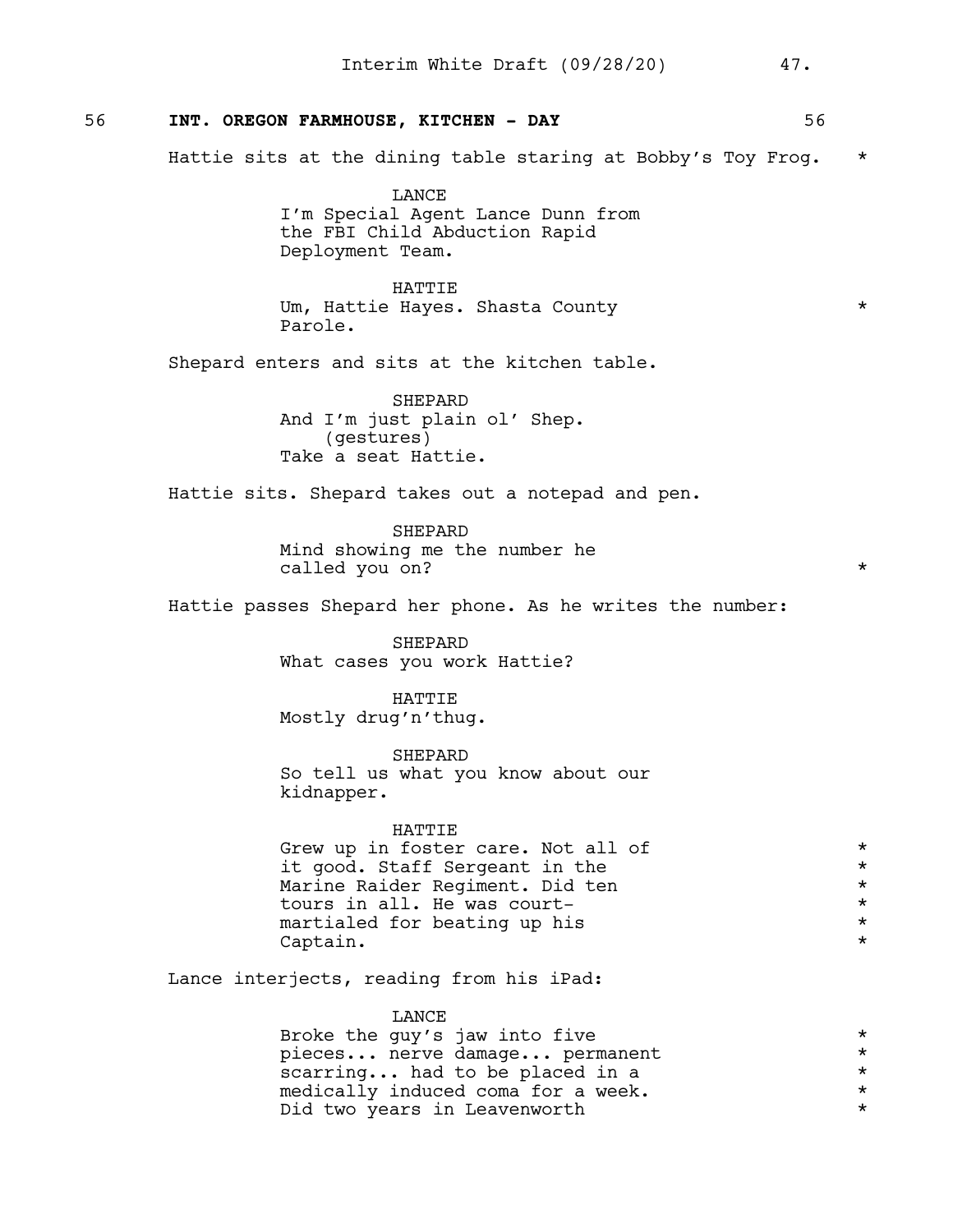56 **INT. OREGON FARMHOUSE, KITCHEN - DAY** 56

Hattie sits at the dining table staring at Bobby's Toy Frog. *

LANCE
I'm Special Agent Lance Dunn from the FBI Child Abduction Rapid Deployment Team.

HATTIE
Um, Hattie Hayes. Shasta County Parole. *

Shepard enters and sits at the kitchen table.

SHEPARD
And I'm just plain ol' Shep.
(gestures)
Take a seat Hattie.

Hattie sits. Shepard takes out a notepad and pen.

SHEPARD
Mind showing me the number he called you on? *

Hattie passes Shepard her phone. As he writes the number:

SHEPARD
What cases you work Hattie?

HATTIE
Mostly drug'n'thug.

SHEPARD
So tell us what you know about our kidnapper.

HATTIE
Grew up in foster care. Not all of it good. Staff Sergeant in the Marine Raider Regiment. Did ten tours in all. He was court-martialed for beating up his Captain. *

Lance interjects, reading from his iPad:

LANCE
Broke the guy's jaw into five pieces... nerve damage... permanent scarring... had to be placed in a medically induced coma for a week. Did two years in Leavenworth *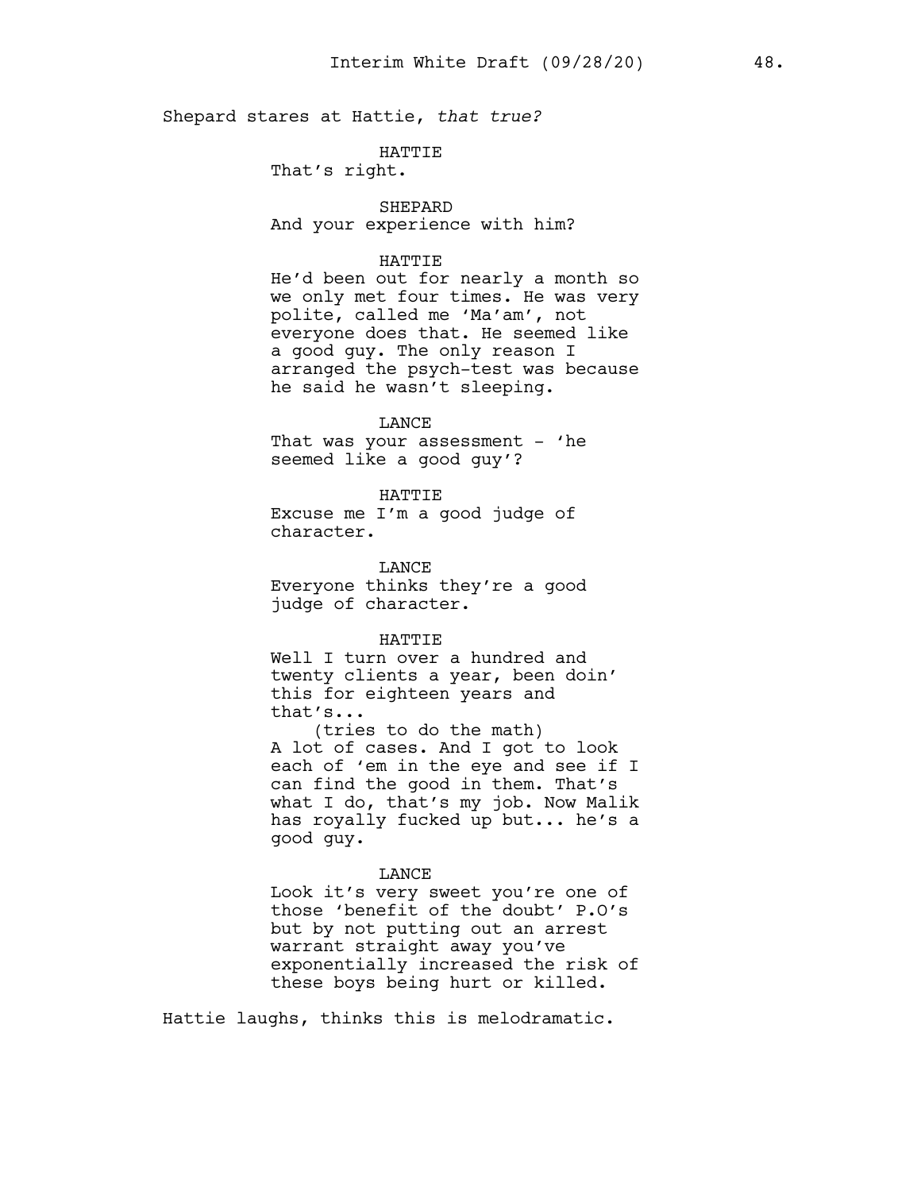Shepard stares at Hattie, *that true?*

HATTIE
That's right.

SHEPARD
And your experience with him?

HATTIE
He'd been out for nearly a month so we only met four times. He was very polite, called me 'Ma'am', not everyone does that. He seemed like a good guy. The only reason I arranged the psych-test was because he said he wasn't sleeping.

LANCE
That was your assessment - 'he seemed like a good guy'?

HATTIE
Excuse me I'm a good judge of character.

LANCE
Everyone thinks they're a good judge of character.

HATTIE
Well I turn over a hundred and twenty clients a year, been doin' this for eighteen years and that's...
(tries to do the math)
A lot of cases. And I got to look each of 'em in the eye and see if I can find the good in them. That's what I do, that's my job. Now Malik has royally fucked up but... he's a good guy.

LANCE
Look it's very sweet you're one of those 'benefit of the doubt' P.O's but by not putting out an arrest warrant straight away you've exponentially increased the risk of these boys being hurt or killed.

Hattie laughs, thinks this is melodramatic.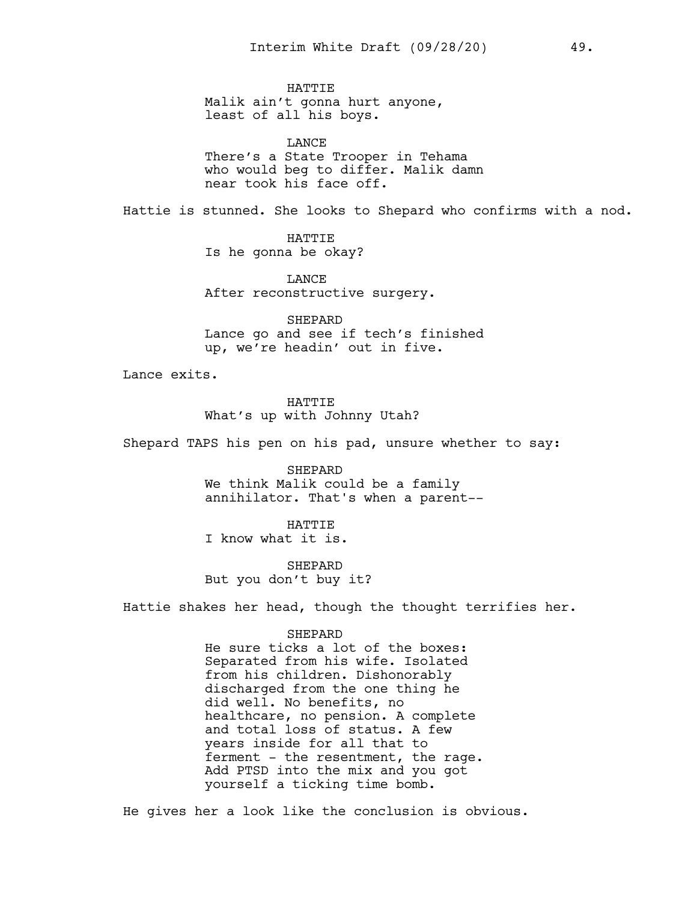HATTIE
Malik ain't gonna hurt anyone, least of all his boys.

LANCE
There's a State Trooper in Tehama who would beg to differ. Malik damn near took his face off.

Hattie is stunned. She looks to Shepard who confirms with a nod.

HATTIE
Is he gonna be okay?

LANCE
After reconstructive surgery.

SHEPARD
Lance go and see if tech's finished up, we're headin' out in five.

Lance exits.

HATTIE
What's up with Johnny Utah?

Shepard TAPS his pen on his pad, unsure whether to say:

SHEPARD
We think Malik could be a family annihilator. That's when a parent--

HATTIE
I know what it is.

SHEPARD
But you don't buy it?

Hattie shakes her head, though the thought terrifies her.

SHEPARD
He sure ticks a lot of the boxes: Separated from his wife. Isolated from his children. Dishonorably discharged from the one thing he did well. No benefits, no healthcare, no pension. A complete and total loss of status. A few years inside for all that to ferment - the resentment, the rage. Add PTSD into the mix and you got yourself a ticking time bomb.

He gives her a look like the conclusion is obvious.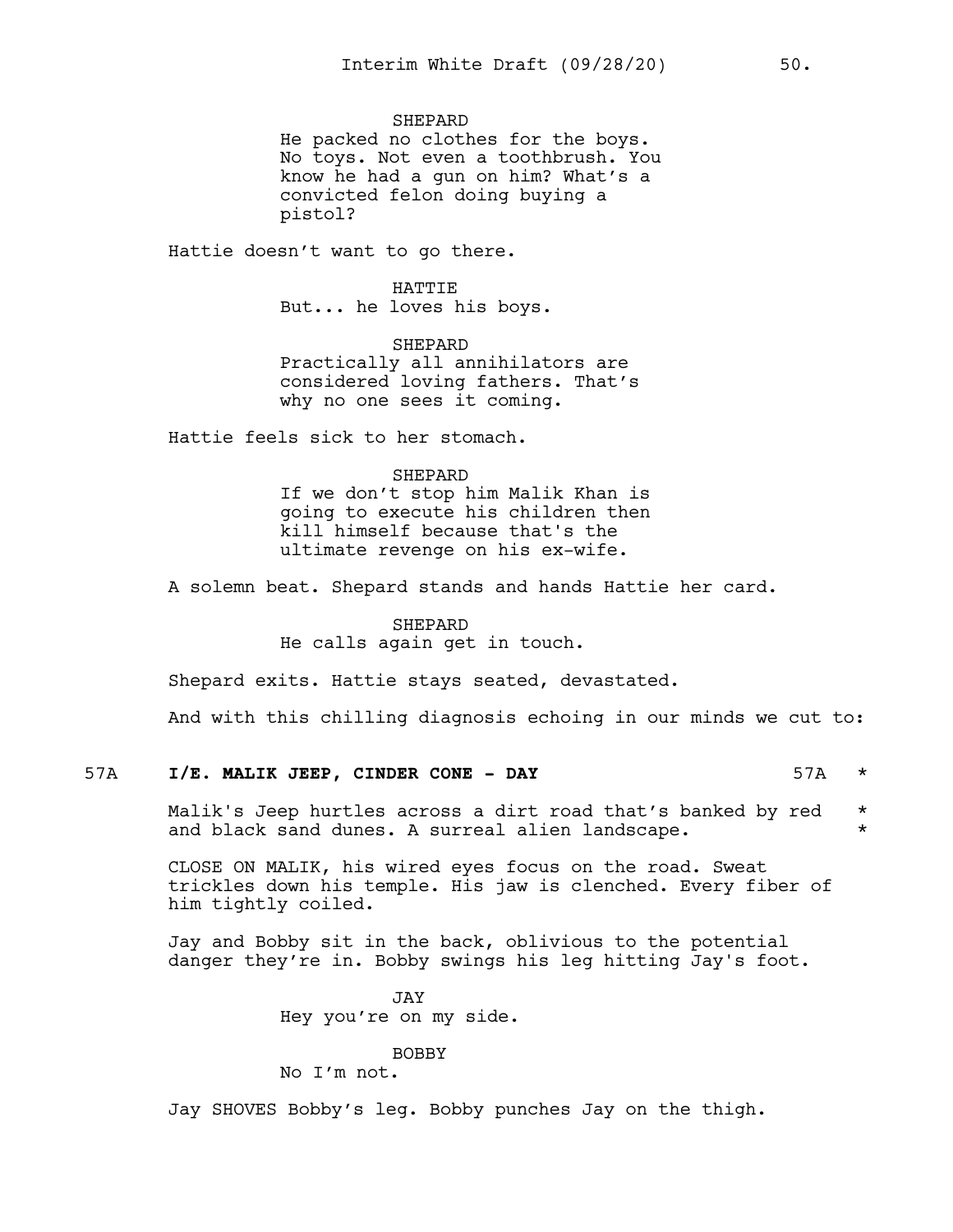SHEPARD
He packed no clothes for the boys. No toys. Not even a toothbrush. You know he had a gun on him? What's a convicted felon doing buying a pistol?

Hattie doesn't want to go there.

HATTIE
But... he loves his boys.

SHEPARD
Practically all annihilators are considered loving fathers. That's why no one sees it coming.

Hattie feels sick to her stomach.

SHEPARD
If we don't stop him Malik Khan is going to execute his children then kill himself because that's the ultimate revenge on his ex-wife.

A solemn beat. Shepard stands and hands Hattie her card.

SHEPARD
He calls again get in touch.

Shepard exits. Hattie stays seated, devastated.

And with this chilling diagnosis echoing in our minds we cut to:

57A **I/E. MALIK JEEP, CINDER CONE - DAY** 57A *

Malik's Jeep hurtles across a dirt road that's banked by red and black sand dunes. A surreal alien landscape. *

CLOSE ON MALIK, his wired eyes focus on the road. Sweat trickles down his temple. His jaw is clenched. Every fiber of him tightly coiled.

Jay and Bobby sit in the back, oblivious to the potential danger they're in. Bobby swings his leg hitting Jay's foot.

JAY
Hey you're on my side.

BOBBY
No I'm not.

Jay SHOVES Bobby's leg. Bobby punches Jay on the thigh.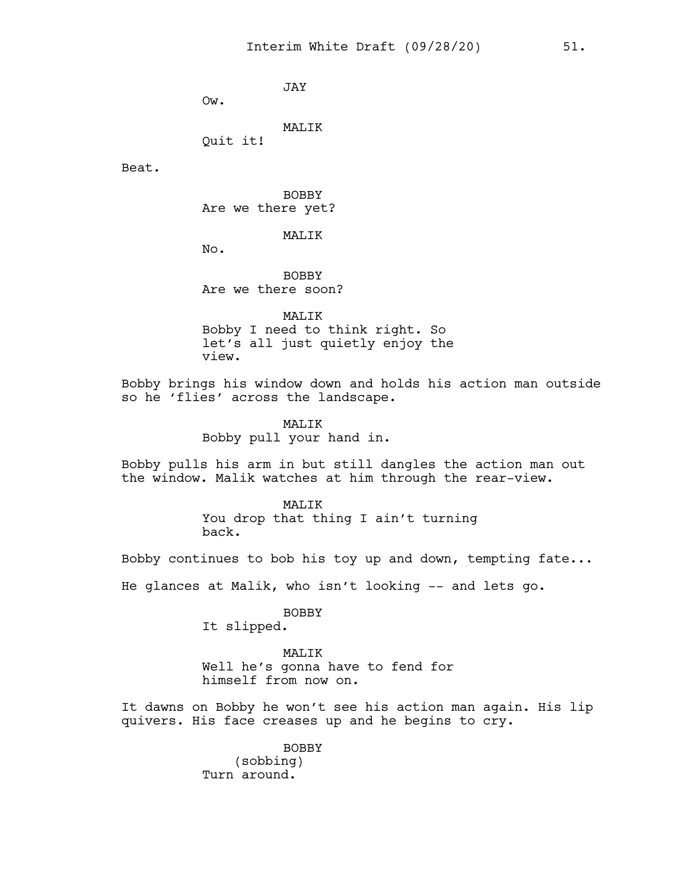JAY
Ow.

MALIK
Quit it!

Beat.

BOBBY
Are we there yet?

MALIK
No.

BOBBY
Are we there soon?

MALIK
Bobby I need to think right. So let's all just quietly enjoy the view.

Bobby brings his window down and holds his action man outside so he 'flies' across the landscape.

MALIK
Bobby pull your hand in.

Bobby pulls his arm in but still dangles the action man out the window. Malik watches at him through the rear-view.

MALIK
You drop that thing I ain't turning back.

Bobby continues to bob his toy up and down, tempting fate...

He glances at Malik, who isn't looking -- and lets go.

BOBBY
It slipped.

MALIK
Well he's gonna have to fend for himself from now on.

It dawns on Bobby he won't see his action man again. His lip quivers. His face creases up and he begins to cry.

BOBBY
(sobbing)
Turn around.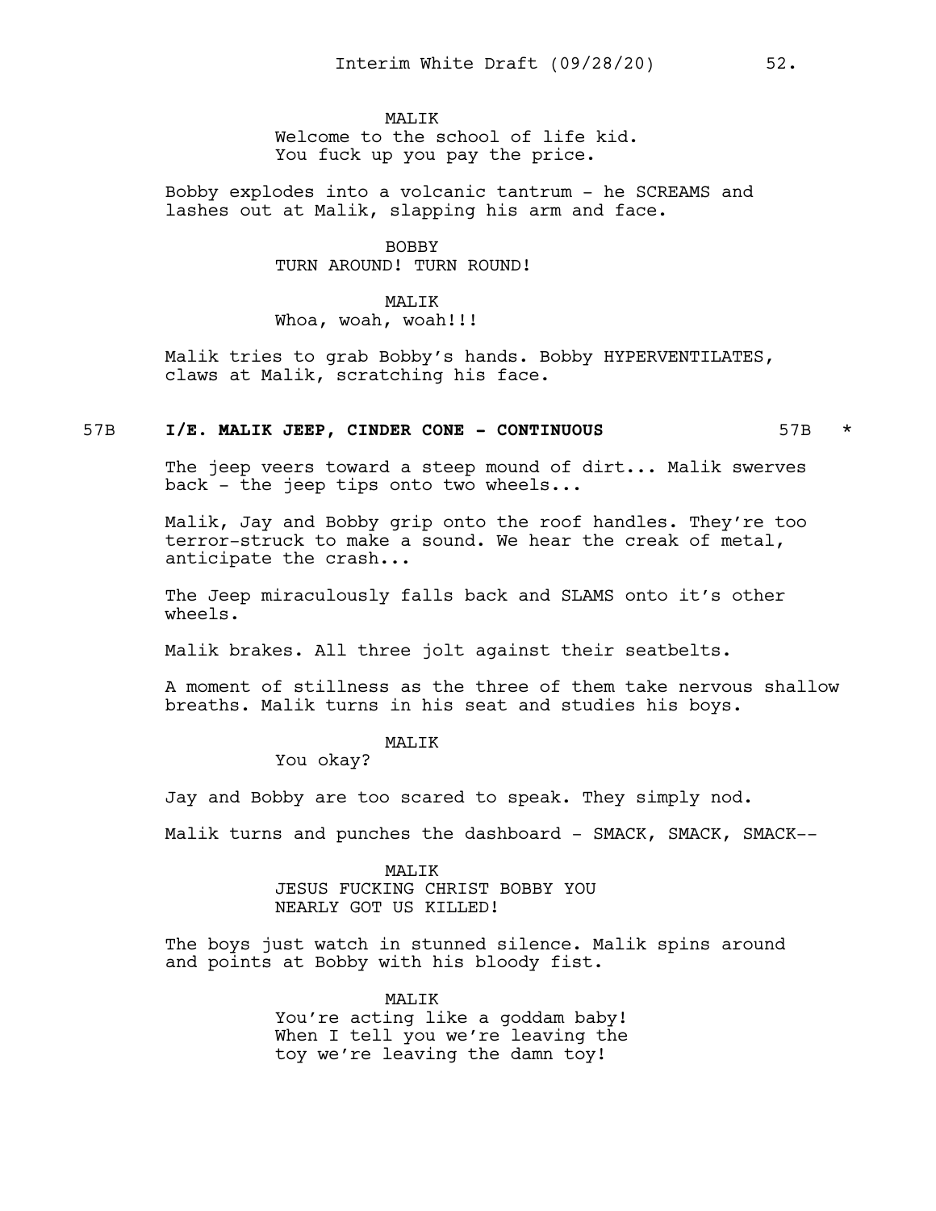MALIK
Welcome to the school of life kid.
You fuck up you pay the price.

Bobby explodes into a volcanic tantrum - he SCREAMS and lashes out at Malik, slapping his arm and face.

BOBBY
TURN AROUND! TURN ROUND!

MALIK
Whoa, woah, woah!!!

Malik tries to grab Bobby's hands. Bobby HYPERVENTILATES, claws at Malik, scratching his face.

**57B I/E. MALIK JEEP, CINDER CONE - CONTINUOUS 57B ***

The jeep veers toward a steep mound of dirt... Malik swerves back - the jeep tips onto two wheels...

Malik, Jay and Bobby grip onto the roof handles. They're too terror-struck to make a sound. We hear the creak of metal, anticipate the crash...

The Jeep miraculously falls back and SLAMS onto it's other wheels.

Malik brakes. All three jolt against their seatbelts.

A moment of stillness as the three of them take nervous shallow breaths. Malik turns in his seat and studies his boys.

MALIK
You okay?

Jay and Bobby are too scared to speak. They simply nod.

Malik turns and punches the dashboard - SMACK, SMACK, SMACK--

MALIK
JESUS FUCKING CHRIST BOBBY YOU
NEARLY GOT US KILLED!

The boys just watch in stunned silence. Malik spins around and points at Bobby with his bloody fist.

MALIK
You're acting like a goddam baby!
When I tell you we're leaving the
toy we're leaving the damn toy!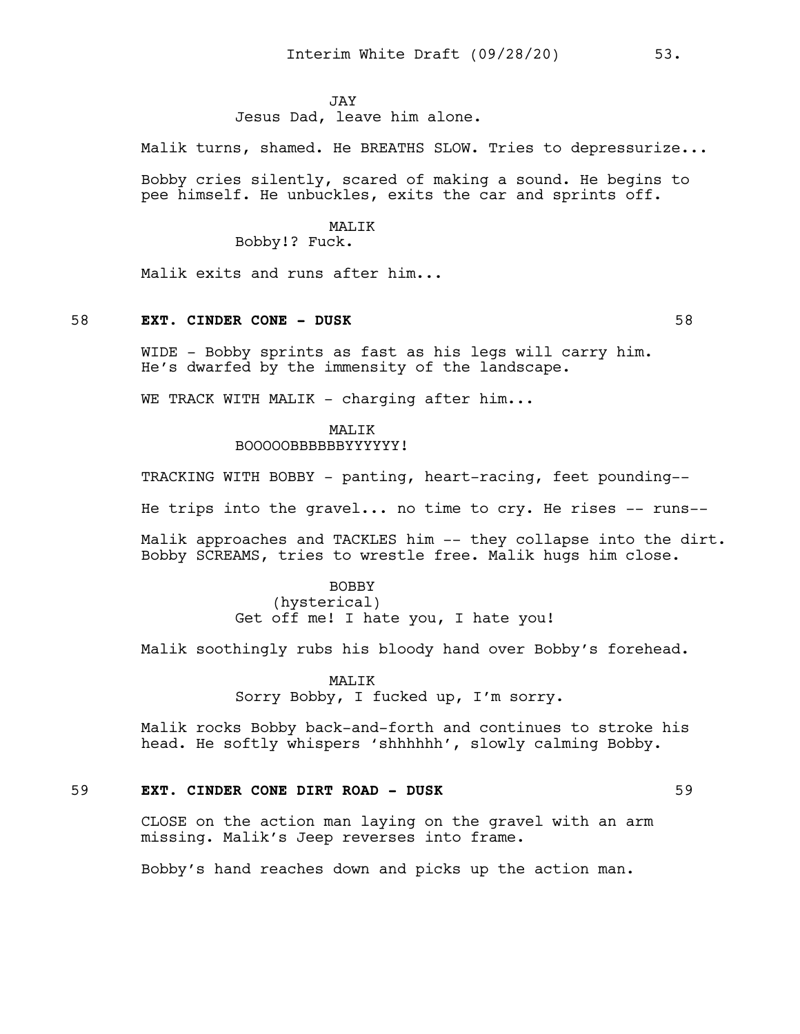JAY
Jesus Dad, leave him alone.

Malik turns, shamed. He BREATHS SLOW. Tries to depressurize...

Bobby cries silently, scared of making a sound. He begins to pee himself. He unbuckles, exits the car and sprints off.

MALIK
Bobby!? Fuck.

Malik exits and runs after him...

58 **EXT. CINDER CONE - DUSK** 58

WIDE - Bobby sprints as fast as his legs will carry him. He's dwarfed by the immensity of the landscape.

WE TRACK WITH MALIK - charging after him...

MALIK
BOOOOOBBBBBBYYYYYY!

TRACKING WITH BOBBY - panting, heart-racing, feet pounding--

He trips into the gravel... no time to cry. He rises -- runs--

Malik approaches and TACKLES him -- they collapse into the dirt. Bobby SCREAMS, tries to wrestle free. Malik hugs him close.

BOBBY
(hysterical)
Get off me! I hate you, I hate you!

Malik soothingly rubs his bloody hand over Bobby's forehead.

MALIK
Sorry Bobby, I fucked up, I'm sorry.

Malik rocks Bobby back-and-forth and continues to stroke his head. He softly whispers 'shhhhhh', slowly calming Bobby.

59 **EXT. CINDER CONE DIRT ROAD - DUSK** 59

CLOSE on the action man laying on the gravel with an arm missing. Malik's Jeep reverses into frame.

Bobby's hand reaches down and picks up the action man.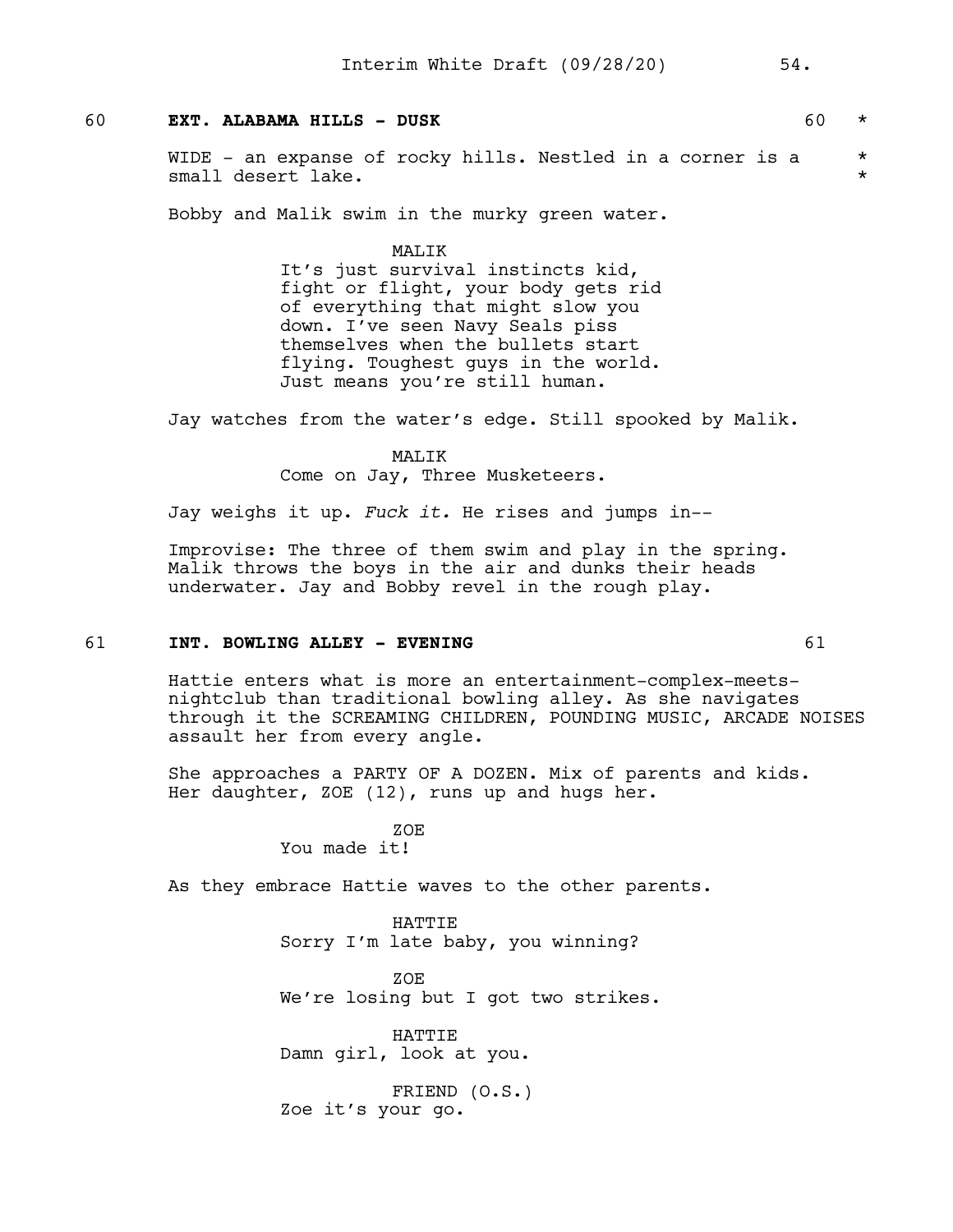60 **EXT. ALABAMA HILLS - DUSK** 60 *

WIDE - an expanse of rocky hills. Nestled in a corner is a small desert lake. *

Bobby and Malik swim in the murky green water.

MALIK
It's just survival instincts kid, fight or flight, your body gets rid of everything that might slow you down. I've seen Navy Seals piss themselves when the bullets start flying. Toughest guys in the world. Just means you're still human.

Jay watches from the water's edge. Still spooked by Malik.

MALIK
Come on Jay, Three Musketeers.

Jay weighs it up. *Fuck it.* He rises and jumps in--

Improvise: The three of them swim and play in the spring. Malik throws the boys in the air and dunks their heads underwater. Jay and Bobby revel in the rough play.

61 **INT. BOWLING ALLEY - EVENING** 61

Hattie enters what is more an entertainment-complex-meets-nightclub than traditional bowling alley. As she navigates through it the SCREAMING CHILDREN, POUNDING MUSIC, ARCADE NOISES assault her from every angle.

She approaches a PARTY OF A DOZEN. Mix of parents and kids. Her daughter, ZOE (12), runs up and hugs her.

ZOE
You made it!

As they embrace Hattie waves to the other parents.

HATTIE
Sorry I'm late baby, you winning?

ZOE
We're losing but I got two strikes.

HATTIE
Damn girl, look at you.

FRIEND (O.S.)
Zoe it's your go.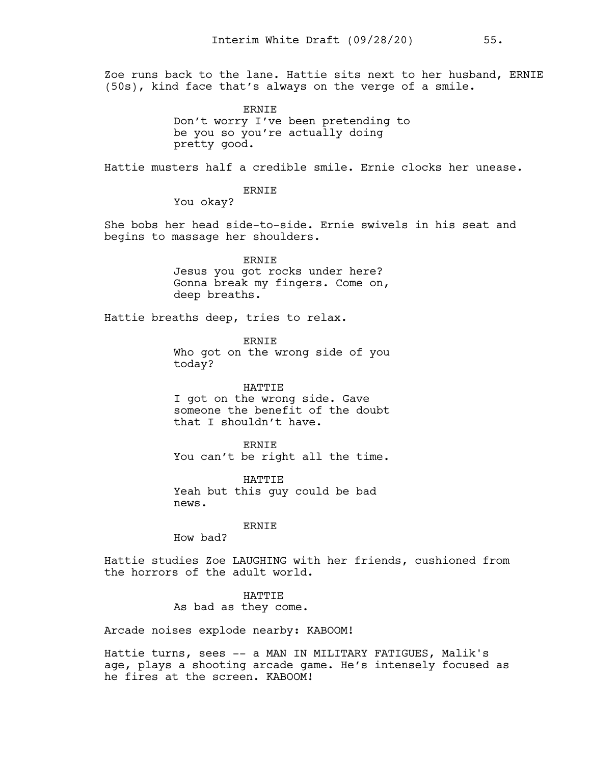Zoe runs back to the lane. Hattie sits next to her husband, ERNIE (50s), kind face that's always on the verge of a smile.

ERNIE
Don't worry I've been pretending to be you so you're actually doing pretty good.

Hattie musters half a credible smile. Ernie clocks her unease.

ERNIE
You okay?

She bobs her head side-to-side. Ernie swivels in his seat and begins to massage her shoulders.

ERNIE
Jesus you got rocks under here? Gonna break my fingers. Come on, deep breaths.

Hattie breaths deep, tries to relax.

ERNIE
Who got on the wrong side of you today?

HATTIE
I got on the wrong side. Gave someone the benefit of the doubt that I shouldn't have.

ERNIE
You can't be right all the time.

HATTIE
Yeah but this guy could be bad news.

ERNIE
How bad?

Hattie studies Zoe LAUGHING with her friends, cushioned from the horrors of the adult world.

HATTIE
As bad as they come.

Arcade noises explode nearby: KABOOM!

Hattie turns, sees -- a MAN IN MILITARY FATIGUES, Malik's age, plays a shooting arcade game. He's intensely focused as he fires at the screen. KABOOM!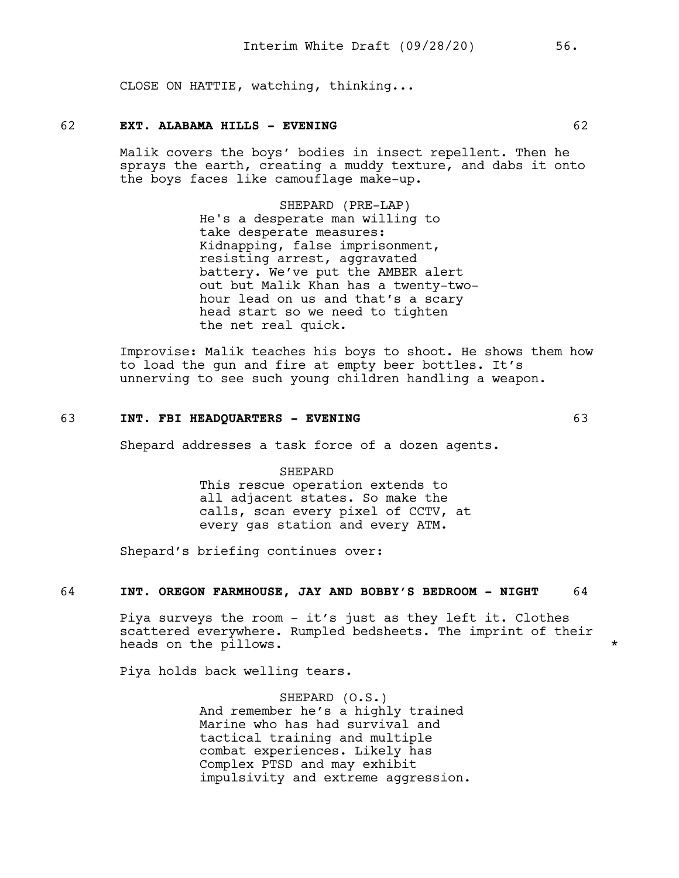CLOSE ON HATTIE, watching, thinking...

62 **EXT. ALABAMA HILLS - EVENING** 62

Malik covers the boys' bodies in insect repellent. Then he sprays the earth, creating a muddy texture, and dabs it onto the boys faces like camouflage make-up.

SHEPARD (PRE-LAP)
He's a desperate man willing to take desperate measures: Kidnapping, false imprisonment, resisting arrest, aggravated battery. We've put the AMBER alert out but Malik Khan has a twenty-two-hour lead on us and that's a scary head start so we need to tighten the net real quick.

Improvise: Malik teaches his boys to shoot. He shows them how to load the gun and fire at empty beer bottles. It's unnerving to see such young children handling a weapon.

63 **INT. FBI HEADQUARTERS - EVENING** 63

Shepard addresses a task force of a dozen agents.

SHEPARD
This rescue operation extends to all adjacent states. So make the calls, scan every pixel of CCTV, at every gas station and every ATM.

Shepard's briefing continues over:

64 **INT. OREGON FARMHOUSE, JAY AND BOBBY'S BEDROOM - NIGHT** 64

Piya surveys the room - it's just as they left it. Clothes scattered everywhere. Rumpled bedsheets. The imprint of their heads on the pillows. *

Piya holds back welling tears.

SHEPARD (O.S.)
And remember he's a highly trained Marine who has had survival and tactical training and multiple combat experiences. Likely has Complex PTSD and may exhibit impulsivity and extreme aggression.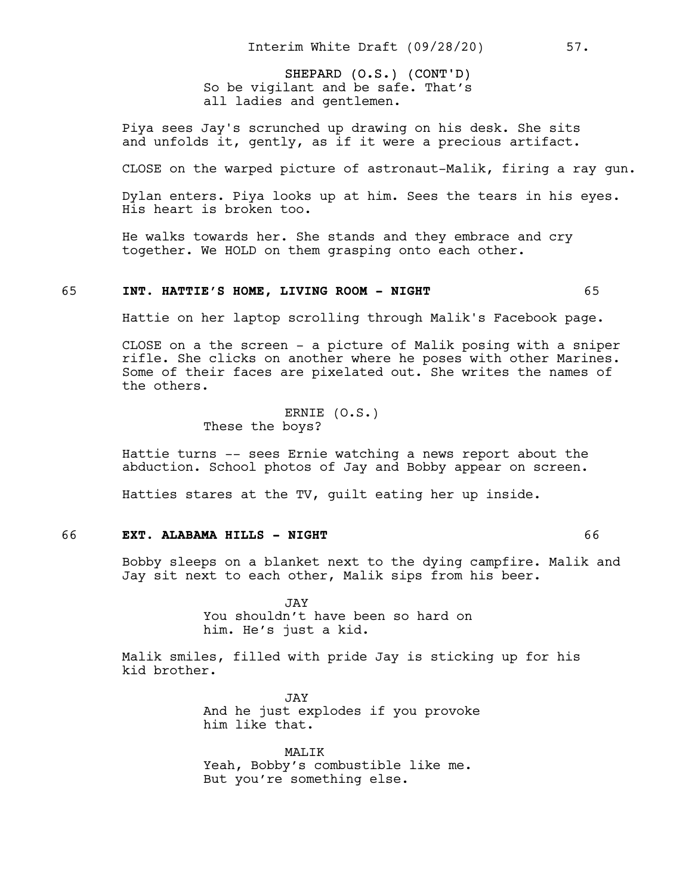SHEPARD (O.S.) (CONT'D)
So be vigilant and be safe. That's all ladies and gentlemen.

Piya sees Jay's scrunched up drawing on his desk. She sits and unfolds it, gently, as if it were a precious artifact.

CLOSE on the warped picture of astronaut-Malik, firing a ray gun.

Dylan enters. Piya looks up at him. Sees the tears in his eyes. His heart is broken too.

He walks towards her. She stands and they embrace and cry together. We HOLD on them grasping onto each other.

65 **INT. HATTIE'S HOME, LIVING ROOM - NIGHT** 65

Hattie on her laptop scrolling through Malik's Facebook page.

CLOSE on a the screen - a picture of Malik posing with a sniper rifle. She clicks on another where he poses with other Marines. Some of their faces are pixelated out. She writes the names of the others.

ERNIE (O.S.)
These the boys?

Hattie turns -- sees Ernie watching a news report about the abduction. School photos of Jay and Bobby appear on screen.

Hatties stares at the TV, guilt eating her up inside.

66 **EXT. ALABAMA HILLS - NIGHT** 66

Bobby sleeps on a blanket next to the dying campfire. Malik and Jay sit next to each other, Malik sips from his beer.

JAY
You shouldn't have been so hard on him. He's just a kid.

Malik smiles, filled with pride Jay is sticking up for his kid brother.

JAY
And he just explodes if you provoke him like that.

MALIK
Yeah, Bobby's combustible like me. But you're something else.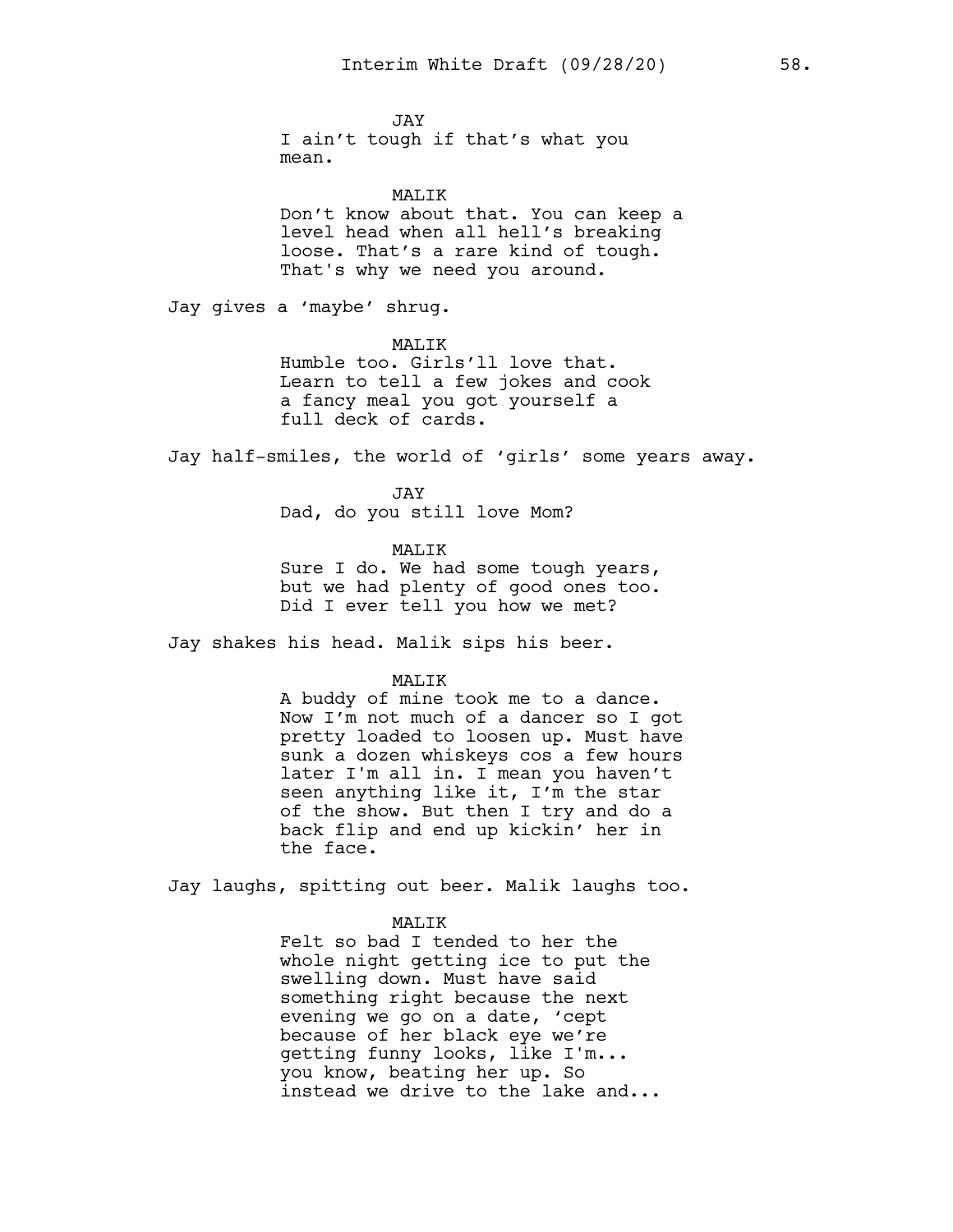JAY
I ain't tough if that's what you mean.

MALIK
Don't know about that. You can keep a level head when all hell's breaking loose. That's a rare kind of tough. That's why we need you around.

Jay gives a 'maybe' shrug.

MALIK
Humble too. Girls'll love that. Learn to tell a few jokes and cook a fancy meal you got yourself a full deck of cards.

Jay half-smiles, the world of 'girls' some years away.

JAY
Dad, do you still love Mom?

MALIK
Sure I do. We had some tough years, but we had plenty of good ones too. Did I ever tell you how we met?

Jay shakes his head. Malik sips his beer.

MALIK
A buddy of mine took me to a dance. Now I'm not much of a dancer so I got pretty loaded to loosen up. Must have sunk a dozen whiskeys cos a few hours later I'm all in. I mean you haven't seen anything like it, I'm the star of the show. But then I try and do a back flip and end up kickin' her in the face.

Jay laughs, spitting out beer. Malik laughs too.

MALIK
Felt so bad I tended to her the whole night getting ice to put the swelling down. Must have said something right because the next evening we go on a date, 'cept because of her black eye we're getting funny looks, like I'm... you know, beating her up. So instead we drive to the lake and...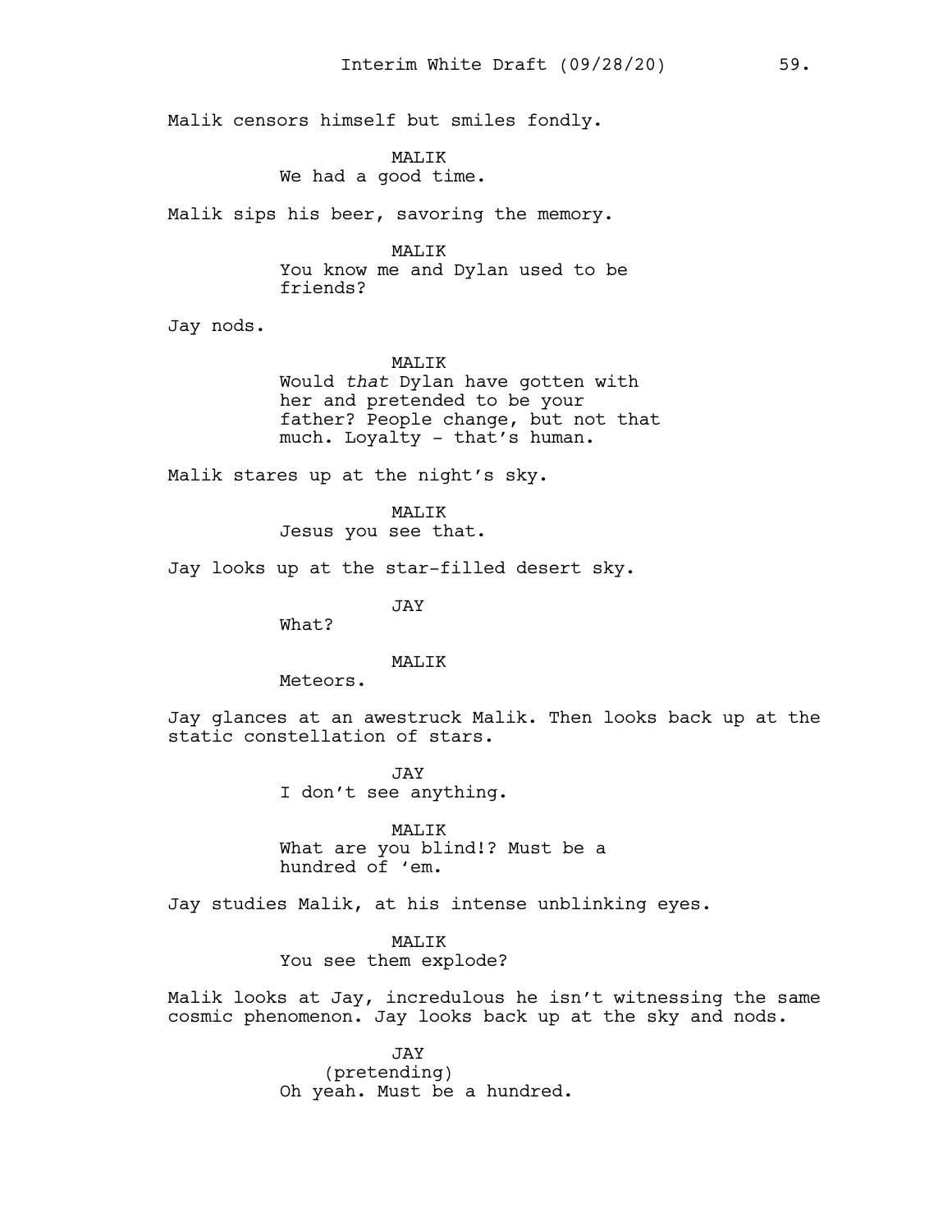Malik censors himself but smiles fondly.

MALIK
We had a good time.

Malik sips his beer, savoring the memory.

MALIK
You know me and Dylan used to be friends?

Jay nods.

MALIK
Would *that* Dylan have gotten with her and pretended to be your father? People change, but not that much. Loyalty - that's human.

Malik stares up at the night's sky.

MALIK
Jesus you see that.

Jay looks up at the star-filled desert sky.

JAY
What?

MALIK
Meteors.

Jay glances at an awestruck Malik. Then looks back up at the static constellation of stars.

JAY
I don't see anything.

MALIK
What are you blind!? Must be a hundred of 'em.

Jay studies Malik, at his intense unblinking eyes.

MALIK
You see them explode?

Malik looks at Jay, incredulous he isn't witnessing the same cosmic phenomenon. Jay looks back up at the sky and nods.

JAY
(pretending)
Oh yeah. Must be a hundred.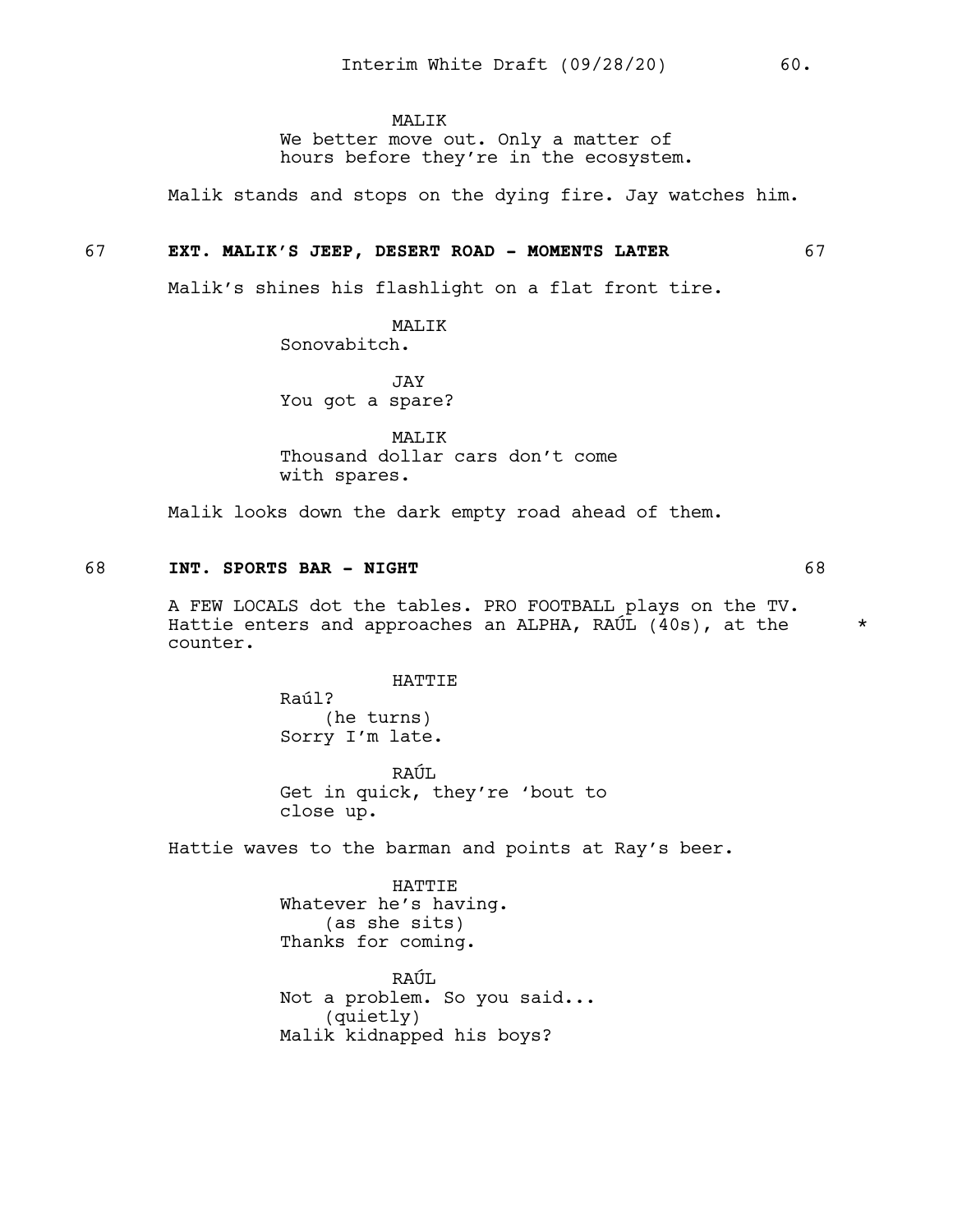MALIK
We better move out. Only a matter of hours before they're in the ecosystem.

Malik stands and stops on the dying fire. Jay watches him.

67 **EXT. MALIK'S JEEP, DESERT ROAD - MOMENTS LATER** 67

Malik's shines his flashlight on a flat front tire.

MALIK
Sonovabitch.

JAY
You got a spare?

MALIK
Thousand dollar cars don't come with spares.

Malik looks down the dark empty road ahead of them.

68 **INT. SPORTS BAR - NIGHT** 68

A FEW LOCALS dot the tables. PRO FOOTBALL plays on the TV. Hattie enters and approaches an ALPHA, RAÚL (40s), at the counter. *

HATTIE
Raúl?
(he turns)
Sorry I'm late.

RAÚL
Get in quick, they're 'bout to close up.

Hattie waves to the barman and points at Ray's beer.

HATTIE
Whatever he's having.
(as she sits)
Thanks for coming.

RAÚL
Not a problem. So you said...
(quietly)
Malik kidnapped his boys?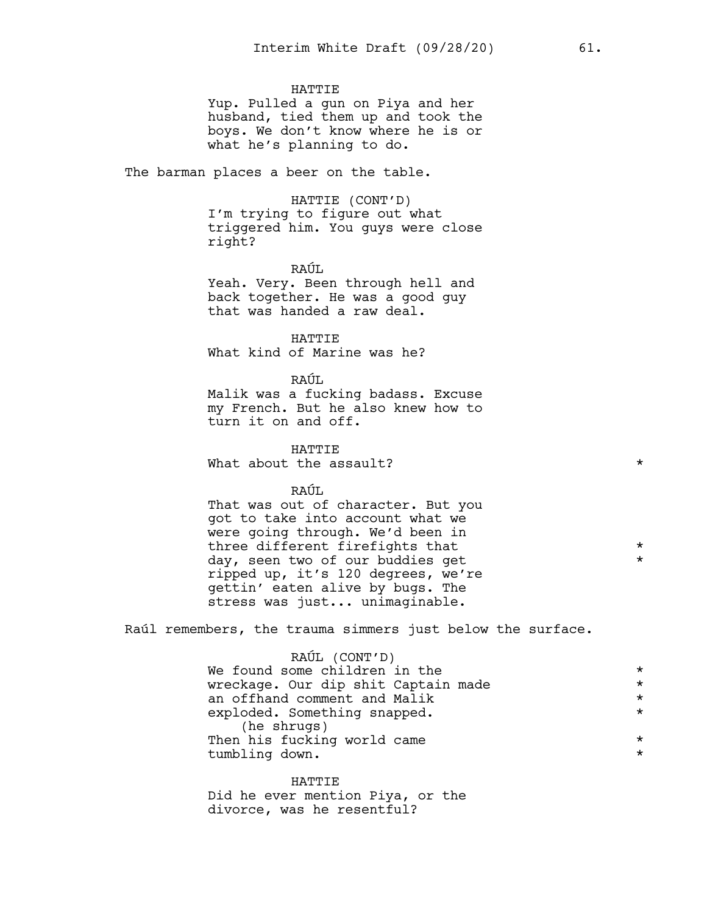HATTIE
Yup. Pulled a gun on Piya and her husband, tied them up and took the boys. We don't know where he is or what he's planning to do.

The barman places a beer on the table.

HATTIE (CONT'D)
I'm trying to figure out what triggered him. You guys were close right?

RAÚL
Yeah. Very. Been through hell and back together. He was a good guy that was handed a raw deal.

HATTIE
What kind of Marine was he?

RAÚL
Malik was a fucking badass. Excuse my French. But he also knew how to turn it on and off.

HATTIE
What about the assault? *

RAÚL
That was out of character. But you got to take into account what we were going through. We'd been in three different firefights that *
day, seen two of our buddies get *
ripped up, it's 120 degrees, we're gettin' eaten alive by bugs. The stress was just... unimaginable.

Raúl remembers, the trauma simmers just below the surface.

RAÚL (CONT'D)
We found some children in the *
wreckage. Our dip shit Captain made *
an offhand comment and Malik *
exploded. Something snapped. *
(he shrugs)
Then his fucking world came *
tumbling down. *

HATTIE
Did he ever mention Piya, or the divorce, was he resentful?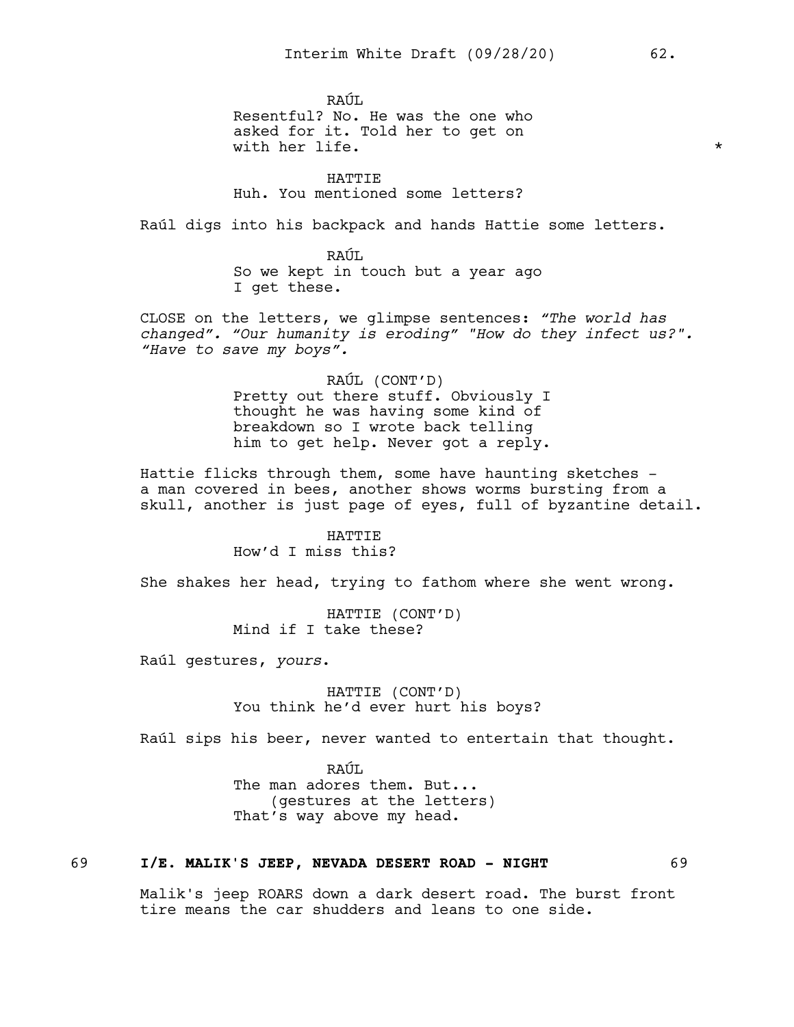RAÚL
Resentful? No. He was the one who asked for it. Told her to get on with her life. *

HATTIE
Huh. You mentioned some letters?

Raúl digs into his backpack and hands Hattie some letters.

RAÚL
So we kept in touch but a year ago I get these.

CLOSE on the letters, we glimpse sentences: *"The world has changed". "Our humanity is eroding" "How do they infect us?". "Have to save my boys".*

RAÚL (CONT'D)
Pretty out there stuff. Obviously I thought he was having some kind of breakdown so I wrote back telling him to get help. Never got a reply.

Hattie flicks through them, some have haunting sketches - a man covered in bees, another shows worms bursting from a skull, another is just page of eyes, full of byzantine detail.

HATTIE
How'd I miss this?

She shakes her head, trying to fathom where she went wrong.

HATTIE (CONT'D)
Mind if I take these?

Raúl gestures, *yours*.

HATTIE (CONT'D)
You think he'd ever hurt his boys?

Raúl sips his beer, never wanted to entertain that thought.

RAÚL
The man adores them. But...
(gestures at the letters)
That's way above my head.

69 **I/E. MALIK'S JEEP, NEVADA DESERT ROAD - NIGHT** 69

Malik's jeep ROARS down a dark desert road. The burst front tire means the car shudders and leans to one side.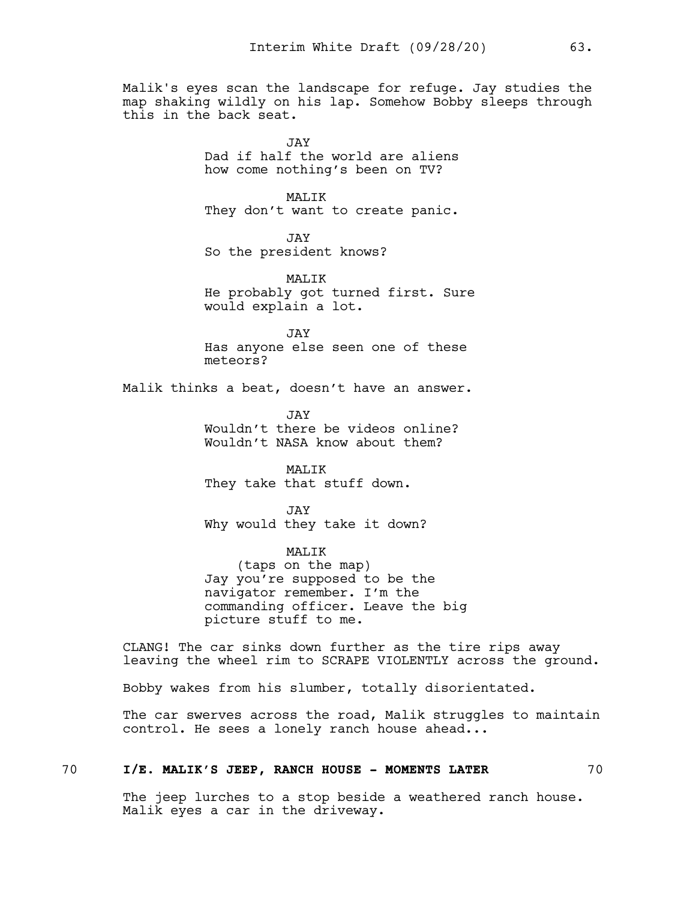Malik's eyes scan the landscape for refuge. Jay studies the map shaking wildly on his lap. Somehow Bobby sleeps through this in the back seat.

JAY
Dad if half the world are aliens how come nothing's been on TV?

MALIK
They don't want to create panic.

JAY
So the president knows?

MALIK
He probably got turned first. Sure would explain a lot.

JAY
Has anyone else seen one of these meteors?

Malik thinks a beat, doesn't have an answer.

JAY
Wouldn't there be videos online? Wouldn't NASA know about them?

MALIK
They take that stuff down.

JAY
Why would they take it down?

MALIK
(taps on the map)
Jay you're supposed to be the navigator remember. I'm the commanding officer. Leave the big picture stuff to me.

CLANG! The car sinks down further as the tire rips away leaving the wheel rim to SCRAPE VIOLENTLY across the ground.

Bobby wakes from his slumber, totally disorientated.

The car swerves across the road, Malik struggles to maintain control. He sees a lonely ranch house ahead...

**70 I/E. MALIK'S JEEP, RANCH HOUSE - MOMENTS LATER 70**

The jeep lurches to a stop beside a weathered ranch house. Malik eyes a car in the driveway.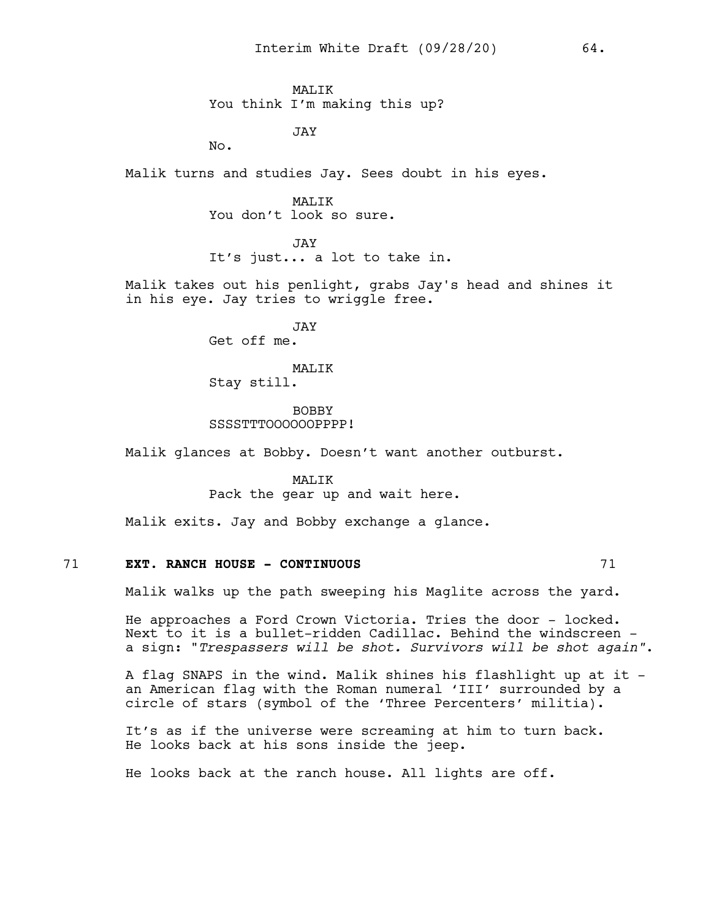MALIK
You think I'm making this up?

JAY
No.

Malik turns and studies Jay. Sees doubt in his eyes.

MALIK
You don't look so sure.

JAY
It's just... a lot to take in.

Malik takes out his penlight, grabs Jay's head and shines it in his eye. Jay tries to wriggle free.

JAY
Get off me.

MALIK
Stay still.

BOBBY
SSSSTTTOOOOOOPPPP!

Malik glances at Bobby. Doesn't want another outburst.

MALIK
Pack the gear up and wait here.

Malik exits. Jay and Bobby exchange a glance.

71 **EXT. RANCH HOUSE - CONTINUOUS** 71

Malik walks up the path sweeping his Maglite across the yard.

He approaches a Ford Crown Victoria. Tries the door - locked. Next to it is a bullet-ridden Cadillac. Behind the windscreen - a sign: "*Trespassers will be shot. Survivors will be shot again*".

A flag SNAPS in the wind. Malik shines his flashlight up at it - an American flag with the Roman numeral 'III' surrounded by a circle of stars (symbol of the 'Three Percenters' militia).

It's as if the universe were screaming at him to turn back. He looks back at his sons inside the jeep.

He looks back at the ranch house. All lights are off.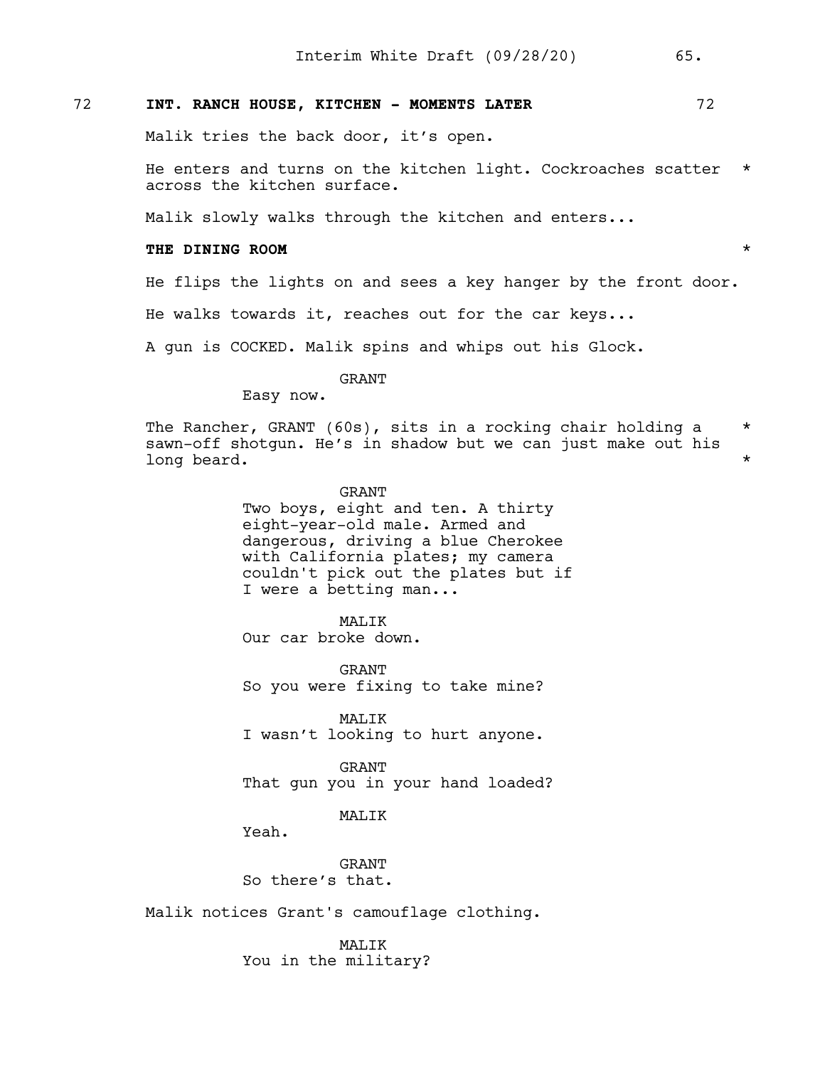72 **INT. RANCH HOUSE, KITCHEN - MOMENTS LATER** 72

Malik tries the back door, it's open.

He enters and turns on the kitchen light. Cockroaches scatter across the kitchen surface. *

Malik slowly walks through the kitchen and enters...

**THE DINING ROOM** *

He flips the lights on and sees a key hanger by the front door.

He walks towards it, reaches out for the car keys...

A gun is COCKED. Malik spins and whips out his Glock.

GRANT
Easy now.

The Rancher, GRANT (60s), sits in a rocking chair holding a sawn-off shotgun. He's in shadow but we can just make out his long beard. *

GRANT
Two boys, eight and ten. A thirty eight-year-old male. Armed and dangerous, driving a blue Cherokee with California plates; my camera couldn't pick out the plates but if I were a betting man...

MALIK
Our car broke down.

GRANT
So you were fixing to take mine?

MALIK
I wasn't looking to hurt anyone.

GRANT
That gun you in your hand loaded?

MALIK
Yeah.

GRANT
So there's that.

Malik notices Grant's camouflage clothing.

MALIK
You in the military?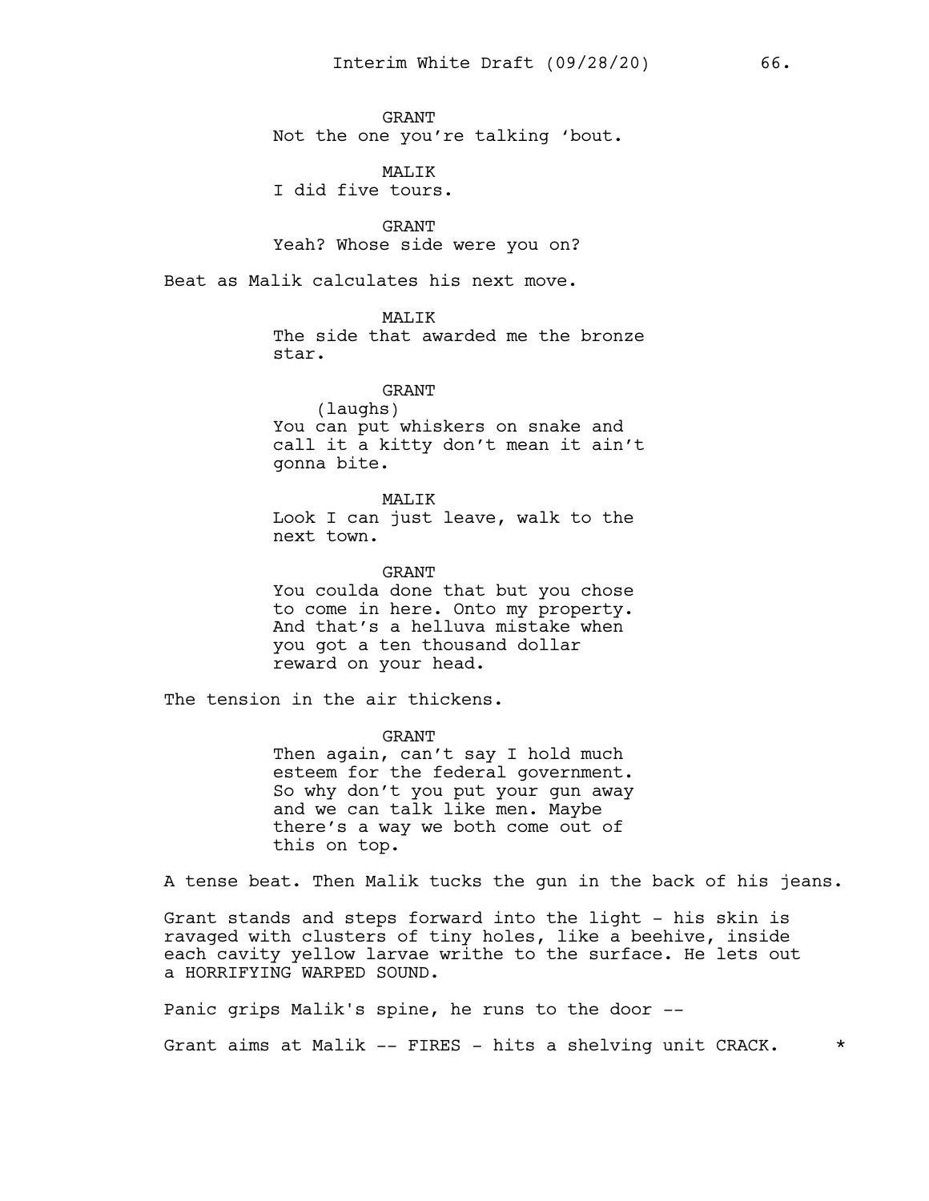GRANT
Not the one you're talking 'bout.

MALIK
I did five tours.

GRANT
Yeah? Whose side were you on?

Beat as Malik calculates his next move.

MALIK
The side that awarded me the bronze star.

GRANT
(laughs)
You can put whiskers on snake and call it a kitty don't mean it ain't gonna bite.

MALIK
Look I can just leave, walk to the next town.

GRANT
You coulda done that but you chose to come in here. Onto my property. And that's a helluva mistake when you got a ten thousand dollar reward on your head.

The tension in the air thickens.

GRANT
Then again, can't say I hold much esteem for the federal government. So why don't you put your gun away and we can talk like men. Maybe there's a way we both come out of this on top.

A tense beat. Then Malik tucks the gun in the back of his jeans.

Grant stands and steps forward into the light - his skin is ravaged with clusters of tiny holes, like a beehive, inside each cavity yellow larvae writhe to the surface. He lets out a HORRIFYING WARPED SOUND.

Panic grips Malik's spine, he runs to the door --

Grant aims at Malik -- FIRES - hits a shelving unit CRACK. *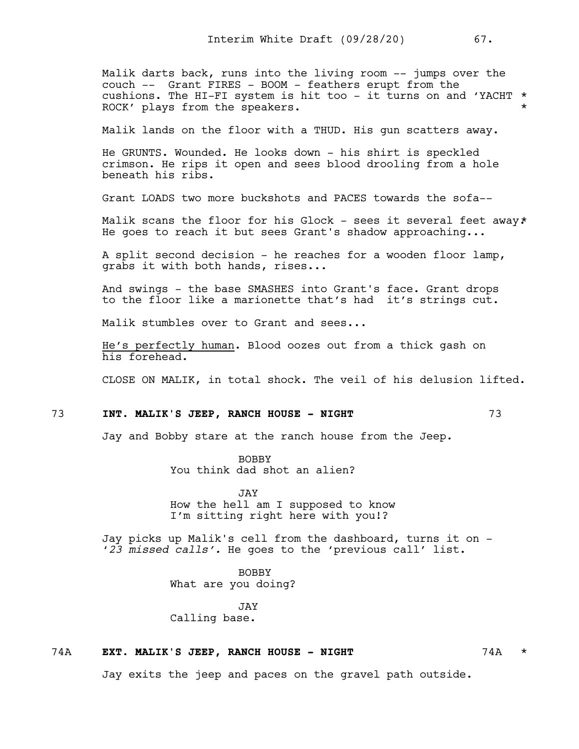Malik darts back, runs into the living room -- jumps over the couch -- Grant FIRES - BOOM - feathers erupt from the cushions. The HI-FI system is hit too - it turns on and 'YACHT ROCK' plays from the speakers. *

Malik lands on the floor with a THUD. His gun scatters away.

He GRUNTS. Wounded. He looks down - his shirt is speckled crimson. He rips it open and sees blood drooling from a hole beneath his ribs.

Grant LOADS two more buckshots and PACES towards the sofa--

Malik scans the floor for his Glock - sees it several feet away. * He goes to reach it but sees Grant's shadow approaching...

A split second decision - he reaches for a wooden floor lamp, grabs it with both hands, rises...

And swings - the base SMASHES into Grant's face. Grant drops to the floor like a marionette that's had it's strings cut.

Malik stumbles over to Grant and sees...

<u>He's perfectly human</u>. Blood oozes out from a thick gash on his forehead.

CLOSE ON MALIK, in total shock. The veil of his delusion lifted.

**73 INT. MALIK'S JEEP, RANCH HOUSE - NIGHT 73**

Jay and Bobby stare at the ranch house from the Jeep.

BOBBY
You think dad shot an alien?

JAY
How the hell am I supposed to know I'm sitting right here with you!?

Jay picks up Malik's cell from the dashboard, turns it on - *'23 missed calls'.* He goes to the 'previous call' list.

BOBBY
What are you doing?

JAY
Calling base.

**74A EXT. MALIK'S JEEP, RANCH HOUSE - NIGHT 74A** *

Jay exits the jeep and paces on the gravel path outside.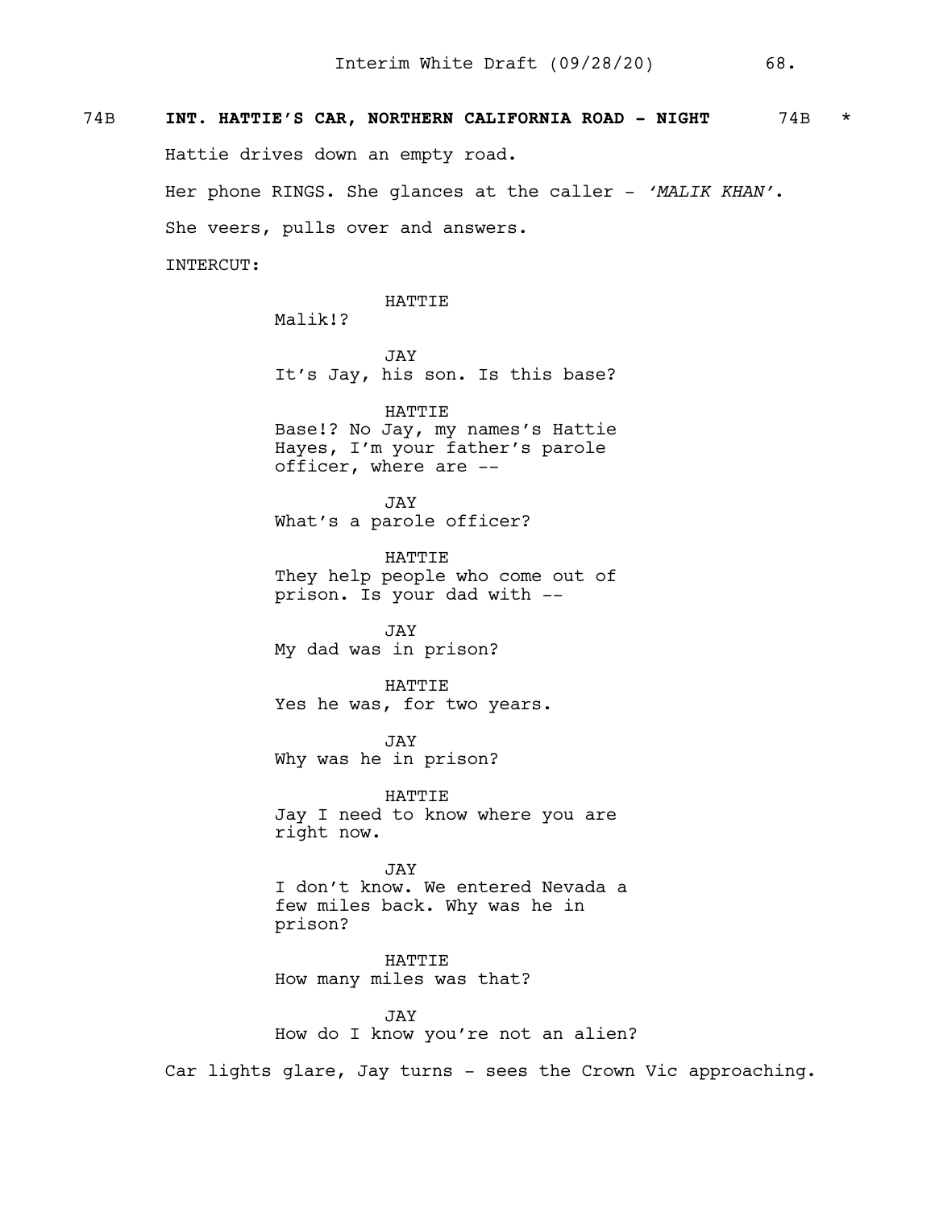**74B INT. HATTIE'S CAR, NORTHERN CALIFORNIA ROAD - NIGHT 74B ***

Hattie drives down an empty road.

Her phone RINGS. She glances at the caller - *'MALIK KHAN'*.

She veers, pulls over and answers.

INTERCUT:

HATTIE
Malik!?

JAY
It's Jay, his son. Is this base?

HATTIE
Base!? No Jay, my names's Hattie Hayes, I'm your father's parole officer, where are --

JAY
What's a parole officer?

HATTIE
They help people who come out of prison. Is your dad with --

JAY
My dad was in prison?

HATTIE
Yes he was, for two years.

JAY
Why was he in prison?

HATTIE
Jay I need to know where you are right now.

JAY
I don't know. We entered Nevada a few miles back. Why was he in prison?

HATTIE
How many miles was that?

JAY
How do I know you're not an alien?

Car lights glare, Jay turns - sees the Crown Vic approaching.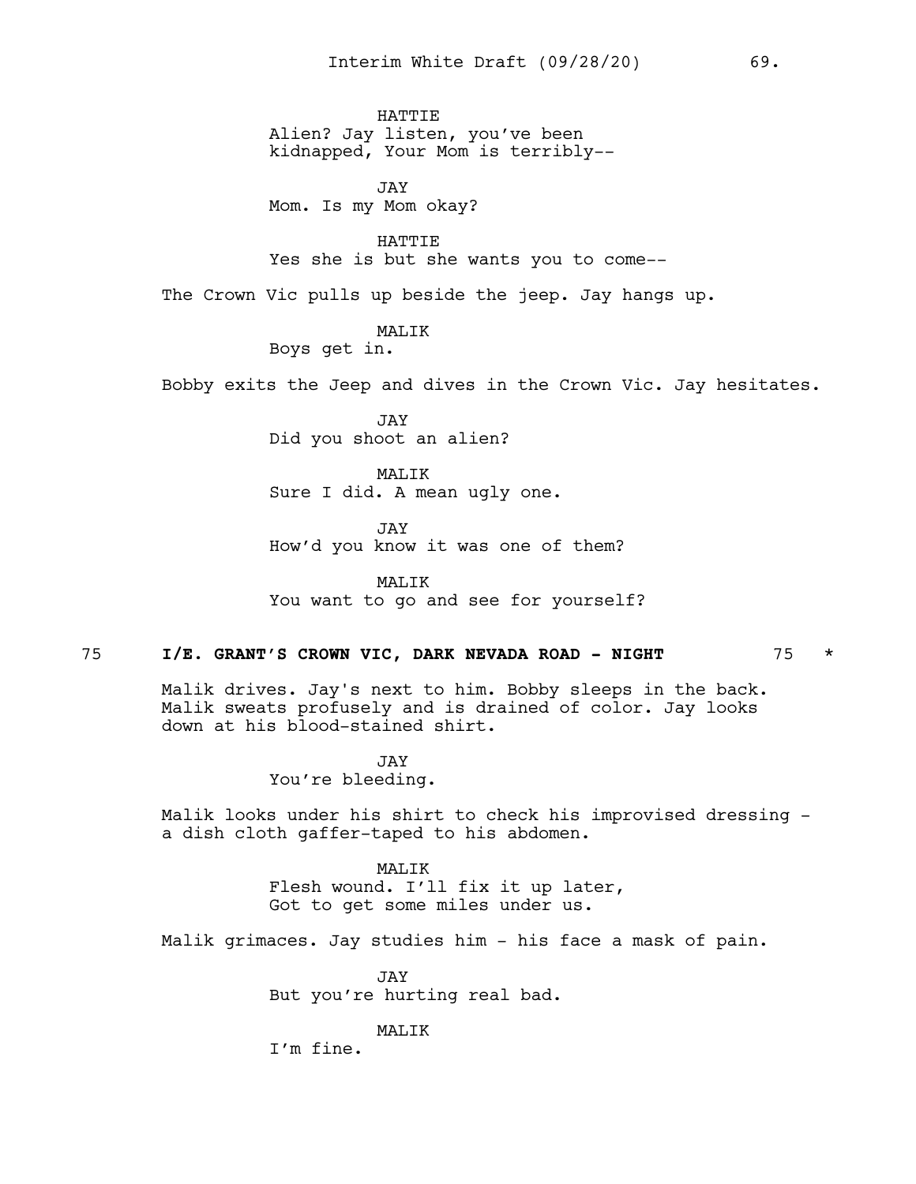HATTIE
Alien? Jay listen, you've been kidnapped, Your Mom is terribly--

JAY
Mom. Is my Mom okay?

HATTIE
Yes she is but she wants you to come--

The Crown Vic pulls up beside the jeep. Jay hangs up.

MALIK
Boys get in.

Bobby exits the Jeep and dives in the Crown Vic. Jay hesitates.

JAY
Did you shoot an alien?

MALIK
Sure I did. A mean ugly one.

JAY
How'd you know it was one of them?

MALIK
You want to go and see for yourself?

**75 I/E. GRANT'S CROWN VIC, DARK NEVADA ROAD - NIGHT 75 ***

Malik drives. Jay's next to him. Bobby sleeps in the back. Malik sweats profusely and is drained of color. Jay looks down at his blood-stained shirt.

JAY
You're bleeding.

Malik looks under his shirt to check his improvised dressing - a dish cloth gaffer-taped to his abdomen.

MALIK
Flesh wound. I'll fix it up later, Got to get some miles under us.

Malik grimaces. Jay studies him - his face a mask of pain.

JAY
But you're hurting real bad.

MALIK
I'm fine.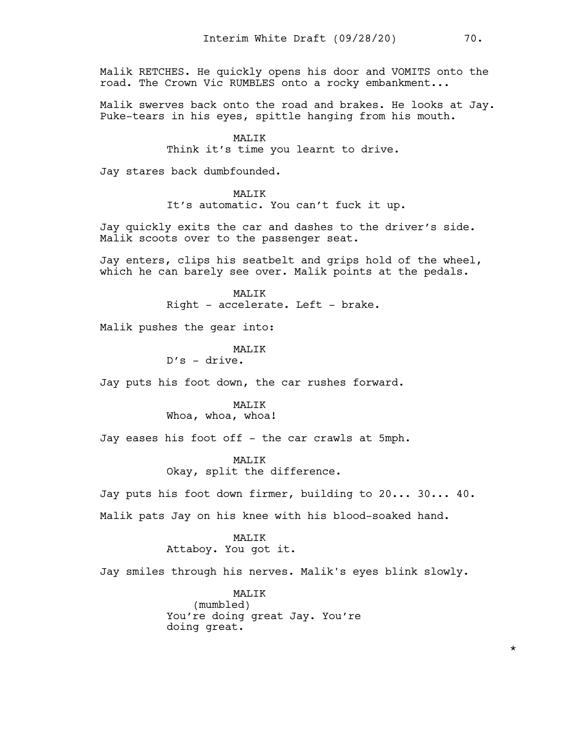Malik RETCHES. He quickly opens his door and VOMITS onto the road. The Crown Vic RUMBLES onto a rocky embankment...

Malik swerves back onto the road and brakes. He looks at Jay. Puke-tears in his eyes, spittle hanging from his mouth.

MALIK
Think it's time you learnt to drive.

Jay stares back dumbfounded.

MALIK
It's automatic. You can't fuck it up.

Jay quickly exits the car and dashes to the driver's side. Malik scoots over to the passenger seat.

Jay enters, clips his seatbelt and grips hold of the wheel, which he can barely see over. Malik points at the pedals.

MALIK
Right - accelerate. Left - brake.

Malik pushes the gear into:

MALIK
D's - drive.

Jay puts his foot down, the car rushes forward.

MALIK
Whoa, whoa, whoa!

Jay eases his foot off - the car crawls at 5mph.

MALIK
Okay, split the difference.

Jay puts his foot down firmer, building to 20... 30... 40.

Malik pats Jay on his knee with his blood-soaked hand.

MALIK
Attaboy. You got it.

Jay smiles through his nerves. Malik's eyes blink slowly.

MALIK
(mumbled)
You're doing great Jay. You're doing great.

*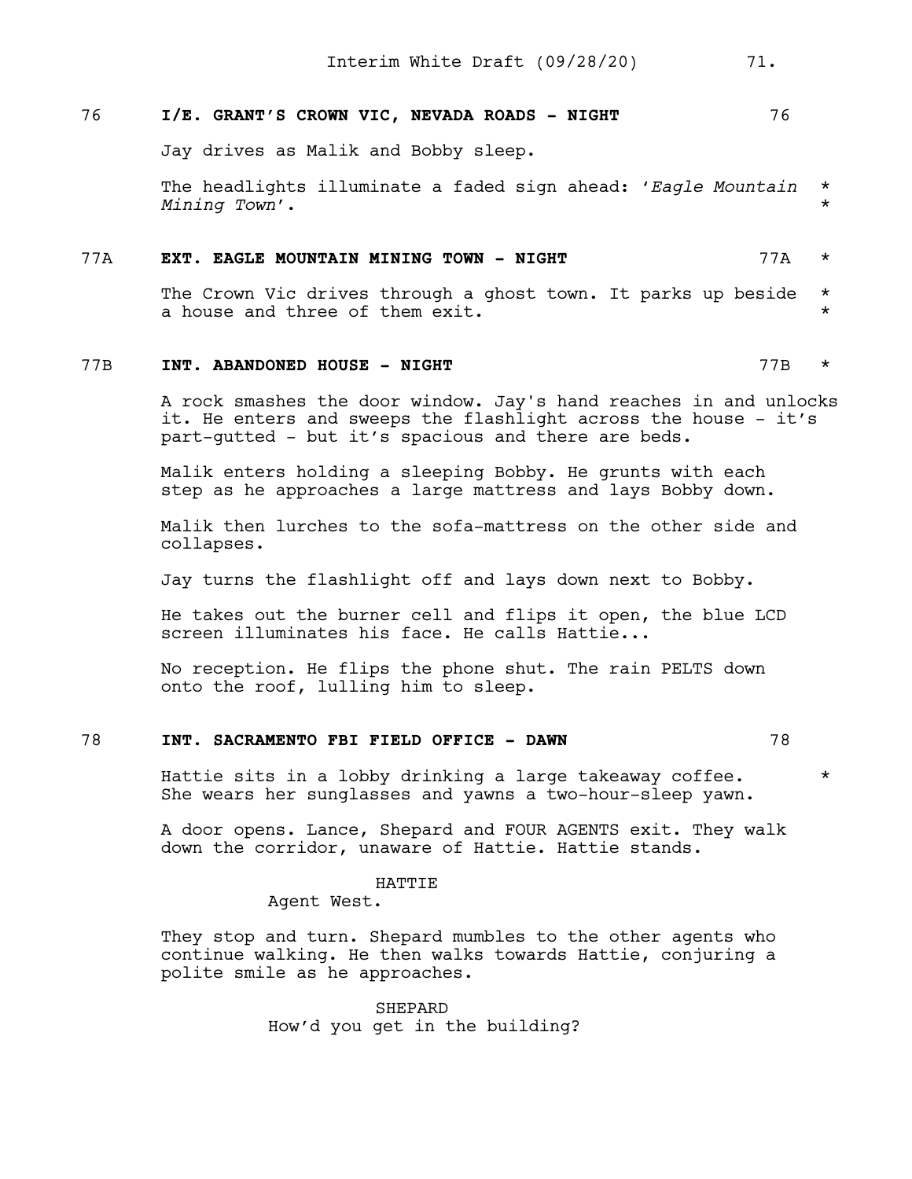76 **I/E. GRANT'S CROWN VIC, NEVADA ROADS - NIGHT** 76

Jay drives as Malik and Bobby sleep.

The headlights illuminate a faded sign ahead: '*Eagle Mountain Mining Town*'. *

77A **EXT. EAGLE MOUNTAIN MINING TOWN - NIGHT** 77A *

The Crown Vic drives through a ghost town. It parks up beside a house and three of them exit. *

77B **INT. ABANDONED HOUSE - NIGHT** 77B *

A rock smashes the door window. Jay's hand reaches in and unlocks it. He enters and sweeps the flashlight across the house - it's part-gutted - but it's spacious and there are beds.

Malik enters holding a sleeping Bobby. He grunts with each step as he approaches a large mattress and lays Bobby down.

Malik then lurches to the sofa-mattress on the other side and collapses.

Jay turns the flashlight off and lays down next to Bobby.

He takes out the burner cell and flips it open, the blue LCD screen illuminates his face. He calls Hattie...

No reception. He flips the phone shut. The rain PELTS down onto the roof, lulling him to sleep.

78 **INT. SACRAMENTO FBI FIELD OFFICE - DAWN** 78

Hattie sits in a lobby drinking a large takeaway coffee. She wears her sunglasses and yawns a two-hour-sleep yawn. *

A door opens. Lance, Shepard and FOUR AGENTS exit. They walk down the corridor, unaware of Hattie. Hattie stands.

HATTIE
Agent West.

They stop and turn. Shepard mumbles to the other agents who continue walking. He then walks towards Hattie, conjuring a polite smile as he approaches.

SHEPARD
How'd you get in the building?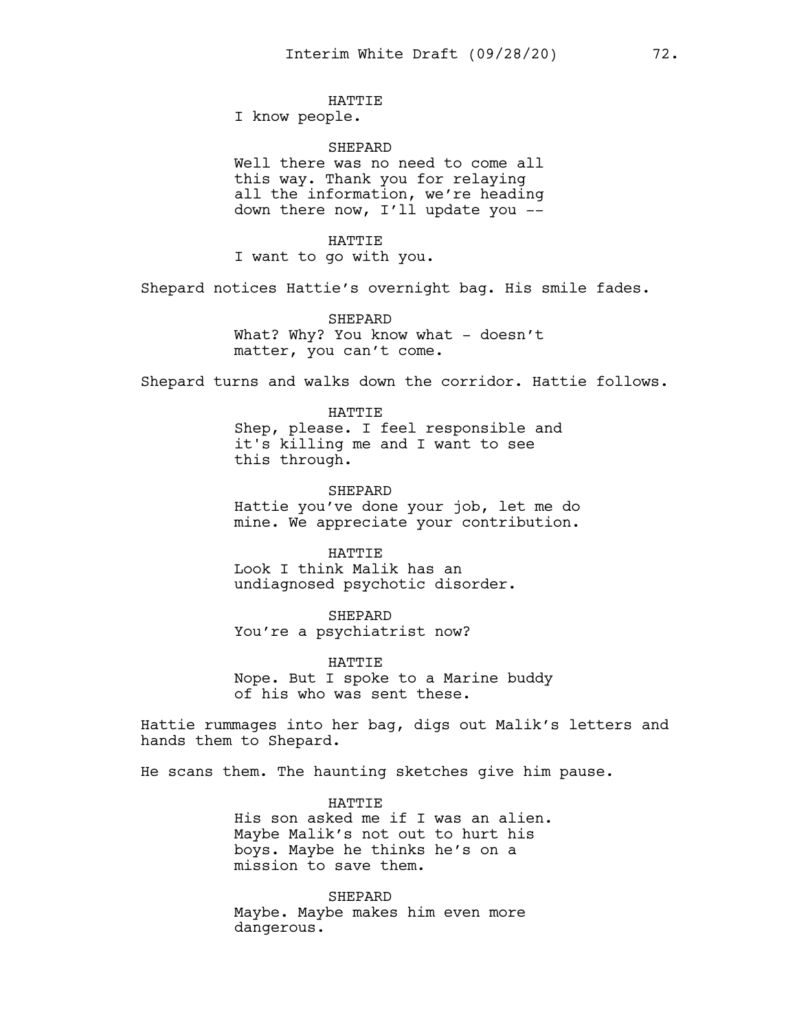HATTIE
I know people.

SHEPARD
Well there was no need to come all this way. Thank you for relaying all the information, we're heading down there now, I'll update you --

HATTIE
I want to go with you.

Shepard notices Hattie's overnight bag. His smile fades.

SHEPARD
What? Why? You know what - doesn't matter, you can't come.

Shepard turns and walks down the corridor. Hattie follows.

HATTIE
Shep, please. I feel responsible and it's killing me and I want to see this through.

SHEPARD
Hattie you've done your job, let me do mine. We appreciate your contribution.

HATTIE
Look I think Malik has an undiagnosed psychotic disorder.

SHEPARD
You're a psychiatrist now?

HATTIE
Nope. But I spoke to a Marine buddy of his who was sent these.

Hattie rummages into her bag, digs out Malik's letters and hands them to Shepard.

He scans them. The haunting sketches give him pause.

HATTIE
His son asked me if I was an alien. Maybe Malik's not out to hurt his boys. Maybe he thinks he's on a mission to save them.

SHEPARD
Maybe. Maybe makes him even more dangerous.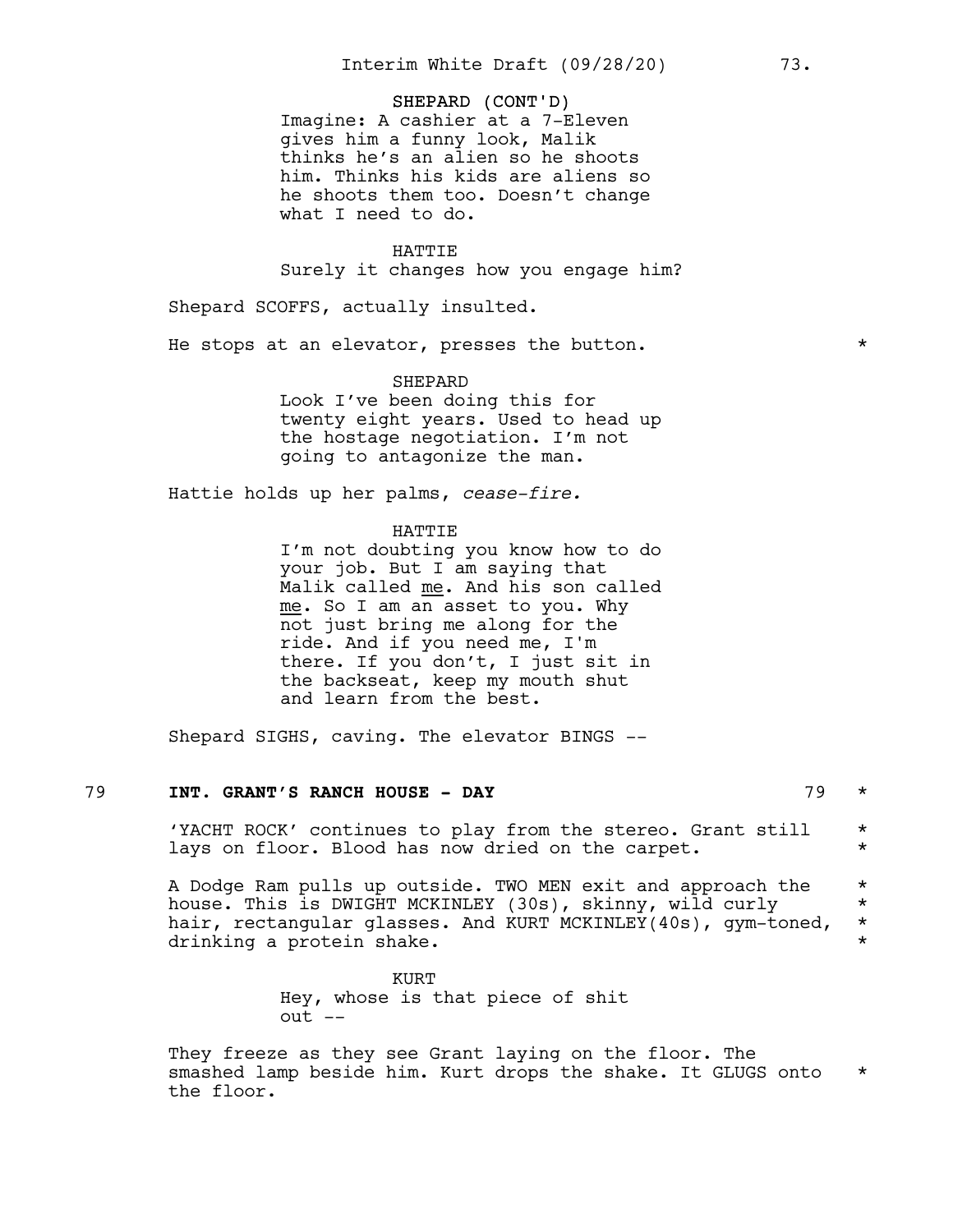SHEPARD (CONT'D)
Imagine: A cashier at a 7-Eleven gives him a funny look, Malik thinks he's an alien so he shoots him. Thinks his kids are aliens so he shoots them too. Doesn't change what I need to do.

HATTIE
Surely it changes how you engage him?

Shepard SCOFFS, actually insulted.

He stops at an elevator, presses the button. *

SHEPARD
Look I've been doing this for twenty eight years. Used to head up the hostage negotiation. I'm not going to antagonize the man.

Hattie holds up her palms, *cease-fire.*

HATTIE
I'm not doubting you know how to do your job. But I am saying that Malik called <u>me</u>. And his son called <u>me</u>. So I am an asset to you. Why not just bring me along for the ride. And if you need me, I'm there. If you don't, I just sit in the backseat, keep my mouth shut and learn from the best.

Shepard SIGHS, caving. The elevator BINGS --

**79 INT. GRANT'S RANCH HOUSE - DAY 79** *

'YACHT ROCK' continues to play from the stereo. Grant still lays on floor. Blood has now dried on the carpet. *

A Dodge Ram pulls up outside. TWO MEN exit and approach the house. This is DWIGHT MCKINLEY (30s), skinny, wild curly hair, rectangular glasses. And KURT MCKINLEY(40s), gym-toned, drinking a protein shake. *

KURT
Hey, whose is that piece of shit out --

They freeze as they see Grant laying on the floor. The smashed lamp beside him. Kurt drops the shake. It GLUGS onto the floor. *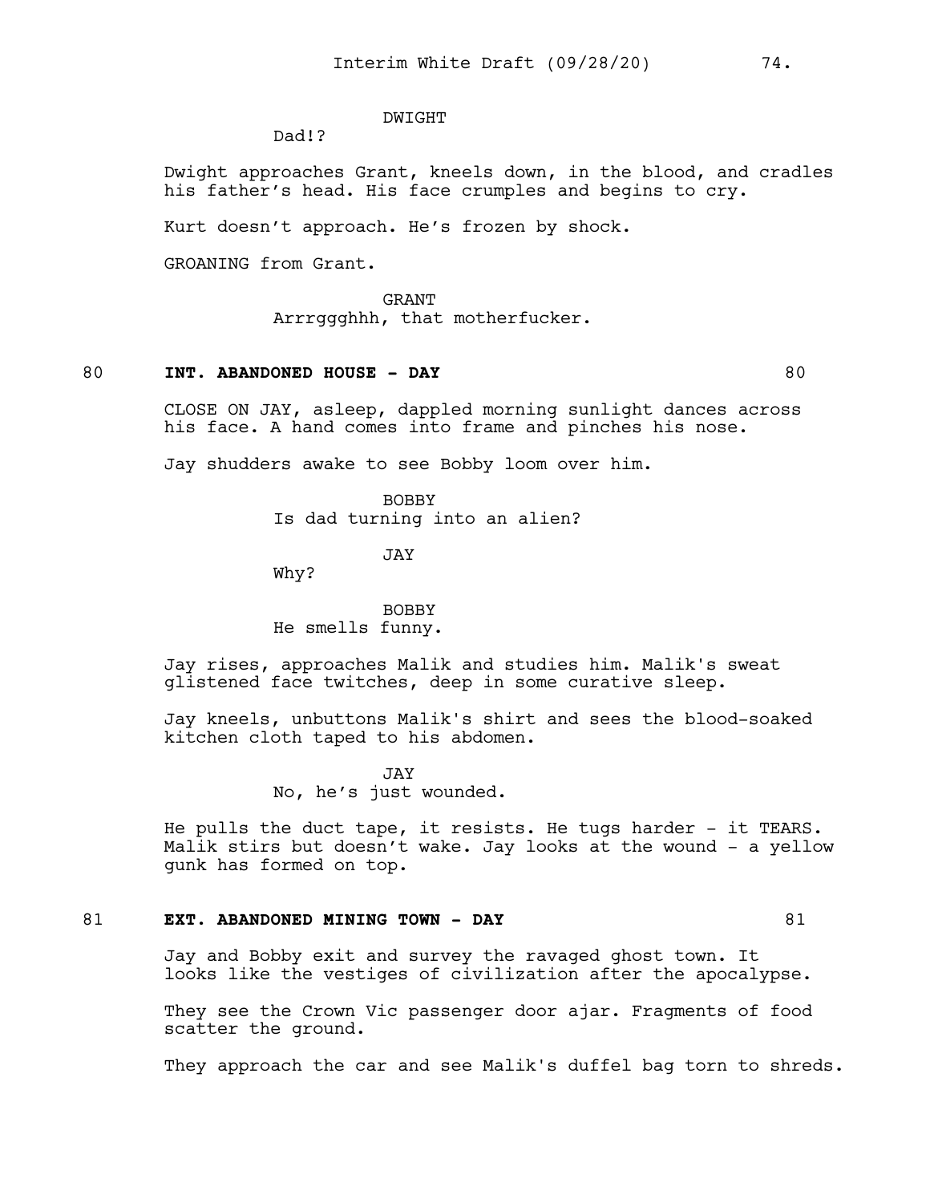DWIGHT

Dad!?

Dwight approaches Grant, kneels down, in the blood, and cradles his father's head. His face crumples and begins to cry.

Kurt doesn't approach. He's frozen by shock.

GROANING from Grant.

GRANT

Arrrggghhh, that motherfucker.

80 **INT. ABANDONED HOUSE - DAY** 80

CLOSE ON JAY, asleep, dappled morning sunlight dances across his face. A hand comes into frame and pinches his nose.

Jay shudders awake to see Bobby loom over him.

BOBBY

Is dad turning into an alien?

JAY

Why?

BOBBY

He smells funny.

Jay rises, approaches Malik and studies him. Malik's sweat glistened face twitches, deep in some curative sleep.

Jay kneels, unbuttons Malik's shirt and sees the blood-soaked kitchen cloth taped to his abdomen.

JAY

No, he's just wounded.

He pulls the duct tape, it resists. He tugs harder - it TEARS. Malik stirs but doesn't wake. Jay looks at the wound - a yellow gunk has formed on top.

81 **EXT. ABANDONED MINING TOWN - DAY** 81

Jay and Bobby exit and survey the ravaged ghost town. It looks like the vestiges of civilization after the apocalypse.

They see the Crown Vic passenger door ajar. Fragments of food scatter the ground.

They approach the car and see Malik's duffel bag torn to shreds.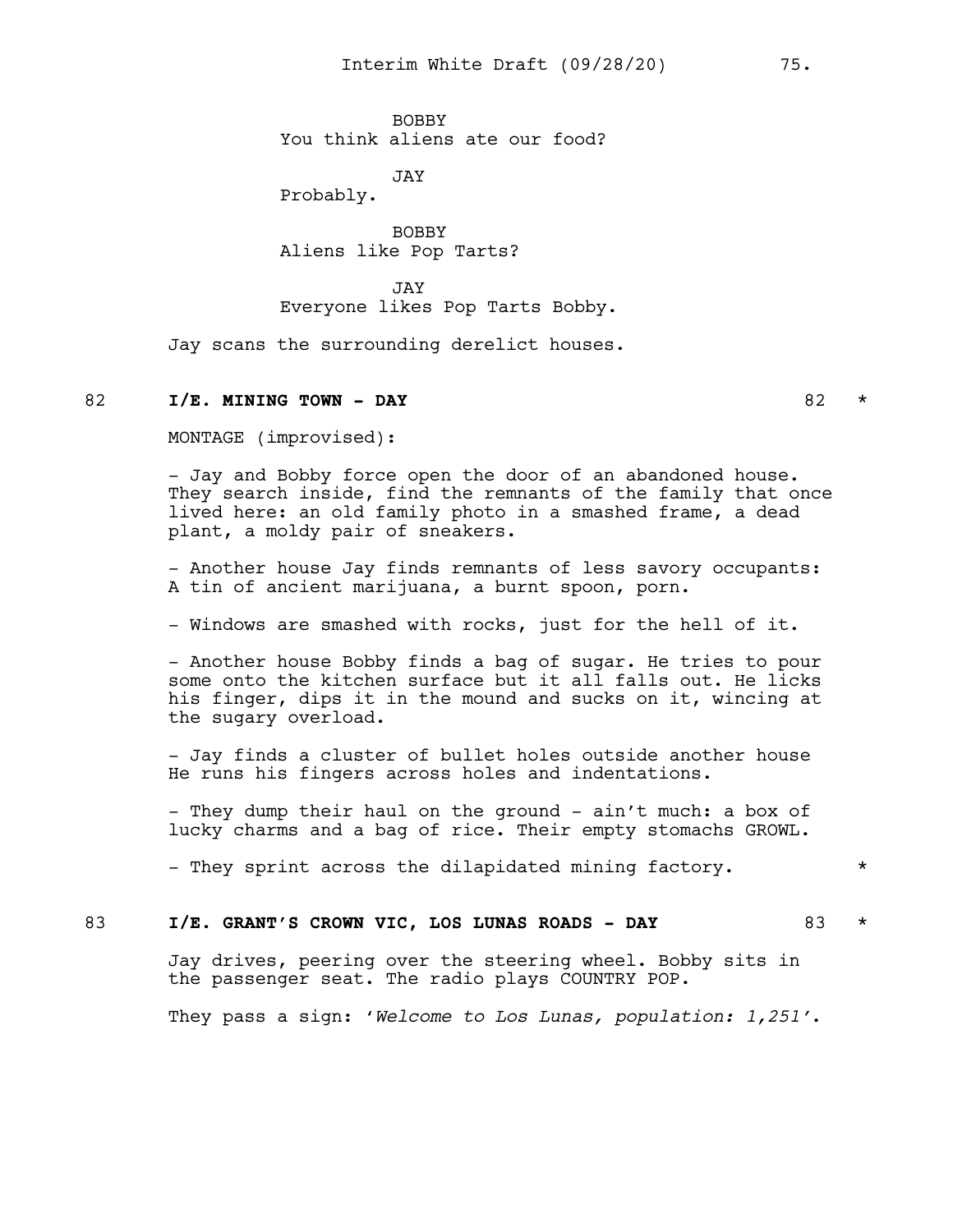BOBBY
You think aliens ate our food?

JAY
Probably.

BOBBY
Aliens like Pop Tarts?

JAY
Everyone likes Pop Tarts Bobby.

Jay scans the surrounding derelict houses.

82 **I/E. MINING TOWN - DAY** 82 *

MONTAGE (improvised):

- Jay and Bobby force open the door of an abandoned house. They search inside, find the remnants of the family that once lived here: an old family photo in a smashed frame, a dead plant, a moldy pair of sneakers.

- Another house Jay finds remnants of less savory occupants: A tin of ancient marijuana, a burnt spoon, porn.

- Windows are smashed with rocks, just for the hell of it.

- Another house Bobby finds a bag of sugar. He tries to pour some onto the kitchen surface but it all falls out. He licks his finger, dips it in the mound and sucks on it, wincing at the sugary overload.

- Jay finds a cluster of bullet holes outside another house He runs his fingers across holes and indentations.

- They dump their haul on the ground - ain't much: a box of lucky charms and a bag of rice. Their empty stomachs GROWL.

- They sprint across the dilapidated mining factory. *

83 **I/E. GRANT'S CROWN VIC, LOS LUNAS ROADS - DAY** 83 *

Jay drives, peering over the steering wheel. Bobby sits in the passenger seat. The radio plays COUNTRY POP.

They pass a sign: '*Welcome to Los Lunas, population: 1,251*'.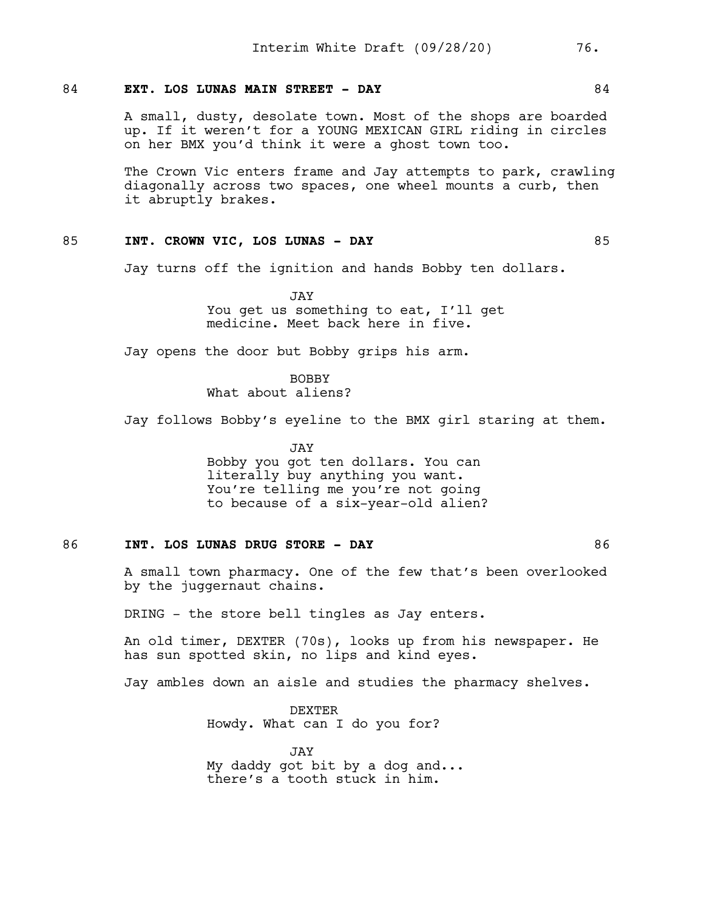## 84 EXT. LOS LUNAS MAIN STREET - DAY 84

A small, dusty, desolate town. Most of the shops are boarded up. If it weren't for a YOUNG MEXICAN GIRL riding in circles on her BMX you'd think it were a ghost town too.

The Crown Vic enters frame and Jay attempts to park, crawling diagonally across two spaces, one wheel mounts a curb, then it abruptly brakes.

## 85 INT. CROWN VIC, LOS LUNAS - DAY 85

Jay turns off the ignition and hands Bobby ten dollars.

JAY
You get us something to eat, I'll get medicine. Meet back here in five.

Jay opens the door but Bobby grips his arm.

BOBBY
What about aliens?

Jay follows Bobby's eyeline to the BMX girl staring at them.

JAY
Bobby you got ten dollars. You can literally buy anything you want. You're telling me you're not going to because of a six-year-old alien?

## 86 INT. LOS LUNAS DRUG STORE - DAY 86

A small town pharmacy. One of the few that's been overlooked by the juggernaut chains.

DRING - the store bell tingles as Jay enters.

An old timer, DEXTER (70s), looks up from his newspaper. He has sun spotted skin, no lips and kind eyes.

Jay ambles down an aisle and studies the pharmacy shelves.

DEXTER
Howdy. What can I do you for?

JAY
My daddy got bit by a dog and... there's a tooth stuck in him.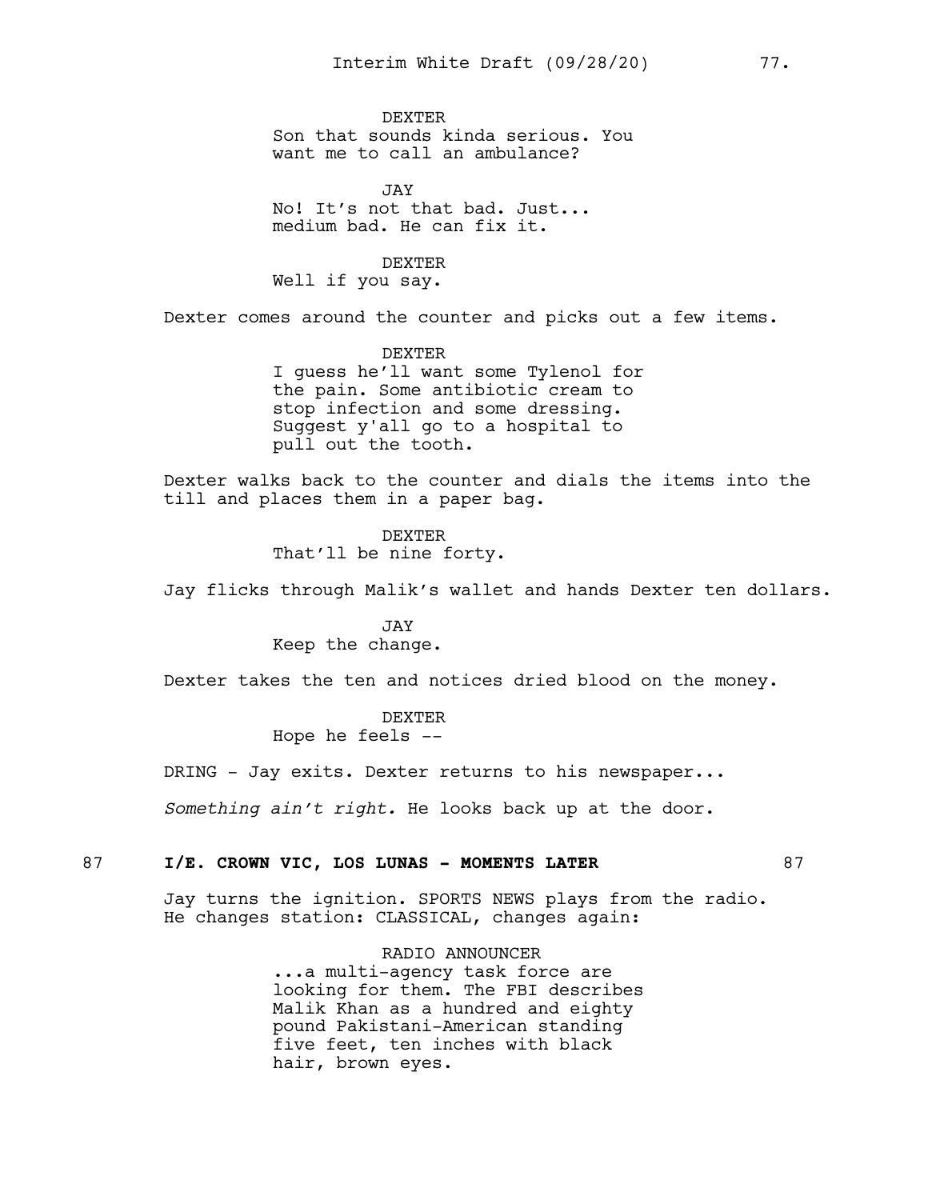DEXTER
Son that sounds kinda serious. You want me to call an ambulance?

JAY
No! It's not that bad. Just... medium bad. He can fix it.

DEXTER
Well if you say.

Dexter comes around the counter and picks out a few items.

DEXTER
I guess he'll want some Tylenol for the pain. Some antibiotic cream to stop infection and some dressing. Suggest y'all go to a hospital to pull out the tooth.

Dexter walks back to the counter and dials the items into the till and places them in a paper bag.

DEXTER
That'll be nine forty.

Jay flicks through Malik's wallet and hands Dexter ten dollars.

JAY
Keep the change.

Dexter takes the ten and notices dried blood on the money.

DEXTER
Hope he feels --

DRING - Jay exits. Dexter returns to his newspaper...

*Something ain't right.* He looks back up at the door.

87 **I/E. CROWN VIC, LOS LUNAS - MOMENTS LATER** 87

Jay turns the ignition. SPORTS NEWS plays from the radio. He changes station: CLASSICAL, changes again:

RADIO ANNOUNCER
...a multi-agency task force are looking for them. The FBI describes Malik Khan as a hundred and eighty pound Pakistani-American standing five feet, ten inches with black hair, brown eyes.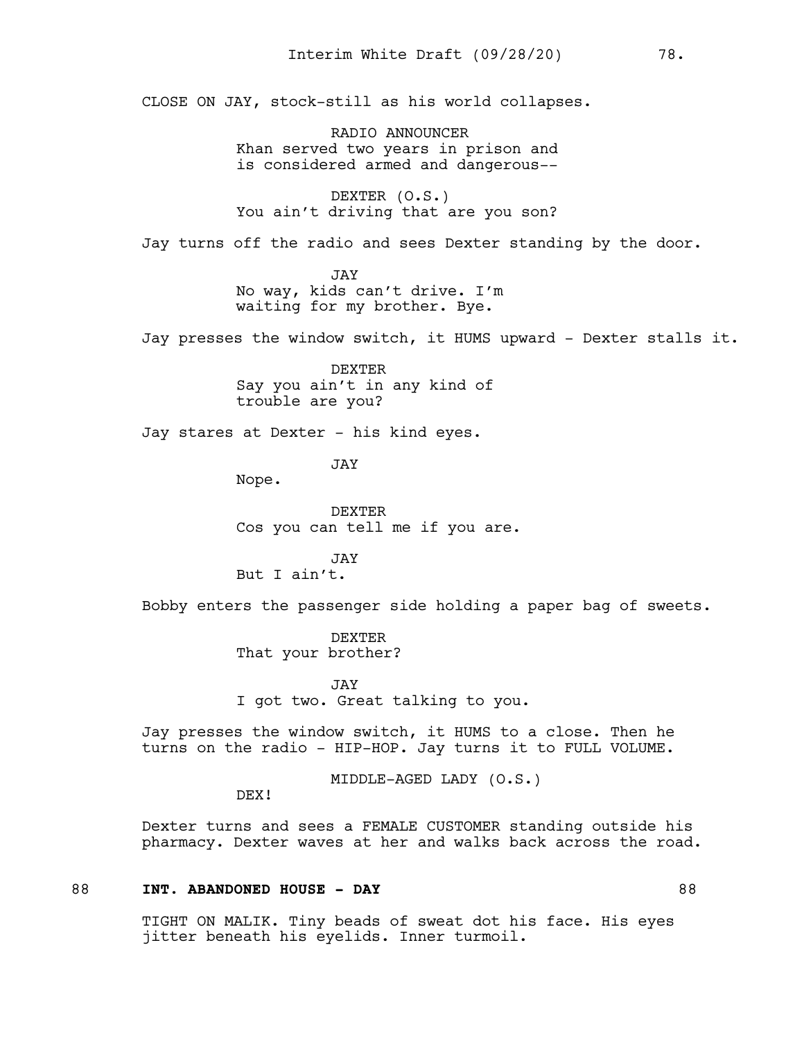CLOSE ON JAY, stock-still as his world collapses.

RADIO ANNOUNCER
Khan served two years in prison and is considered armed and dangerous--

DEXTER (O.S.)
You ain't driving that are you son?

Jay turns off the radio and sees Dexter standing by the door.

JAY
No way, kids can't drive. I'm waiting for my brother. Bye.

Jay presses the window switch, it HUMS upward - Dexter stalls it.

DEXTER
Say you ain't in any kind of trouble are you?

Jay stares at Dexter - his kind eyes.

JAY
Nope.

DEXTER
Cos you can tell me if you are.

JAY
But I ain't.

Bobby enters the passenger side holding a paper bag of sweets.

DEXTER
That your brother?

JAY
I got two. Great talking to you.

Jay presses the window switch, it HUMS to a close. Then he turns on the radio - HIP-HOP. Jay turns it to FULL VOLUME.

MIDDLE-AGED LADY (O.S.)
DEX!

Dexter turns and sees a FEMALE CUSTOMER standing outside his pharmacy. Dexter waves at her and walks back across the road.

88 **INT. ABANDONED HOUSE - DAY** 88

TIGHT ON MALIK. Tiny beads of sweat dot his face. His eyes jitter beneath his eyelids. Inner turmoil.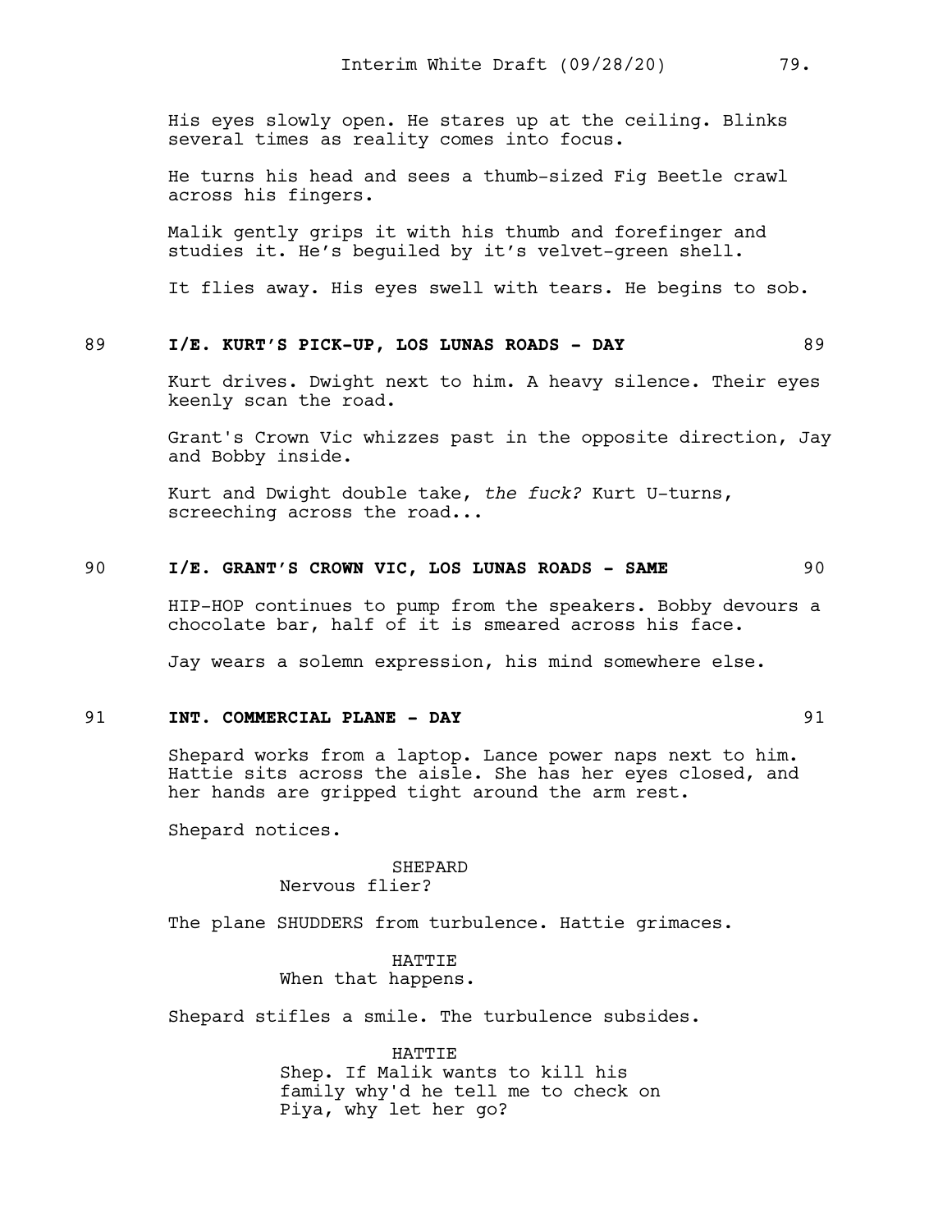His eyes slowly open. He stares up at the ceiling. Blinks several times as reality comes into focus.

He turns his head and sees a thumb-sized Fig Beetle crawl across his fingers.

Malik gently grips it with his thumb and forefinger and studies it. He's beguiled by it's velvet-green shell.

It flies away. His eyes swell with tears. He begins to sob.

**89 I/E. KURT'S PICK-UP, LOS LUNAS ROADS - DAY 89**

Kurt drives. Dwight next to him. A heavy silence. Their eyes keenly scan the road.

Grant's Crown Vic whizzes past in the opposite direction, Jay and Bobby inside.

Kurt and Dwight double take, *the fuck?* Kurt U-turns, screeching across the road...

**90 I/E. GRANT'S CROWN VIC, LOS LUNAS ROADS - SAME 90**

HIP-HOP continues to pump from the speakers. Bobby devours a chocolate bar, half of it is smeared across his face.

Jay wears a solemn expression, his mind somewhere else.

**91 INT. COMMERCIAL PLANE - DAY 91**

Shepard works from a laptop. Lance power naps next to him. Hattie sits across the aisle. She has her eyes closed, and her hands are gripped tight around the arm rest.

Shepard notices.

SHEPARD
Nervous flier?

The plane SHUDDERS from turbulence. Hattie grimaces.

HATTIE
When that happens.

Shepard stifles a smile. The turbulence subsides.

HATTIE
Shep. If Malik wants to kill his family why'd he tell me to check on Piya, why let her go?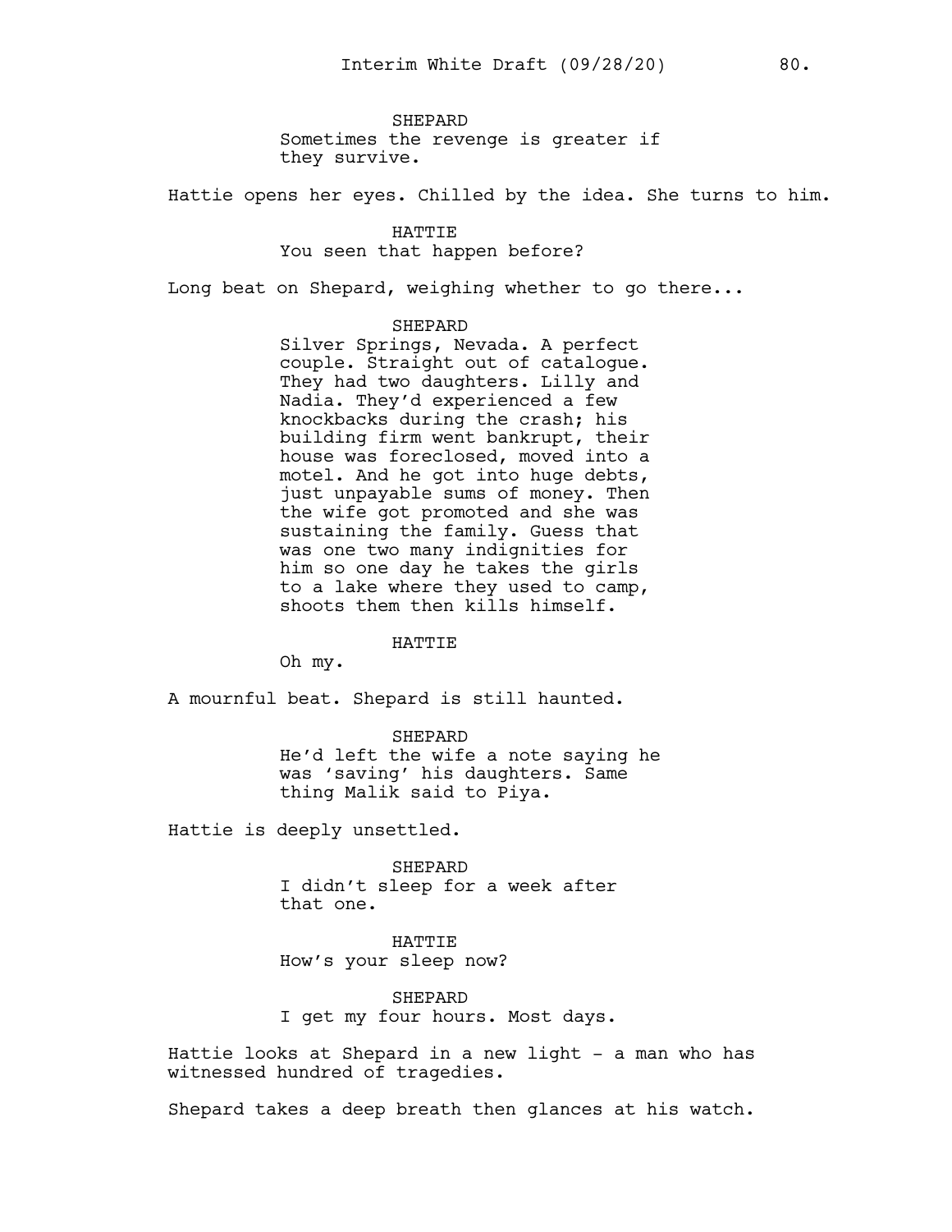SHEPARD
Sometimes the revenge is greater if they survive.

Hattie opens her eyes. Chilled by the idea. She turns to him.

HATTIE
You seen that happen before?

Long beat on Shepard, weighing whether to go there...

SHEPARD
Silver Springs, Nevada. A perfect couple. Straight out of catalogue. They had two daughters. Lilly and Nadia. They'd experienced a few knockbacks during the crash; his building firm went bankrupt, their house was foreclosed, moved into a motel. And he got into huge debts, just unpayable sums of money. Then the wife got promoted and she was sustaining the family. Guess that was one two many indignities for him so one day he takes the girls to a lake where they used to camp, shoots them then kills himself.

HATTIE
Oh my.

A mournful beat. Shepard is still haunted.

SHEPARD
He'd left the wife a note saying he was 'saving' his daughters. Same thing Malik said to Piya.

Hattie is deeply unsettled.

SHEPARD
I didn't sleep for a week after that one.

HATTIE
How's your sleep now?

SHEPARD
I get my four hours. Most days.

Hattie looks at Shepard in a new light - a man who has witnessed hundred of tragedies.

Shepard takes a deep breath then glances at his watch.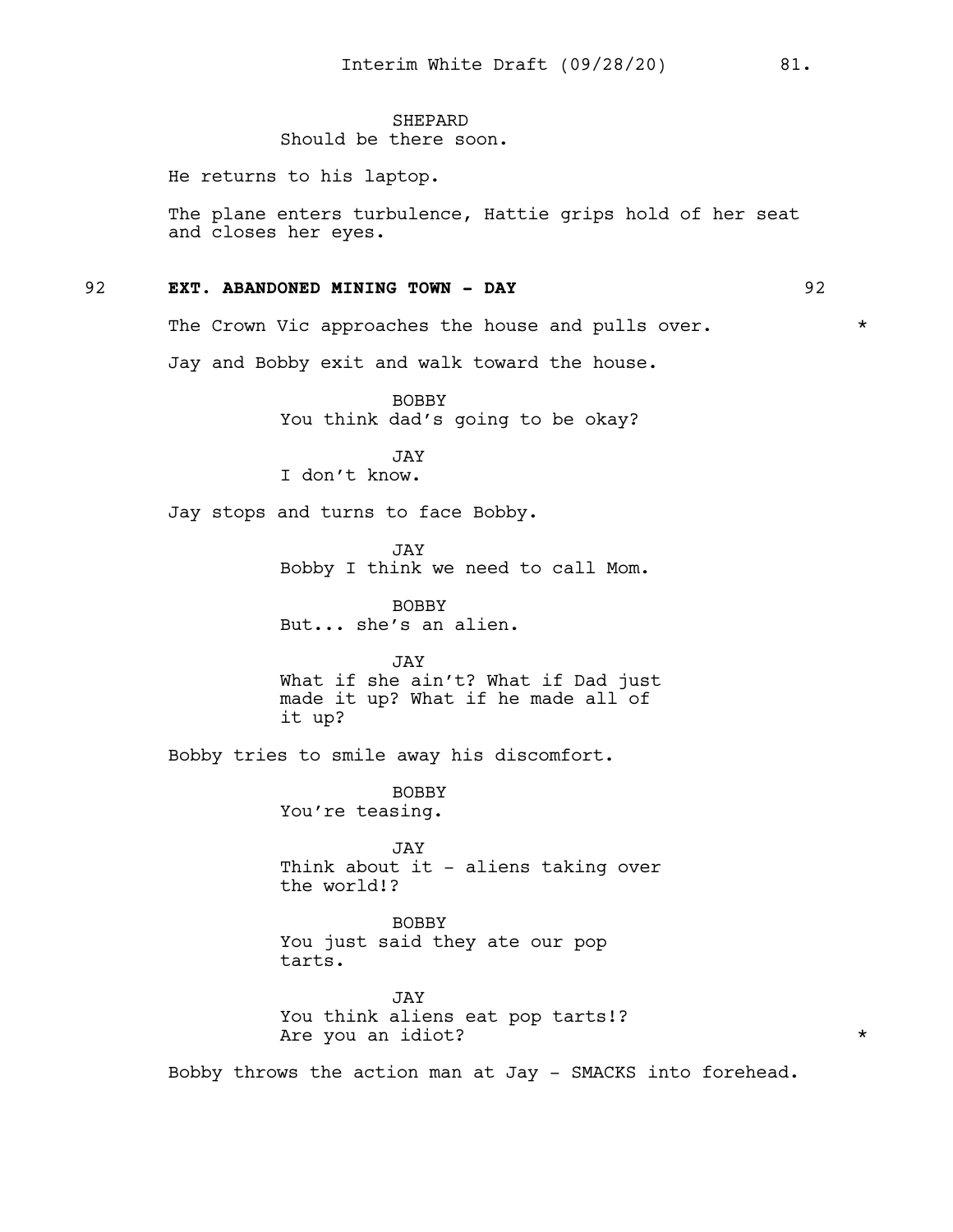SHEPARD
Should be there soon.

He returns to his laptop.

The plane enters turbulence, Hattie grips hold of her seat and closes her eyes.

92 **EXT. ABANDONED MINING TOWN - DAY** 92

The Crown Vic approaches the house and pulls over. *

Jay and Bobby exit and walk toward the house.

BOBBY
You think dad's going to be okay?

JAY
I don't know.

Jay stops and turns to face Bobby.

JAY
Bobby I think we need to call Mom.

BOBBY
But... she's an alien.

JAY
What if she ain't? What if Dad just made it up? What if he made all of it up?

Bobby tries to smile away his discomfort.

BOBBY
You're teasing.

JAY
Think about it - aliens taking over the world!?

BOBBY
You just said they ate our pop tarts.

JAY
You think aliens eat pop tarts!? Are you an idiot? *

Bobby throws the action man at Jay - SMACKS into forehead.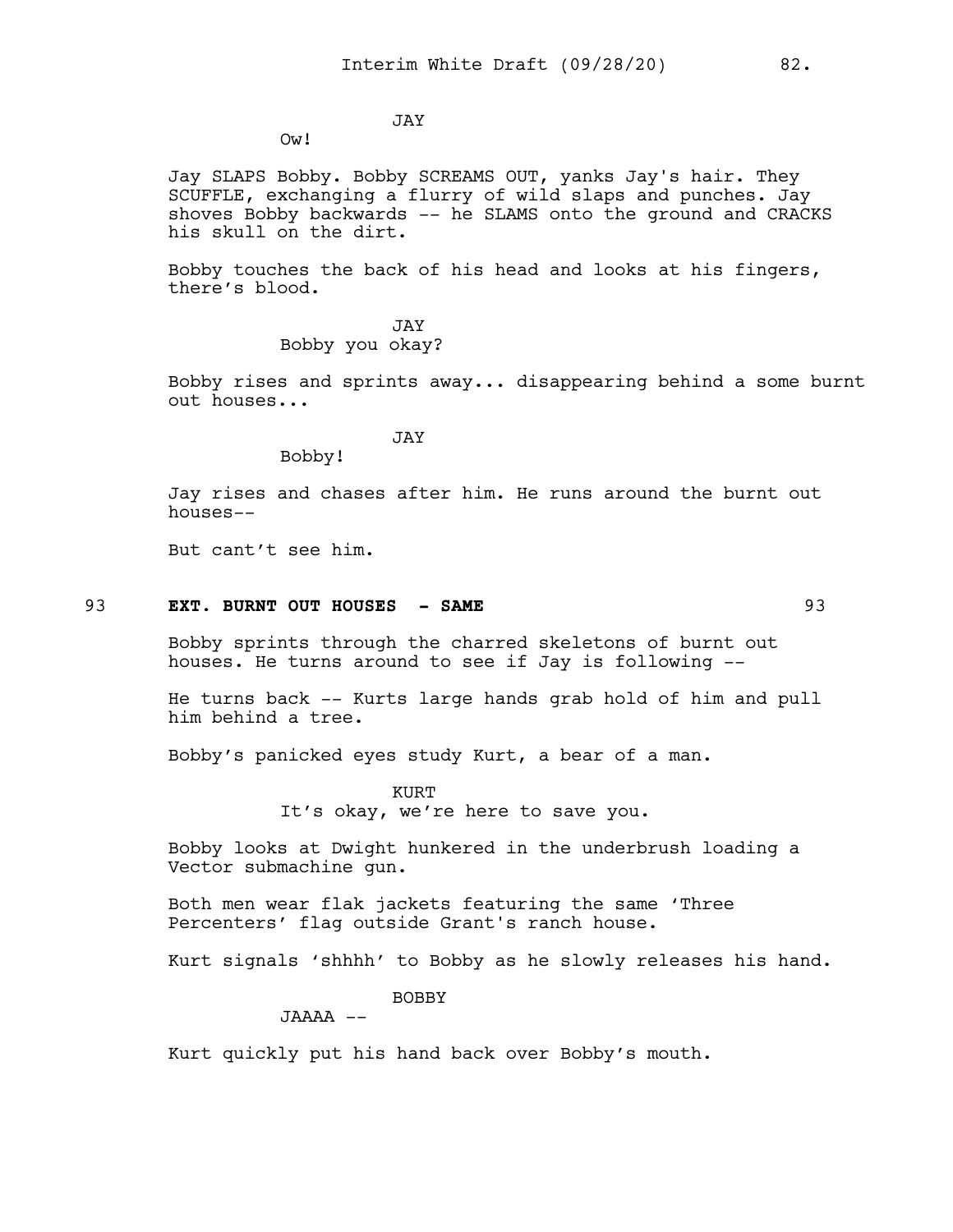JAY

Ow!

Jay SLAPS Bobby. Bobby SCREAMS OUT, yanks Jay's hair. They SCUFFLE, exchanging a flurry of wild slaps and punches. Jay shoves Bobby backwards -- he SLAMS onto the ground and CRACKS his skull on the dirt.

Bobby touches the back of his head and looks at his fingers, there's blood.

JAY

Bobby you okay?

Bobby rises and sprints away... disappearing behind a some burnt out houses...

JAY

Bobby!

Jay rises and chases after him. He runs around the burnt out houses--

But cant't see him.

93 **EXT. BURNT OUT HOUSES - SAME** 93

Bobby sprints through the charred skeletons of burnt out houses. He turns around to see if Jay is following --

He turns back -- Kurts large hands grab hold of him and pull him behind a tree.

Bobby's panicked eyes study Kurt, a bear of a man.

KURT

It's okay, we're here to save you.

Bobby looks at Dwight hunkered in the underbrush loading a Vector submachine gun.

Both men wear flak jackets featuring the same 'Three Percenters' flag outside Grant's ranch house.

Kurt signals 'shhhh' to Bobby as he slowly releases his hand.

BOBBY

JAAAA --

Kurt quickly put his hand back over Bobby's mouth.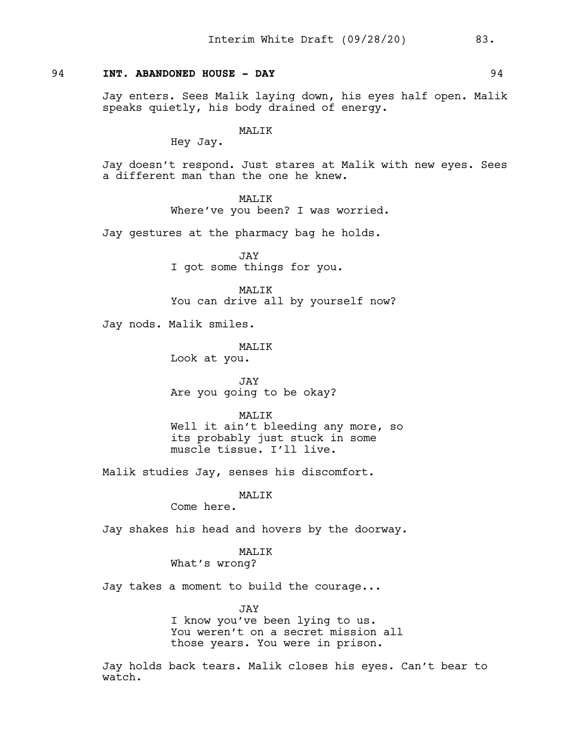## 94 INT. ABANDONED HOUSE - DAY 94

Jay enters. Sees Malik laying down, his eyes half open. Malik speaks quietly, his body drained of energy.

MALIK
Hey Jay.

Jay doesn't respond. Just stares at Malik with new eyes. Sees a different man than the one he knew.

MALIK
Where've you been? I was worried.

Jay gestures at the pharmacy bag he holds.

JAY
I got some things for you.

MALIK
You can drive all by yourself now?

Jay nods. Malik smiles.

MALIK
Look at you.

JAY
Are you going to be okay?

MALIK
Well it ain't bleeding any more, so its probably just stuck in some muscle tissue. I'll live.

Malik studies Jay, senses his discomfort.

MALIK
Come here.

Jay shakes his head and hovers by the doorway.

MALIK
What's wrong?

Jay takes a moment to build the courage...

JAY
I know you've been lying to us. You weren't on a secret mission all those years. You were in prison.

Jay holds back tears. Malik closes his eyes. Can't bear to watch.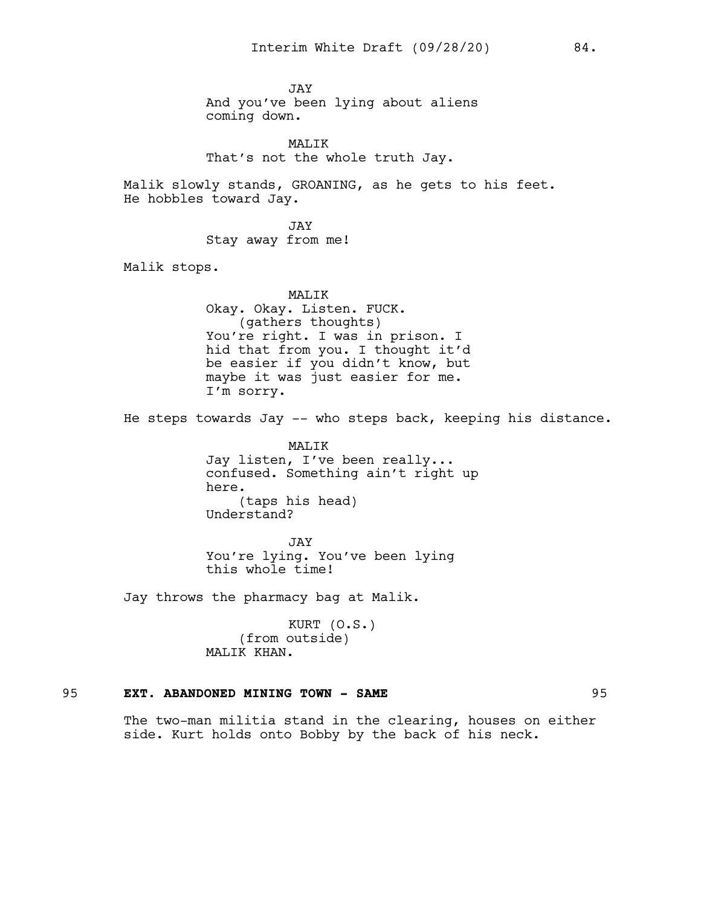JAY
And you've been lying about aliens coming down.

MALIK
That's not the whole truth Jay.

Malik slowly stands, GROANING, as he gets to his feet. He hobbles toward Jay.

JAY
Stay away from me!

Malik stops.

MALIK
Okay. Okay. Listen. FUCK.
(gathers thoughts)
You're right. I was in prison. I hid that from you. I thought it'd be easier if you didn't know, but maybe it was just easier for me. I'm sorry.

He steps towards Jay -- who steps back, keeping his distance.

MALIK
Jay listen, I've been really... confused. Something ain't right up here.
(taps his head)
Understand?

JAY
You're lying. You've been lying this whole time!

Jay throws the pharmacy bag at Malik.

KURT (O.S.)
(from outside)
MALIK KHAN.

95 **EXT. ABANDONED MINING TOWN - SAME** 95

The two-man militia stand in the clearing, houses on either side. Kurt holds onto Bobby by the back of his neck.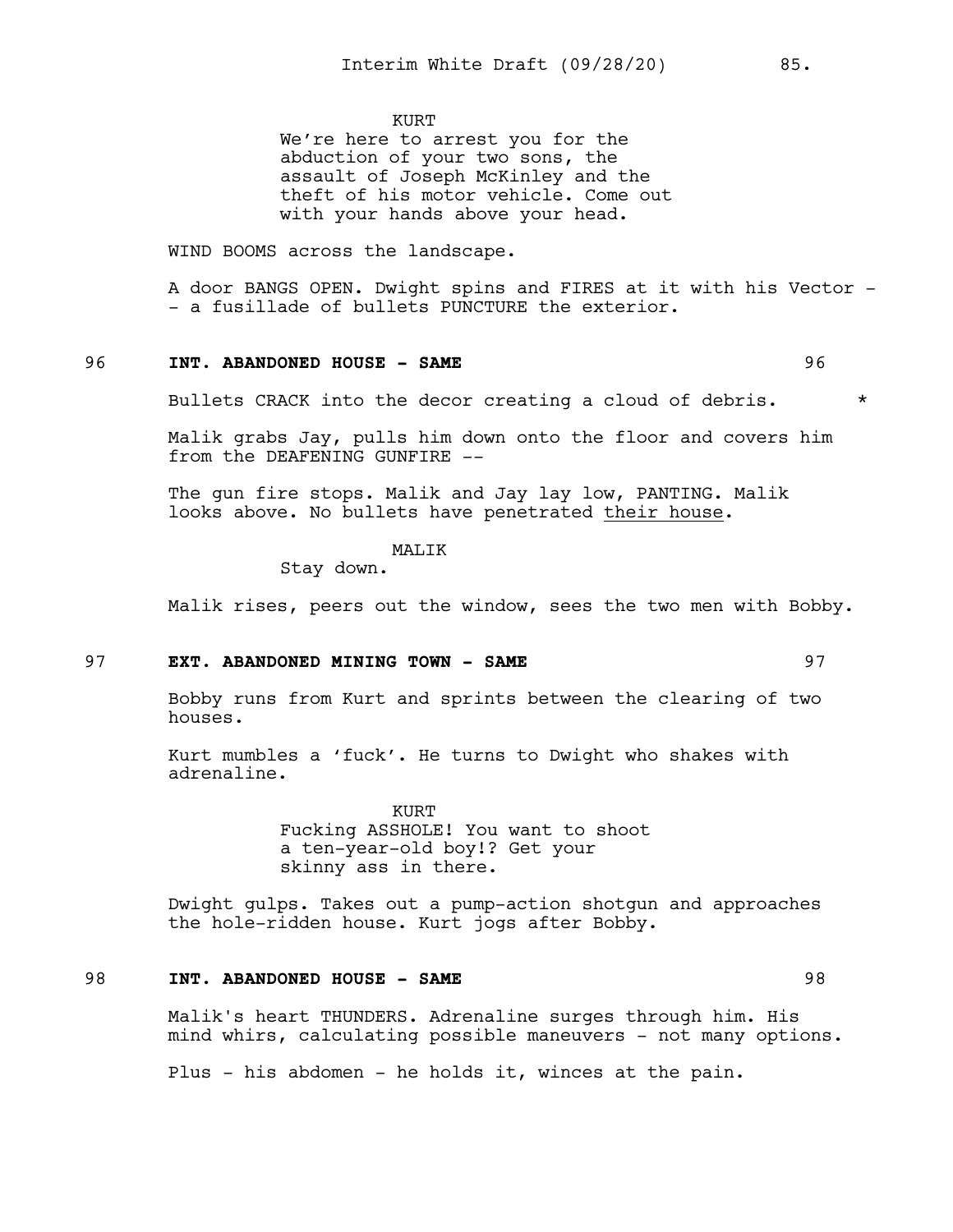KURT

We're here to arrest you for the abduction of your two sons, the assault of Joseph McKinley and the theft of his motor vehicle. Come out with your hands above your head.

WIND BOOMS across the landscape.

A door BANGS OPEN. Dwight spins and FIRES at it with his Vector -- a fusillade of bullets PUNCTURE the exterior.

**96 INT. ABANDONED HOUSE - SAME 96**

Bullets CRACK into the decor creating a cloud of debris. *

Malik grabs Jay, pulls him down onto the floor and covers him from the DEAFENING GUNFIRE --

The gun fire stops. Malik and Jay lay low, PANTING. Malik looks above. No bullets have penetrated <u>their house</u>.

MALIK

Stay down.

Malik rises, peers out the window, sees the two men with Bobby.

**97 EXT. ABANDONED MINING TOWN - SAME 97**

Bobby runs from Kurt and sprints between the clearing of two houses.

Kurt mumbles a 'fuck'. He turns to Dwight who shakes with adrenaline.

KURT

Fucking ASSHOLE! You want to shoot a ten-year-old boy!? Get your skinny ass in there.

Dwight gulps. Takes out a pump-action shotgun and approaches the hole-ridden house. Kurt jogs after Bobby.

**98 INT. ABANDONED HOUSE - SAME 98**

Malik's heart THUNDERS. Adrenaline surges through him. His mind whirs, calculating possible maneuvers - not many options.

Plus - his abdomen - he holds it, winces at the pain.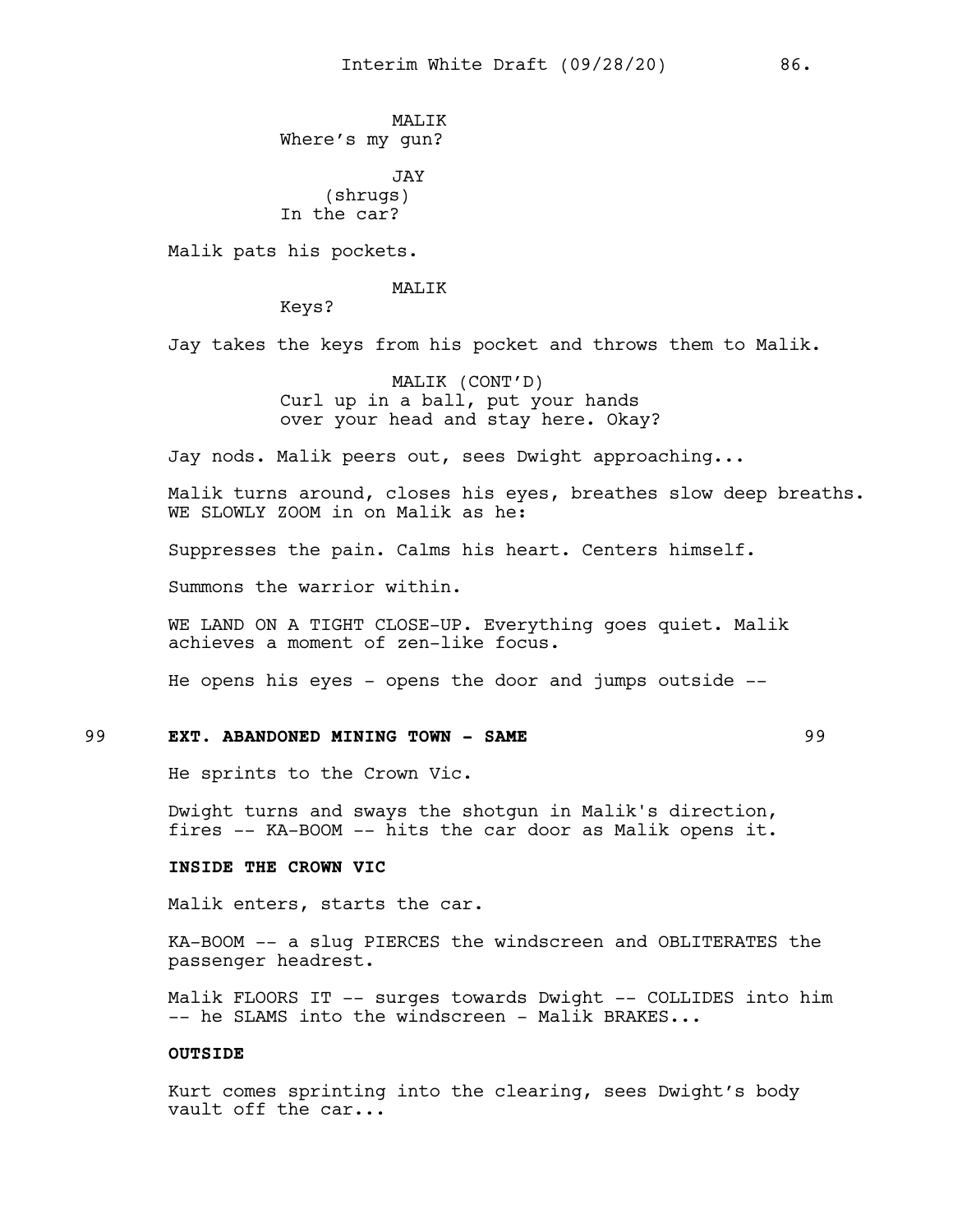MALIK
Where's my gun?

JAY
(shrugs)
In the car?

Malik pats his pockets.

MALIK
Keys?

Jay takes the keys from his pocket and throws them to Malik.

MALIK (CONT'D)
Curl up in a ball, put your hands over your head and stay here. Okay?

Jay nods. Malik peers out, sees Dwight approaching...

Malik turns around, closes his eyes, breathes slow deep breaths. WE SLOWLY ZOOM in on Malik as he:

Suppresses the pain. Calms his heart. Centers himself.

Summons the warrior within.

WE LAND ON A TIGHT CLOSE-UP. Everything goes quiet. Malik achieves a moment of zen-like focus.

He opens his eyes - opens the door and jumps outside --

99 **EXT. ABANDONED MINING TOWN - SAME** 99

He sprints to the Crown Vic.

Dwight turns and sways the shotgun in Malik's direction, fires -- KA-BOOM -- hits the car door as Malik opens it.

**INSIDE THE CROWN VIC**

Malik enters, starts the car.

KA-BOOM -- a slug PIERCES the windscreen and OBLITERATES the passenger headrest.

Malik FLOORS IT -- surges towards Dwight -- COLLIDES into him -- he SLAMS into the windscreen - Malik BRAKES...

**OUTSIDE**

Kurt comes sprinting into the clearing, sees Dwight's body vault off the car...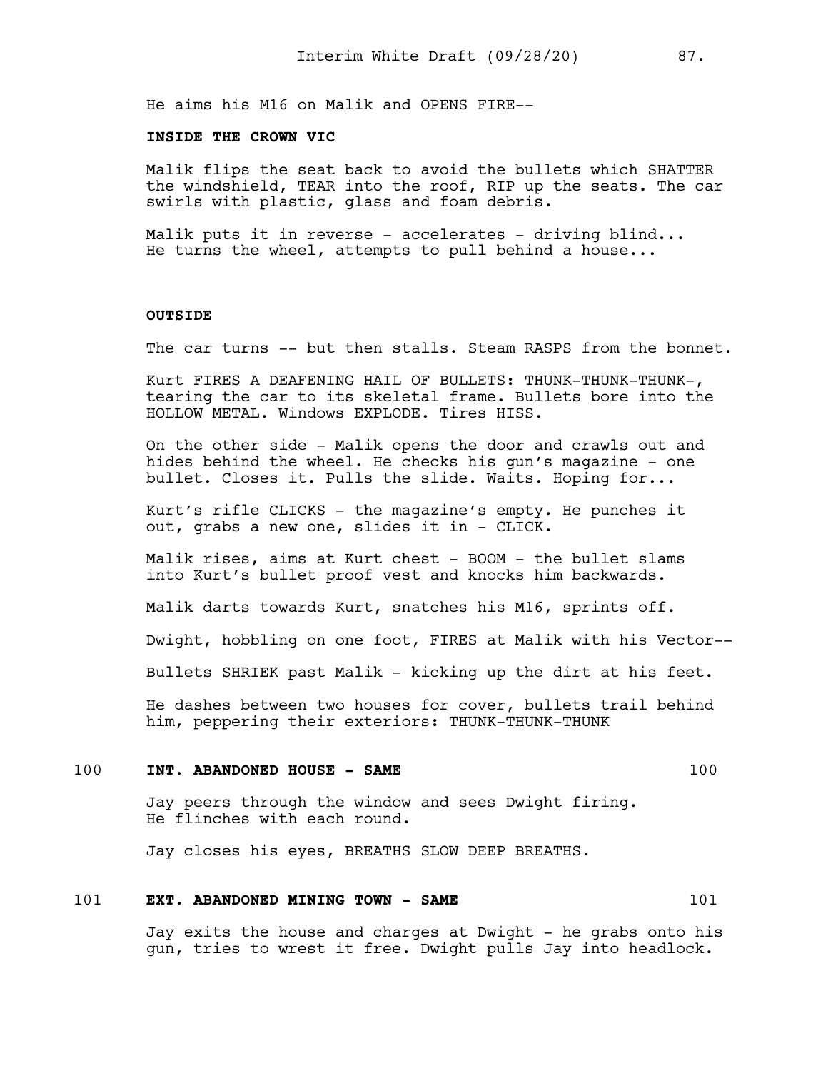He aims his M16 on Malik and OPENS FIRE--

**INSIDE THE CROWN VIC**

Malik flips the seat back to avoid the bullets which SHATTER the windshield, TEAR into the roof, RIP up the seats. The car swirls with plastic, glass and foam debris.

Malik puts it in reverse - accelerates - driving blind... He turns the wheel, attempts to pull behind a house...

**OUTSIDE**

The car turns -- but then stalls. Steam RASPS from the bonnet.

Kurt FIRES A DEAFENING HAIL OF BULLETS: THUNK-THUNK-THUNK-, tearing the car to its skeletal frame. Bullets bore into the HOLLOW METAL. Windows EXPLODE. Tires HISS.

On the other side - Malik opens the door and crawls out and hides behind the wheel. He checks his gun's magazine - one bullet. Closes it. Pulls the slide. Waits. Hoping for...

Kurt's rifle CLICKS - the magazine's empty. He punches it out, grabs a new one, slides it in - CLICK.

Malik rises, aims at Kurt chest - BOOM - the bullet slams into Kurt's bullet proof vest and knocks him backwards.

Malik darts towards Kurt, snatches his M16, sprints off.

Dwight, hobbling on one foot, FIRES at Malik with his Vector--

Bullets SHRIEK past Malik - kicking up the dirt at his feet.

He dashes between two houses for cover, bullets trail behind him, peppering their exteriors: THUNK-THUNK-THUNK

100 **INT. ABANDONED HOUSE - SAME** 100

Jay peers through the window and sees Dwight firing. He flinches with each round.

Jay closes his eyes, BREATHS SLOW DEEP BREATHS.

101 **EXT. ABANDONED MINING TOWN - SAME** 101

Jay exits the house and charges at Dwight - he grabs onto his gun, tries to wrest it free. Dwight pulls Jay into headlock.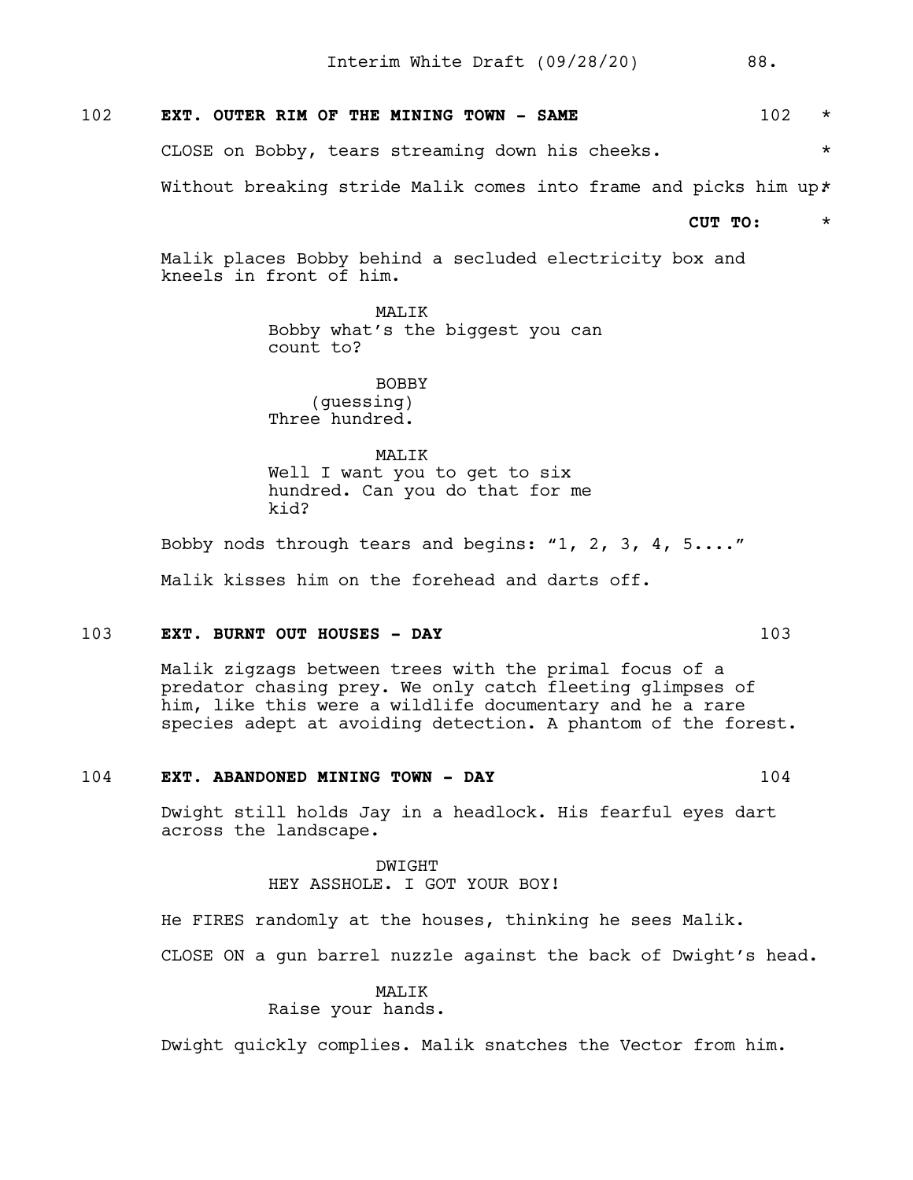102 **EXT. OUTER RIM OF THE MINING TOWN - SAME** 102 *

CLOSE on Bobby, tears streaming down his cheeks. *

Without breaking stride Malik comes into frame and picks him up. *

**CUT TO:** *

Malik places Bobby behind a secluded electricity box and kneels in front of him.

MALIK
Bobby what's the biggest you can count to?

BOBBY
(guessing)
Three hundred.

MALIK
Well I want you to get to six hundred. Can you do that for me kid?

Bobby nods through tears and begins: "1, 2, 3, 4, 5...."

Malik kisses him on the forehead and darts off.

103 **EXT. BURNT OUT HOUSES - DAY** 103

Malik zigzags between trees with the primal focus of a predator chasing prey. We only catch fleeting glimpses of him, like this were a wildlife documentary and he a rare species adept at avoiding detection. A phantom of the forest.

104 **EXT. ABANDONED MINING TOWN - DAY** 104

Dwight still holds Jay in a headlock. His fearful eyes dart across the landscape.

DWIGHT
HEY ASSHOLE. I GOT YOUR BOY!

He FIRES randomly at the houses, thinking he sees Malik.

CLOSE ON a gun barrel nuzzle against the back of Dwight's head.

MALIK
Raise your hands.

Dwight quickly complies. Malik snatches the Vector from him.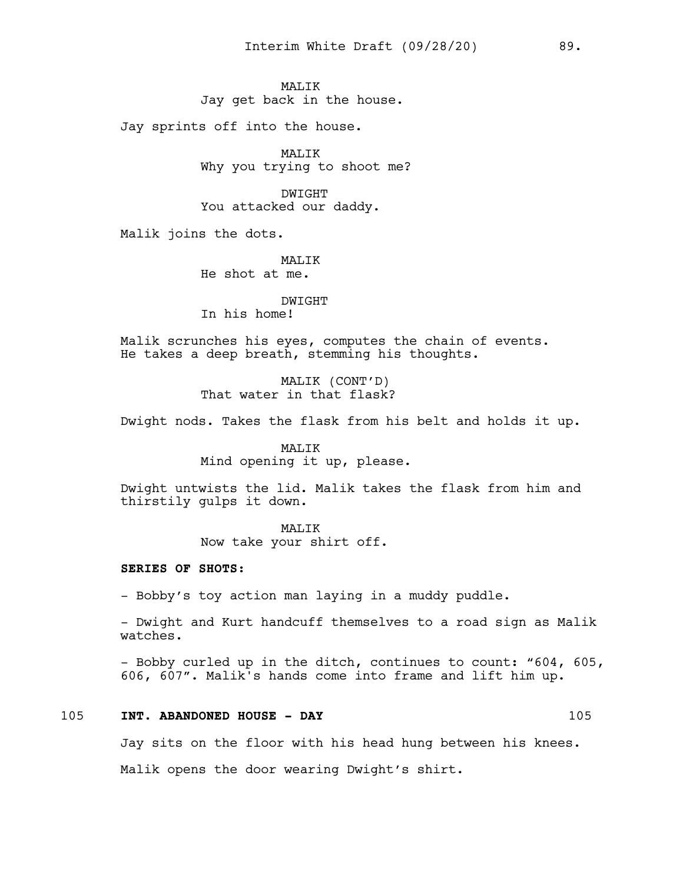MALIK
Jay get back in the house.

Jay sprints off into the house.

MALIK
Why you trying to shoot me?

DWIGHT
You attacked our daddy.

Malik joins the dots.

MALIK
He shot at me.

DWIGHT
In his home!

Malik scrunches his eyes, computes the chain of events. He takes a deep breath, stemming his thoughts.

MALIK (CONT'D)
That water in that flask?

Dwight nods. Takes the flask from his belt and holds it up.

MALIK
Mind opening it up, please.

Dwight untwists the lid. Malik takes the flask from him and thirstily gulps it down.

MALIK
Now take your shirt off.

**SERIES OF SHOTS:**

- Bobby's toy action man laying in a muddy puddle.

- Dwight and Kurt handcuff themselves to a road sign as Malik watches.

- Bobby curled up in the ditch, continues to count: "604, 605, 606, 607". Malik's hands come into frame and lift him up.

105 **INT. ABANDONED HOUSE - DAY** 105

Jay sits on the floor with his head hung between his knees.

Malik opens the door wearing Dwight's shirt.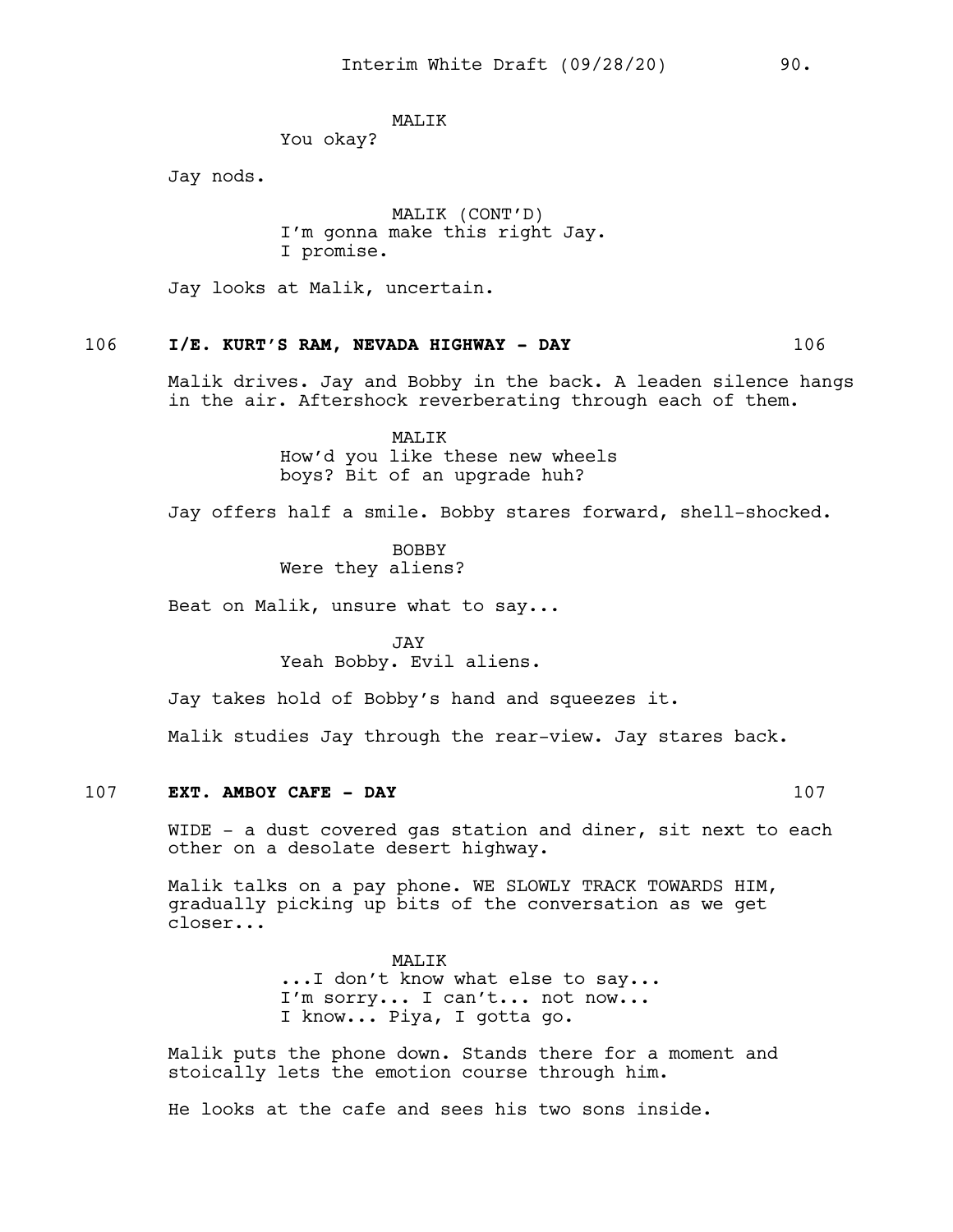MALIK
You okay?

Jay nods.

MALIK (CONT'D)
I'm gonna make this right Jay.
I promise.

Jay looks at Malik, uncertain.

106 **I/E. KURT'S RAM, NEVADA HIGHWAY - DAY** 106

Malik drives. Jay and Bobby in the back. A leaden silence hangs in the air. Aftershock reverberating through each of them.

MALIK
How'd you like these new wheels
boys? Bit of an upgrade huh?

Jay offers half a smile. Bobby stares forward, shell-shocked.

BOBBY
Were they aliens?

Beat on Malik, unsure what to say...

JAY
Yeah Bobby. Evil aliens.

Jay takes hold of Bobby's hand and squeezes it.

Malik studies Jay through the rear-view. Jay stares back.

107 **EXT. AMBOY CAFE - DAY** 107

WIDE - a dust covered gas station and diner, sit next to each other on a desolate desert highway.

Malik talks on a pay phone. WE SLOWLY TRACK TOWARDS HIM, gradually picking up bits of the conversation as we get closer...

MALIK
...I don't know what else to say...
I'm sorry... I can't... not now...
I know... Piya, I gotta go.

Malik puts the phone down. Stands there for a moment and stoically lets the emotion course through him.

He looks at the cafe and sees his two sons inside.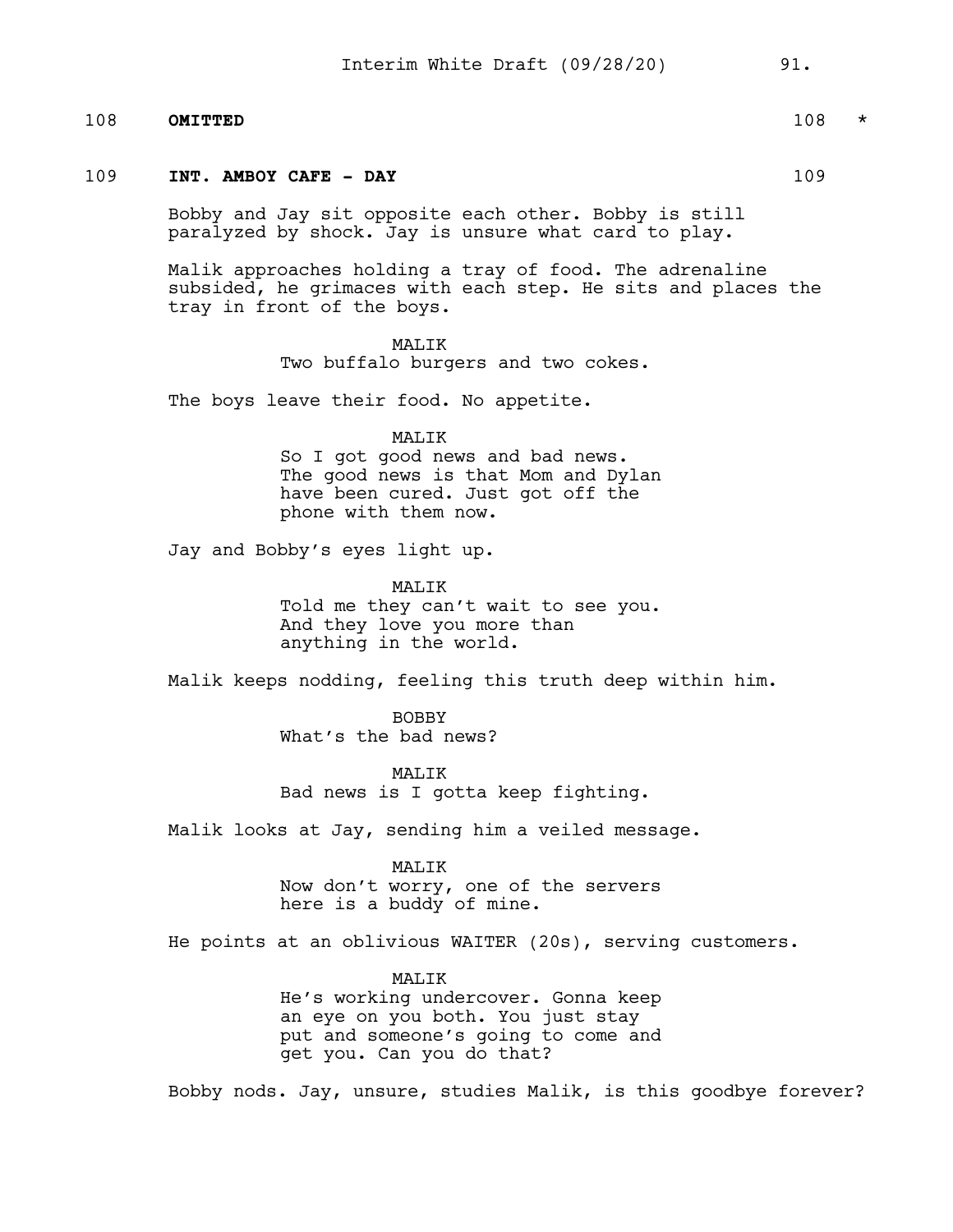108 **OMITTED** 108 *

109 **INT. AMBOY CAFE - DAY** 109

Bobby and Jay sit opposite each other. Bobby is still paralyzed by shock. Jay is unsure what card to play.

Malik approaches holding a tray of food. The adrenaline subsided, he grimaces with each step. He sits and places the tray in front of the boys.

MALIK
Two buffalo burgers and two cokes.

The boys leave their food. No appetite.

MALIK
So I got good news and bad news. The good news is that Mom and Dylan have been cured. Just got off the phone with them now.

Jay and Bobby's eyes light up.

MALIK
Told me they can't wait to see you. And they love you more than anything in the world.

Malik keeps nodding, feeling this truth deep within him.

BOBBY
What's the bad news?

MALIK
Bad news is I gotta keep fighting.

Malik looks at Jay, sending him a veiled message.

MALIK
Now don't worry, one of the servers here is a buddy of mine.

He points at an oblivious WAITER (20s), serving customers.

MALIK
He's working undercover. Gonna keep an eye on you both. You just stay put and someone's going to come and get you. Can you do that?

Bobby nods. Jay, unsure, studies Malik, is this goodbye forever?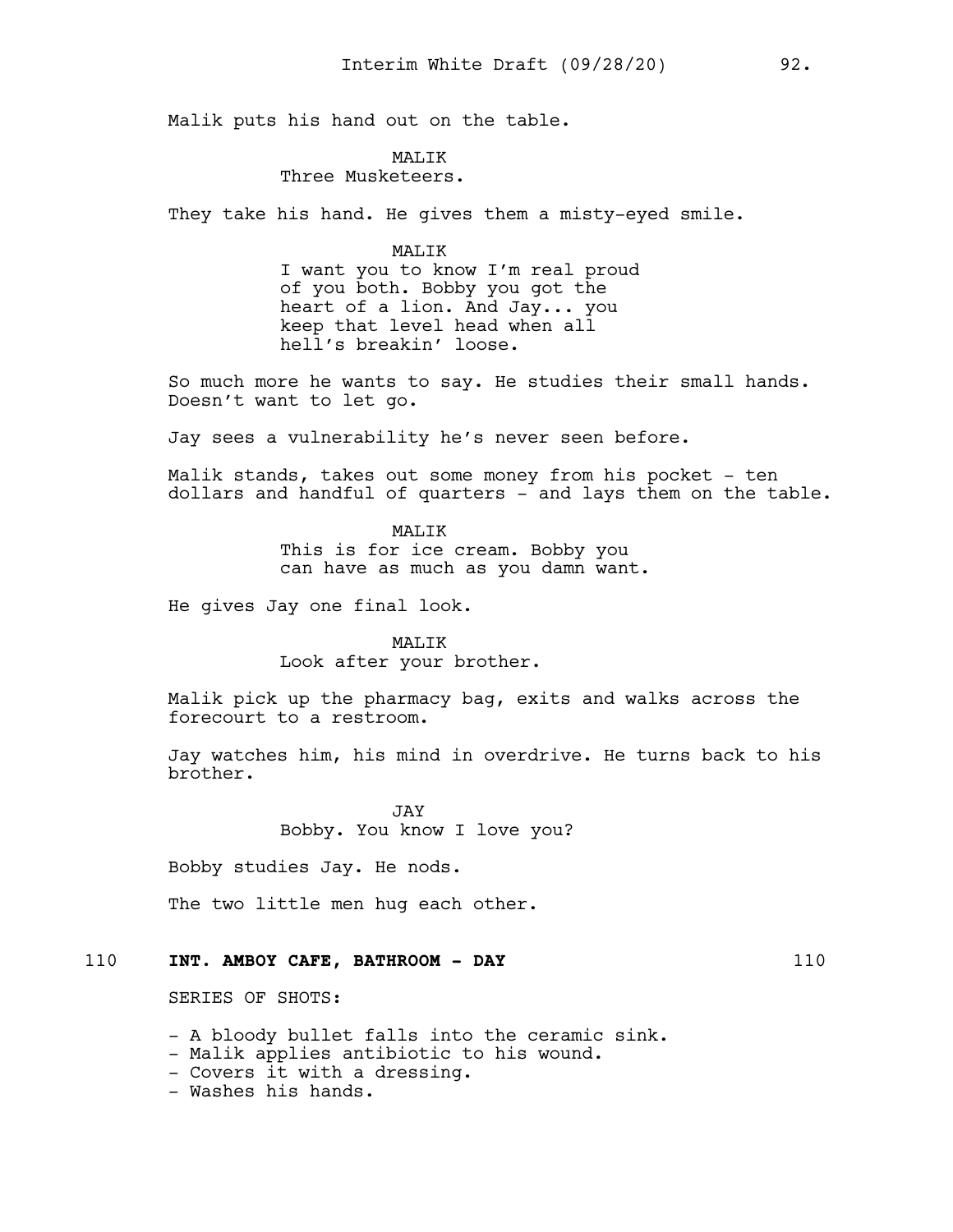Malik puts his hand out on the table.

MALIK
Three Musketeers.

They take his hand. He gives them a misty-eyed smile.

MALIK
I want you to know I'm real proud of you both. Bobby you got the heart of a lion. And Jay... you keep that level head when all hell's breakin' loose.

So much more he wants to say. He studies their small hands. Doesn't want to let go.

Jay sees a vulnerability he's never seen before.

Malik stands, takes out some money from his pocket - ten dollars and handful of quarters - and lays them on the table.

MALIK
This is for ice cream. Bobby you can have as much as you damn want.

He gives Jay one final look.

MALIK
Look after your brother.

Malik pick up the pharmacy bag, exits and walks across the forecourt to a restroom.

Jay watches him, his mind in overdrive. He turns back to his brother.

JAY
Bobby. You know I love you?

Bobby studies Jay. He nods.

The two little men hug each other.

110 **INT. AMBOY CAFE, BATHROOM - DAY** 110

SERIES OF SHOTS:

- A bloody bullet falls into the ceramic sink.
- Malik applies antibiotic to his wound.
- Covers it with a dressing.
- Washes his hands.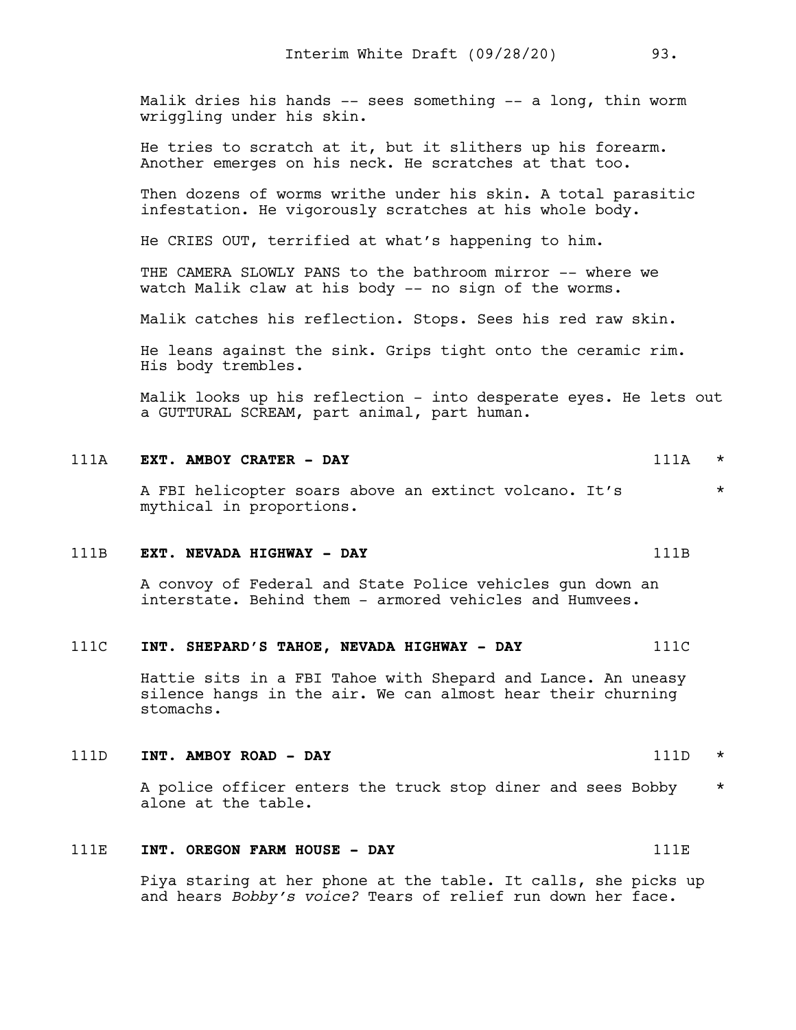Malik dries his hands -- sees something -- a long, thin worm wriggling under his skin.

He tries to scratch at it, but it slithers up his forearm. Another emerges on his neck. He scratches at that too.

Then dozens of worms writhe under his skin. A total parasitic infestation. He vigorously scratches at his whole body.

He CRIES OUT, terrified at what's happening to him.

THE CAMERA SLOWLY PANS to the bathroom mirror -- where we watch Malik claw at his body -- no sign of the worms.

Malik catches his reflection. Stops. Sees his red raw skin.

He leans against the sink. Grips tight onto the ceramic rim. His body trembles.

Malik looks up his reflection - into desperate eyes. He lets out a GUTTURAL SCREAM, part animal, part human.

111A **EXT. AMBOY CRATER - DAY** 111A *

A FBI helicopter soars above an extinct volcano. It's mythical in proportions. *

111B **EXT. NEVADA HIGHWAY - DAY** 111B

A convoy of Federal and State Police vehicles gun down an interstate. Behind them - armored vehicles and Humvees.

111C **INT. SHEPARD'S TAHOE, NEVADA HIGHWAY - DAY** 111C

Hattie sits in a FBI Tahoe with Shepard and Lance. An uneasy silence hangs in the air. We can almost hear their churning stomachs.

111D **INT. AMBOY ROAD - DAY** 111D *

A police officer enters the truck stop diner and sees Bobby alone at the table. *

111E **INT. OREGON FARM HOUSE - DAY** 111E

Piya staring at her phone at the table. It calls, she picks up and hears *Bobby's voice?* Tears of relief run down her face.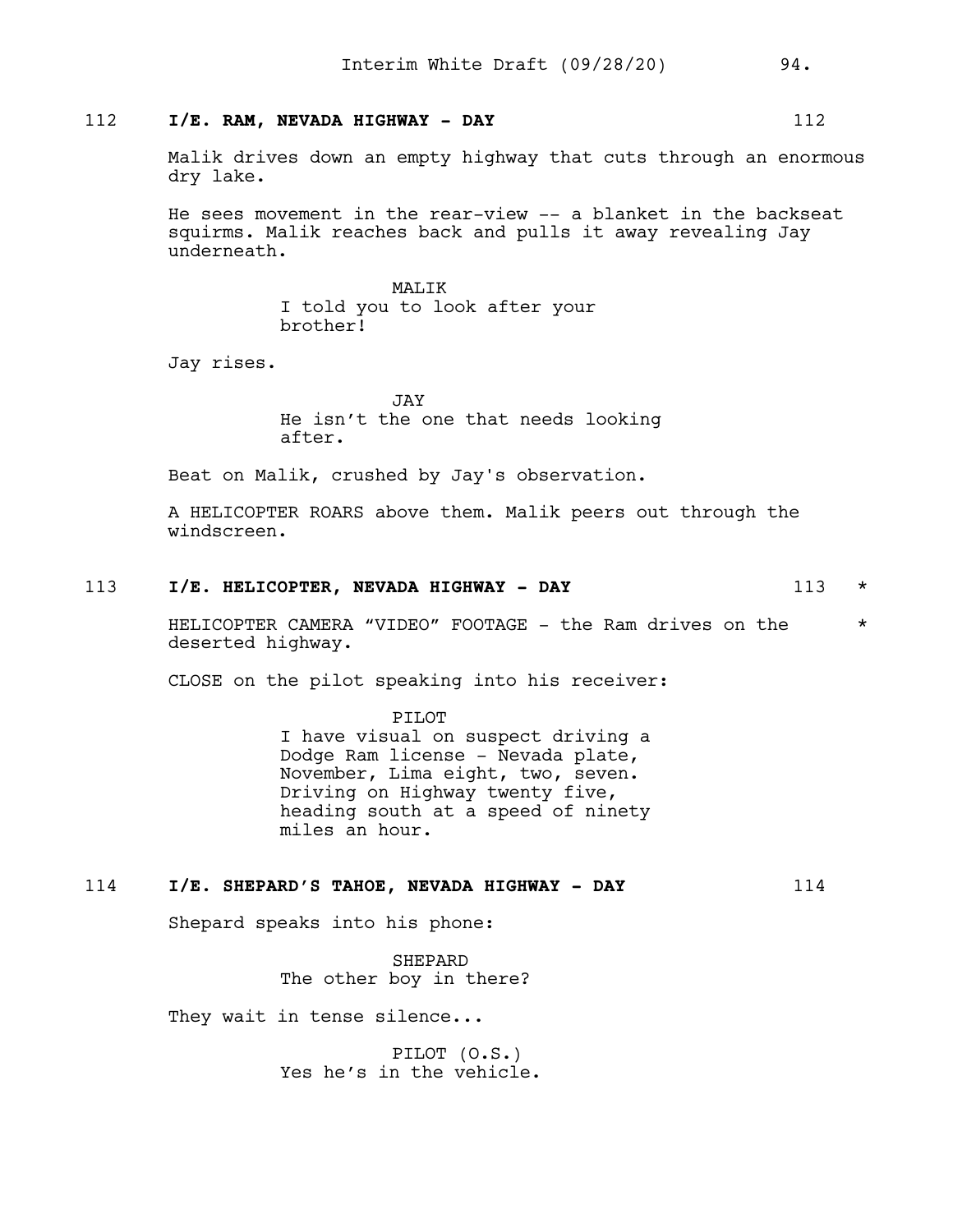112 **I/E. RAM, NEVADA HIGHWAY - DAY** 112

Malik drives down an empty highway that cuts through an enormous dry lake.

He sees movement in the rear-view -- a blanket in the backseat squirms. Malik reaches back and pulls it away revealing Jay underneath.

MALIK
I told you to look after your brother!

Jay rises.

JAY
He isn't the one that needs looking after.

Beat on Malik, crushed by Jay's observation.

A HELICOPTER ROARS above them. Malik peers out through the windscreen.

113 **I/E. HELICOPTER, NEVADA HIGHWAY - DAY** 113 *

HELICOPTER CAMERA "VIDEO" FOOTAGE - the Ram drives on the deserted highway. *

CLOSE on the pilot speaking into his receiver:

PILOT
I have visual on suspect driving a Dodge Ram license - Nevada plate, November, Lima eight, two, seven. Driving on Highway twenty five, heading south at a speed of ninety miles an hour.

114 **I/E. SHEPARD'S TAHOE, NEVADA HIGHWAY - DAY** 114

Shepard speaks into his phone:

SHEPARD
The other boy in there?

They wait in tense silence...

PILOT (O.S.)
Yes he's in the vehicle.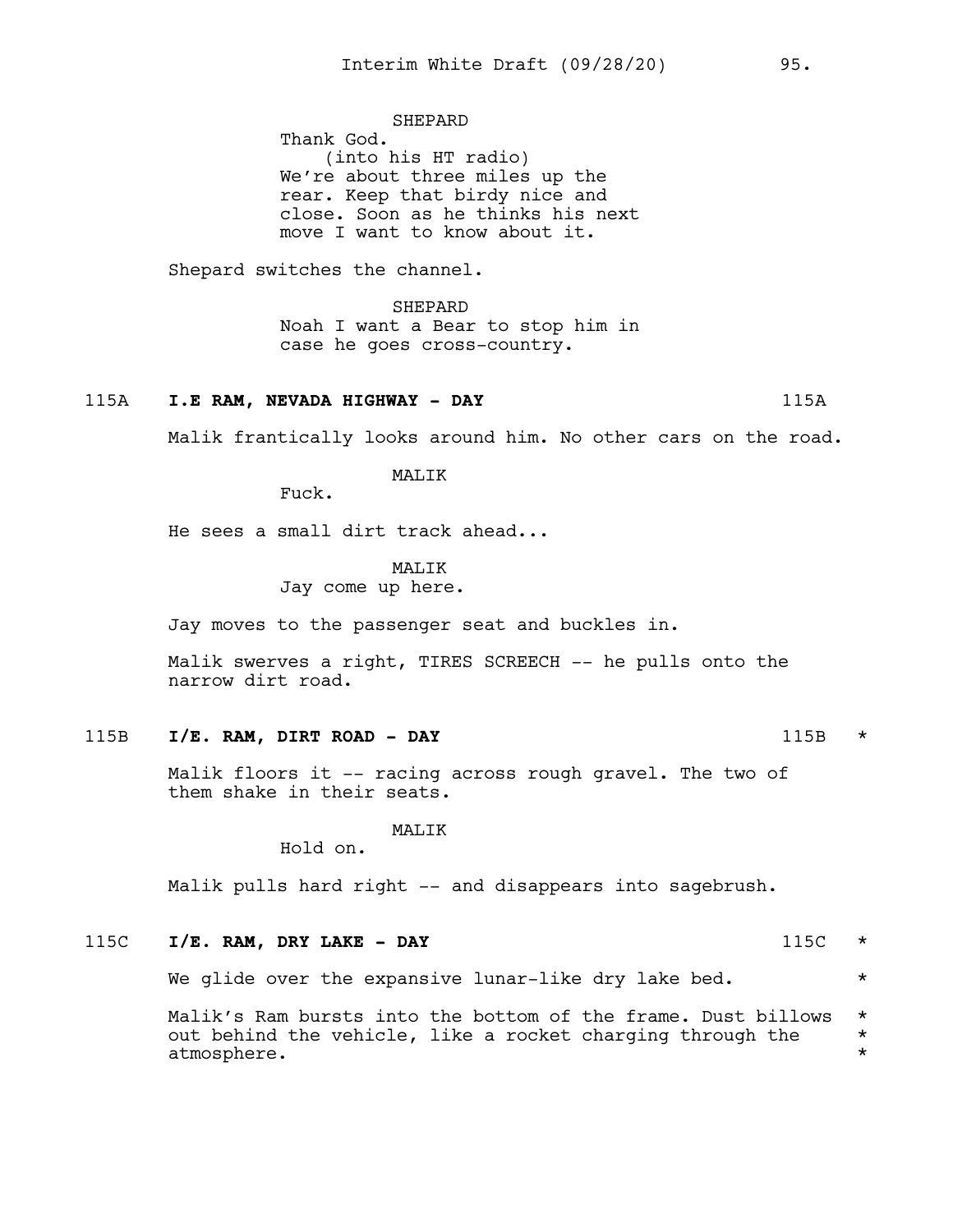SHEPARD
Thank God.
(into his HT radio)
We're about three miles up the rear. Keep that birdy nice and close. Soon as he thinks his next move I want to know about it.

Shepard switches the channel.

SHEPARD
Noah I want a Bear to stop him in case he goes cross-country.

115A **I.E RAM, NEVADA HIGHWAY - DAY** 115A

Malik frantically looks around him. No other cars on the road.

MALIK
Fuck.

He sees a small dirt track ahead...

MALIK
Jay come up here.

Jay moves to the passenger seat and buckles in.

Malik swerves a right, TIRES SCREECH -- he pulls onto the narrow dirt road.

115B **I/E. RAM, DIRT ROAD - DAY** 115B *

Malik floors it -- racing across rough gravel. The two of them shake in their seats.

MALIK
Hold on.

Malik pulls hard right -- and disappears into sagebrush.

115C **I/E. RAM, DRY LAKE - DAY** 115C *

We glide over the expansive lunar-like dry lake bed. *

Malik's Ram bursts into the bottom of the frame. Dust billows out behind the vehicle, like a rocket charging through the atmosphere. *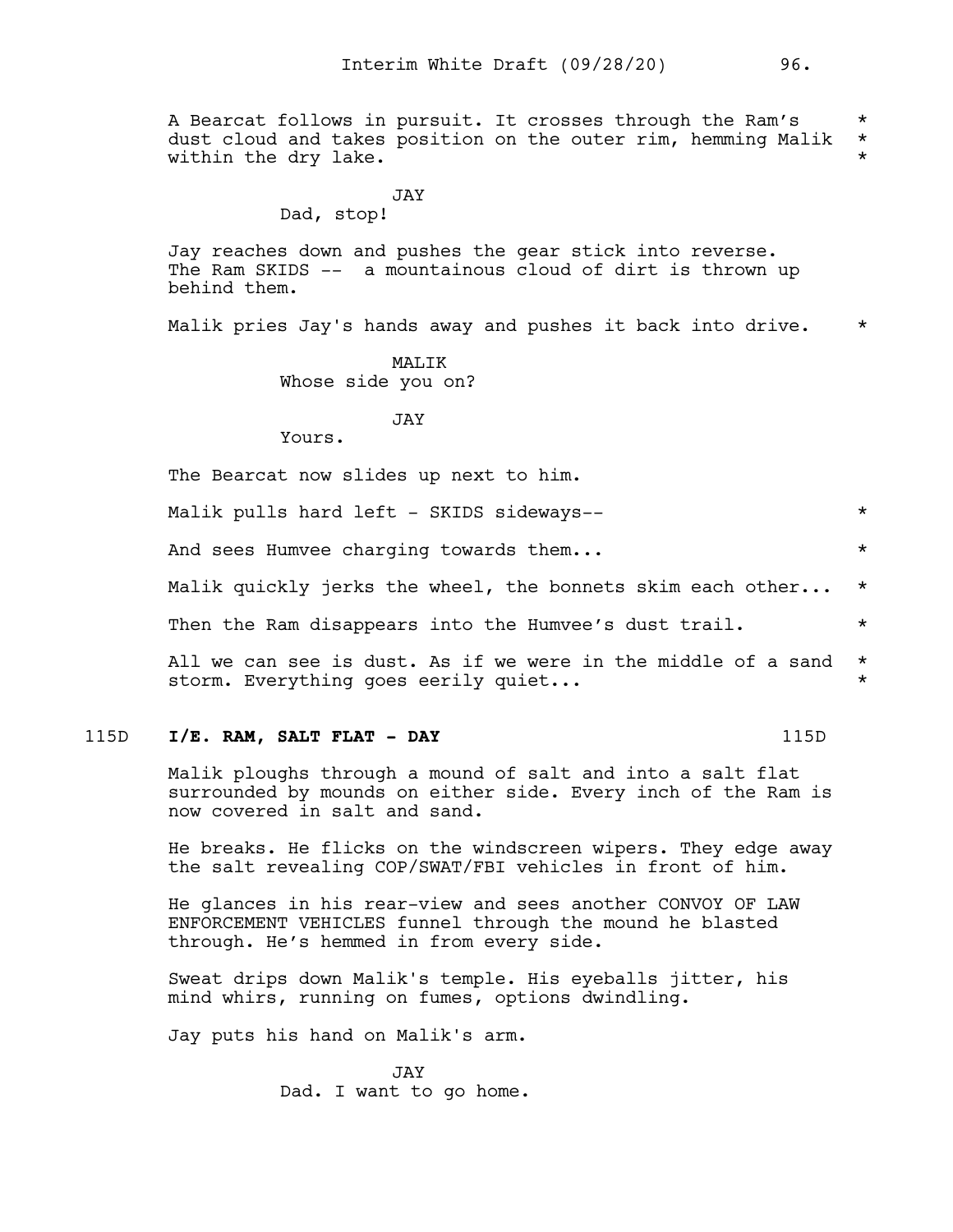A Bearcat follows in pursuit. It crosses through the Ram's dust cloud and takes position on the outer rim, hemming Malik within the dry lake. *

JAY
Dad, stop!

Jay reaches down and pushes the gear stick into reverse. The Ram SKIDS -- a mountainous cloud of dirt is thrown up behind them.

Malik pries Jay's hands away and pushes it back into drive. *

MALIK
Whose side you on?

JAY
Yours.

The Bearcat now slides up next to him.

Malik pulls hard left - SKIDS sideways-- *

And sees Humvee charging towards them... *

Malik quickly jerks the wheel, the bonnets skim each other... *

Then the Ram disappears into the Humvee's dust trail. *

All we can see is dust. As if we were in the middle of a sand storm. Everything goes eerily quiet... *

**115D I/E. RAM, SALT FLAT - DAY 115D**

Malik ploughs through a mound of salt and into a salt flat surrounded by mounds on either side. Every inch of the Ram is now covered in salt and sand.

He breaks. He flicks on the windscreen wipers. They edge away the salt revealing COP/SWAT/FBI vehicles in front of him.

He glances in his rear-view and sees another CONVOY OF LAW ENFORCEMENT VEHICLES funnel through the mound he blasted through. He's hemmed in from every side.

Sweat drips down Malik's temple. His eyeballs jitter, his mind whirs, running on fumes, options dwindling.

Jay puts his hand on Malik's arm.

JAY
Dad. I want to go home.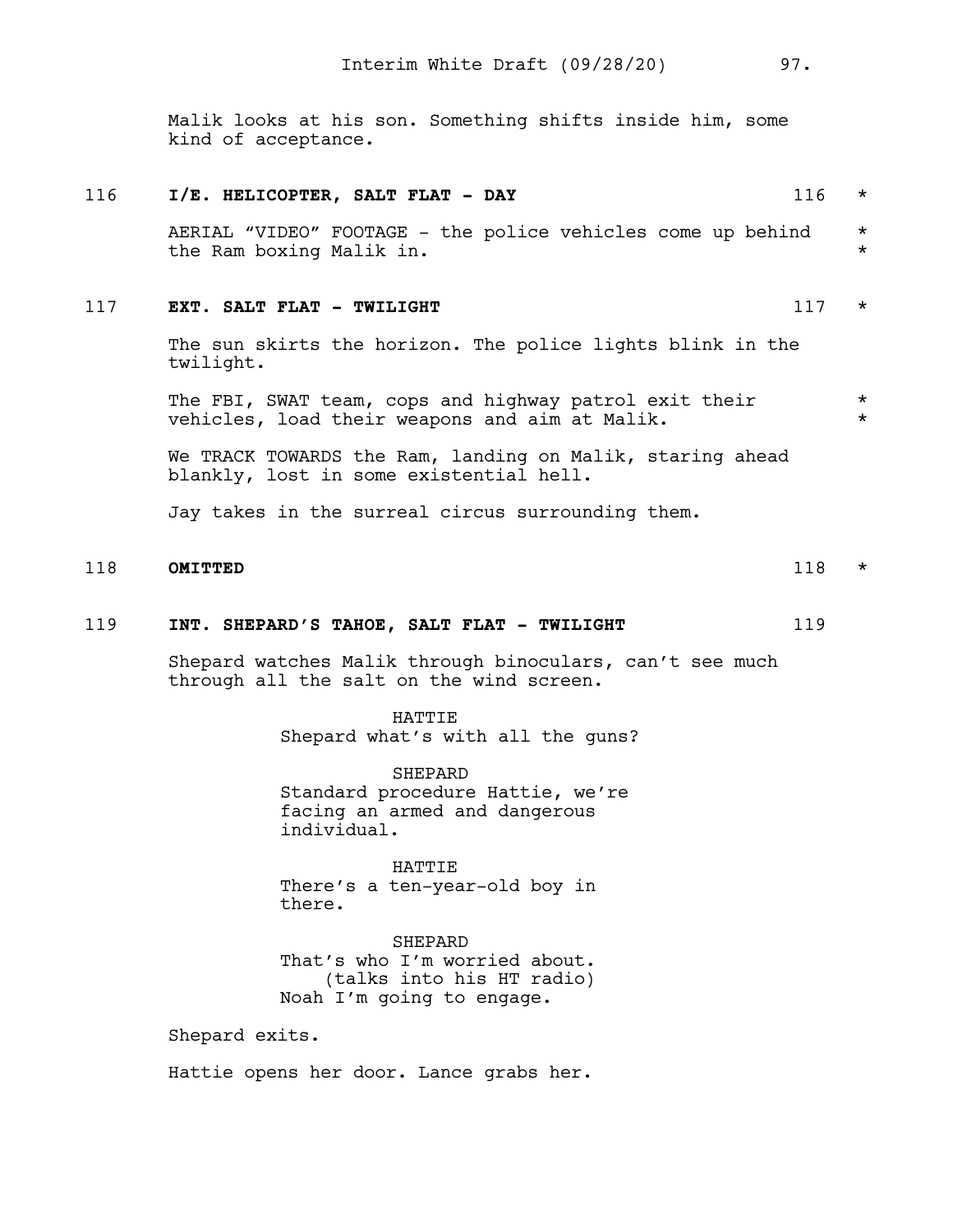Malik looks at his son. Something shifts inside him, some kind of acceptance.

**116 I/E. HELICOPTER, SALT FLAT - DAY 116 ***

AERIAL "VIDEO" FOOTAGE - the police vehicles come up behind the Ram boxing Malik in. *

**117 EXT. SALT FLAT - TWILIGHT 117 ***

The sun skirts the horizon. The police lights blink in the twilight.

The FBI, SWAT team, cops and highway patrol exit their vehicles, load their weapons and aim at Malik. *

We TRACK TOWARDS the Ram, landing on Malik, staring ahead blankly, lost in some existential hell.

Jay takes in the surreal circus surrounding them.

**118 OMITTED 118 ***

**119 INT. SHEPARD'S TAHOE, SALT FLAT - TWILIGHT 119**

Shepard watches Malik through binoculars, can't see much through all the salt on the wind screen.

HATTIE
Shepard what's with all the guns?

SHEPARD
Standard procedure Hattie, we're facing an armed and dangerous individual.

HATTIE
There's a ten-year-old boy in there.

SHEPARD
That's who I'm worried about.
(talks into his HT radio)
Noah I'm going to engage.

Shepard exits.

Hattie opens her door. Lance grabs her.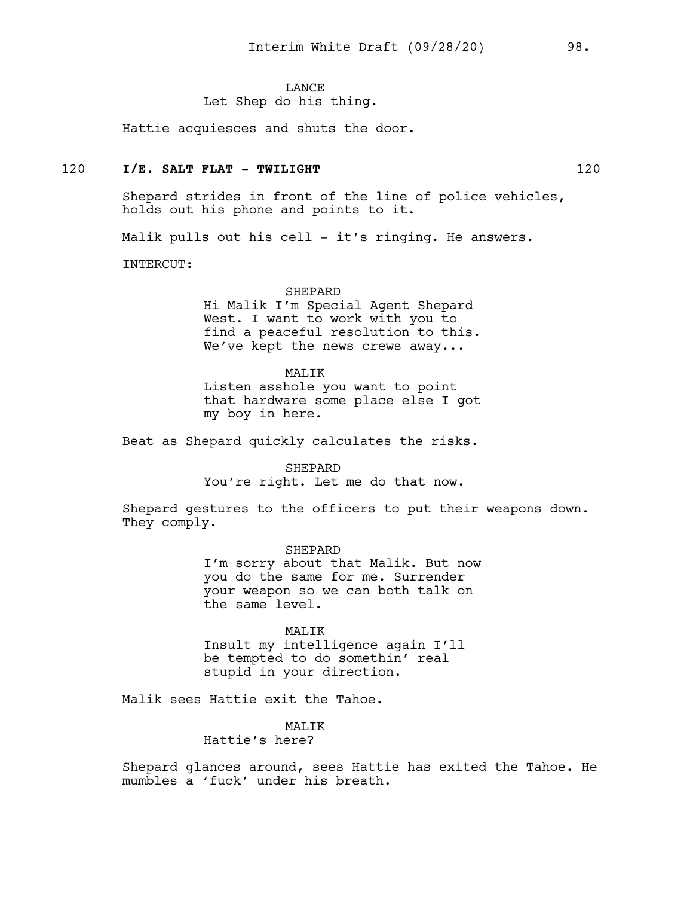LANCE
Let Shep do his thing.

Hattie acquiesces and shuts the door.

**120 I/E. SALT FLAT - TWILIGHT 120**

Shepard strides in front of the line of police vehicles, holds out his phone and points to it.

Malik pulls out his cell - it's ringing. He answers.

INTERCUT:

SHEPARD
Hi Malik I'm Special Agent Shepard West. I want to work with you to find a peaceful resolution to this. We've kept the news crews away...

MALIK
Listen asshole you want to point that hardware some place else I got my boy in here.

Beat as Shepard quickly calculates the risks.

SHEPARD
You're right. Let me do that now.

Shepard gestures to the officers to put their weapons down. They comply.

SHEPARD
I'm sorry about that Malik. But now you do the same for me. Surrender your weapon so we can both talk on the same level.

MALIK
Insult my intelligence again I'll be tempted to do somethin' real stupid in your direction.

Malik sees Hattie exit the Tahoe.

MALIK
Hattie's here?

Shepard glances around, sees Hattie has exited the Tahoe. He mumbles a 'fuck' under his breath.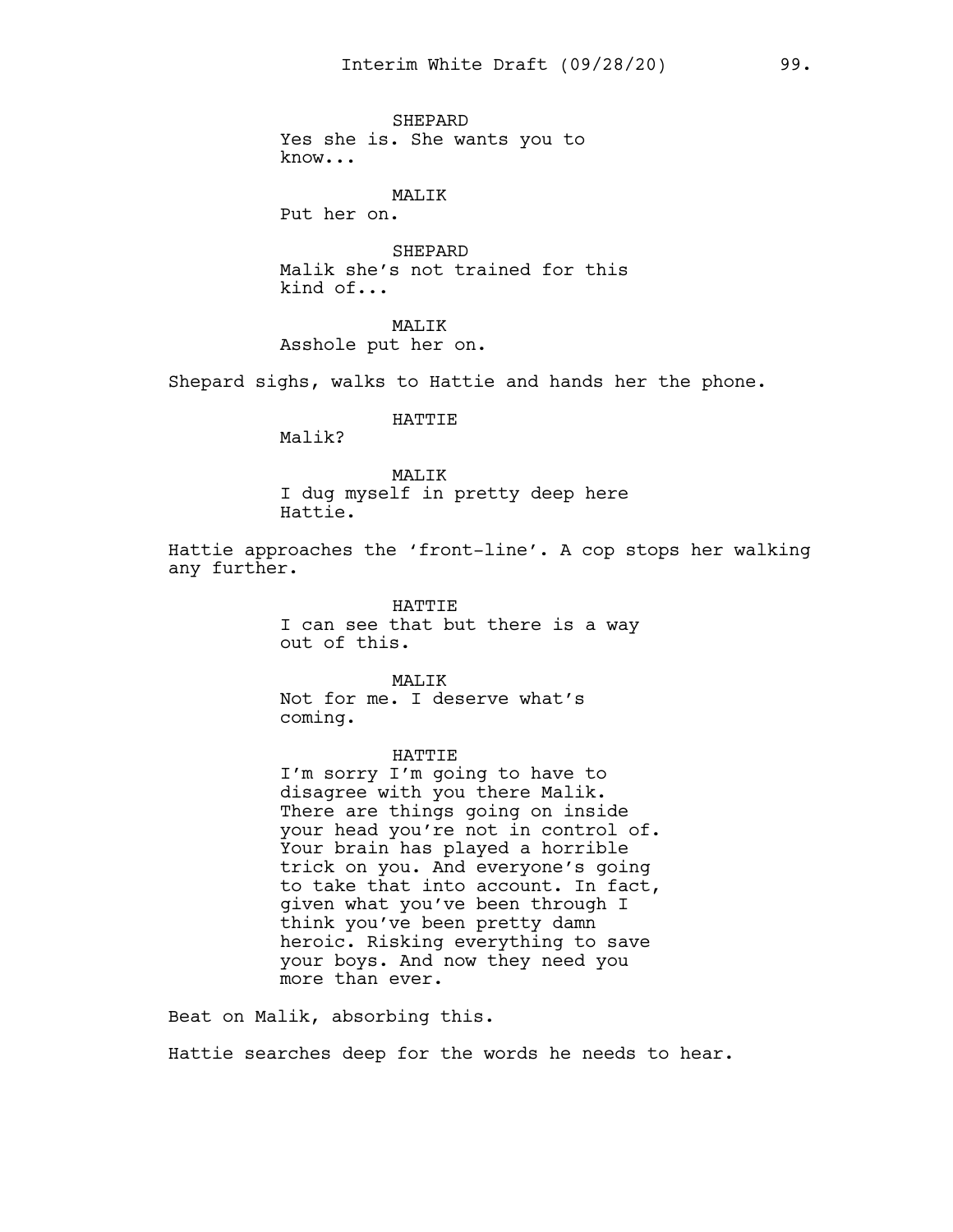SHEPARD
Yes she is. She wants you to know...

MALIK
Put her on.

SHEPARD
Malik she's not trained for this kind of...

MALIK
Asshole put her on.

Shepard sighs, walks to Hattie and hands her the phone.

HATTIE
Malik?

MALIK
I dug myself in pretty deep here Hattie.

Hattie approaches the 'front-line'. A cop stops her walking any further.

HATTIE
I can see that but there is a way out of this.

MALIK
Not for me. I deserve what's coming.

HATTIE
I'm sorry I'm going to have to disagree with you there Malik. There are things going on inside your head you're not in control of. Your brain has played a horrible trick on you. And everyone's going to take that into account. In fact, given what you've been through I think you've been pretty damn heroic. Risking everything to save your boys. And now they need you more than ever.

Beat on Malik, absorbing this.

Hattie searches deep for the words he needs to hear.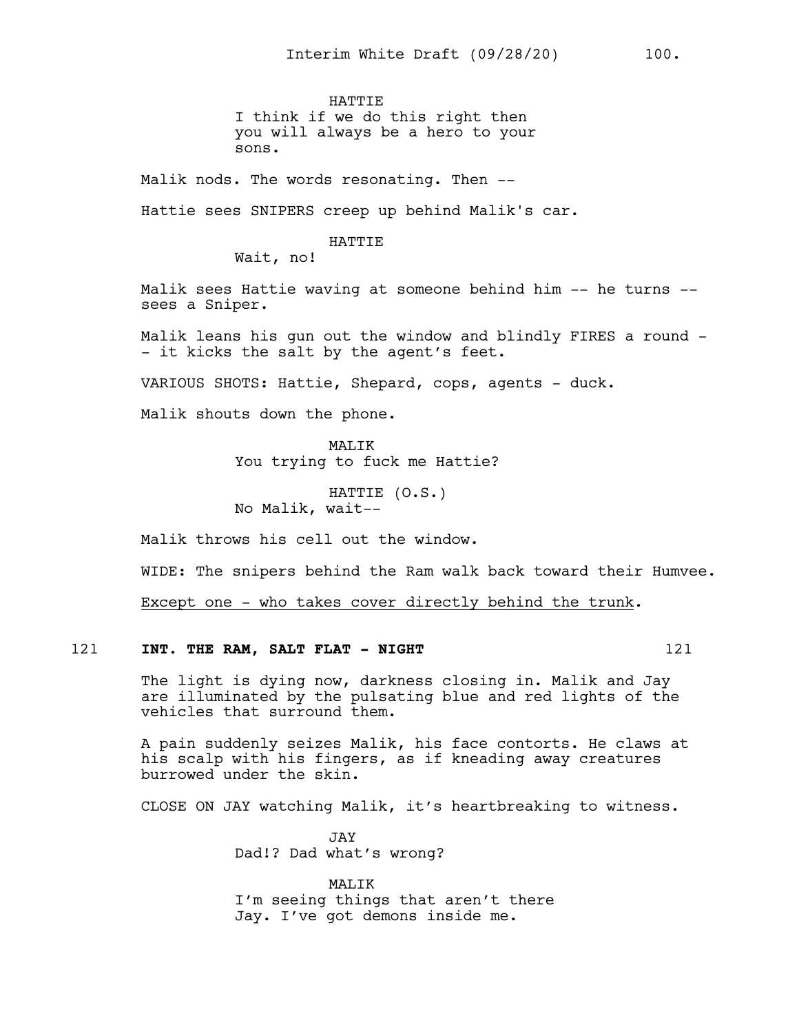HATTIE
I think if we do this right then you will always be a hero to your sons.

Malik nods. The words resonating. Then --

Hattie sees SNIPERS creep up behind Malik's car.

HATTIE
Wait, no!

Malik sees Hattie waving at someone behind him -- he turns -- sees a Sniper.

Malik leans his gun out the window and blindly FIRES a round -- it kicks the salt by the agent's feet.

VARIOUS SHOTS: Hattie, Shepard, cops, agents - duck.

Malik shouts down the phone.

MALIK
You trying to fuck me Hattie?

HATTIE (O.S.)
No Malik, wait--

Malik throws his cell out the window.

WIDE: The snipers behind the Ram walk back toward their Humvee.

<u>Except one - who takes cover directly behind the trunk</u>.

121 **INT. THE RAM, SALT FLAT - NIGHT** 121

The light is dying now, darkness closing in. Malik and Jay are illuminated by the pulsating blue and red lights of the vehicles that surround them.

A pain suddenly seizes Malik, his face contorts. He claws at his scalp with his fingers, as if kneading away creatures burrowed under the skin.

CLOSE ON JAY watching Malik, it's heartbreaking to witness.

JAY
Dad!? Dad what's wrong?

MALIK
I'm seeing things that aren't there Jay. I've got demons inside me.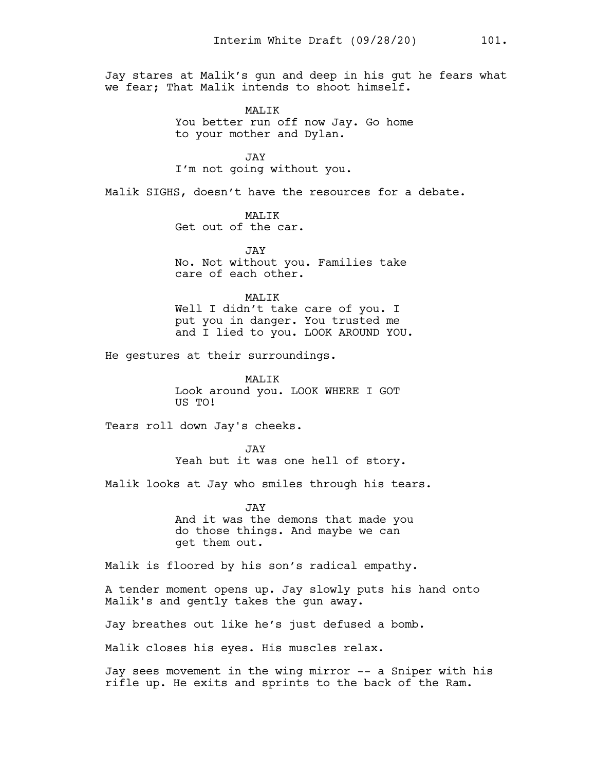Jay stares at Malik's gun and deep in his gut he fears what we fear; That Malik intends to shoot himself.

MALIK
You better run off now Jay. Go home to your mother and Dylan.

JAY
I'm not going without you.

Malik SIGHS, doesn't have the resources for a debate.

MALIK
Get out of the car.

JAY
No. Not without you. Families take care of each other.

MALIK
Well I didn't take care of you. I put you in danger. You trusted me and I lied to you. LOOK AROUND YOU.

He gestures at their surroundings.

MALIK
Look around you. LOOK WHERE I GOT US TO!

Tears roll down Jay's cheeks.

JAY
Yeah but it was one hell of story.

Malik looks at Jay who smiles through his tears.

JAY
And it was the demons that made you do those things. And maybe we can get them out.

Malik is floored by his son's radical empathy.

A tender moment opens up. Jay slowly puts his hand onto Malik's and gently takes the gun away.

Jay breathes out like he's just defused a bomb.

Malik closes his eyes. His muscles relax.

Jay sees movement in the wing mirror -- a Sniper with his rifle up. He exits and sprints to the back of the Ram.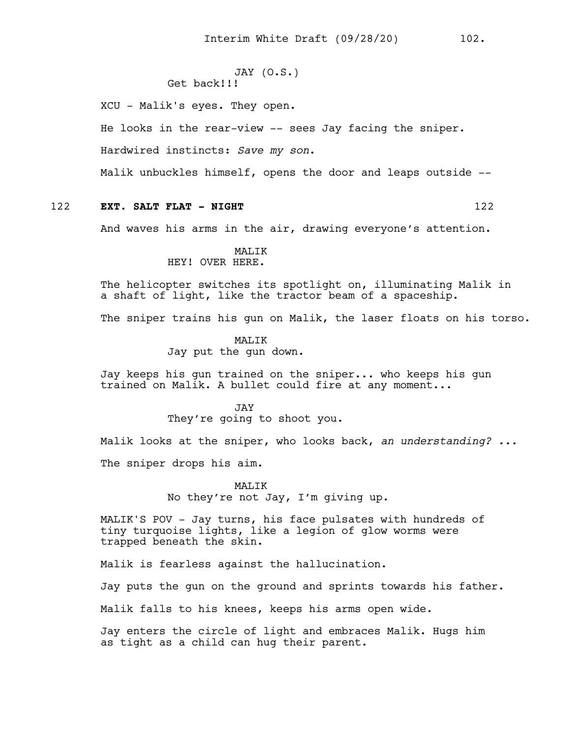JAY (O.S.)
Get back!!!

XCU - Malik's eyes. They open.

He looks in the rear-view -- sees Jay facing the sniper.

Hardwired instincts: *Save my son.*

Malik unbuckles himself, opens the door and leaps outside --

122 **EXT. SALT FLAT - NIGHT** 122

And waves his arms in the air, drawing everyone's attention.

MALIK
HEY! OVER HERE.

The helicopter switches its spotlight on, illuminating Malik in a shaft of light, like the tractor beam of a spaceship.

The sniper trains his gun on Malik, the laser floats on his torso.

MALIK
Jay put the gun down.

Jay keeps his gun trained on the sniper... who keeps his gun trained on Malik. A bullet could fire at any moment...

JAY
They're going to shoot you.

Malik looks at the sniper, who looks back, *an understanding? ...*

The sniper drops his aim.

MALIK
No they're not Jay, I'm giving up.

MALIK'S POV - Jay turns, his face pulsates with hundreds of tiny turquoise lights, like a legion of glow worms were trapped beneath the skin.

Malik is fearless against the hallucination.

Jay puts the gun on the ground and sprints towards his father.

Malik falls to his knees, keeps his arms open wide.

Jay enters the circle of light and embraces Malik. Hugs him as tight as a child can hug their parent.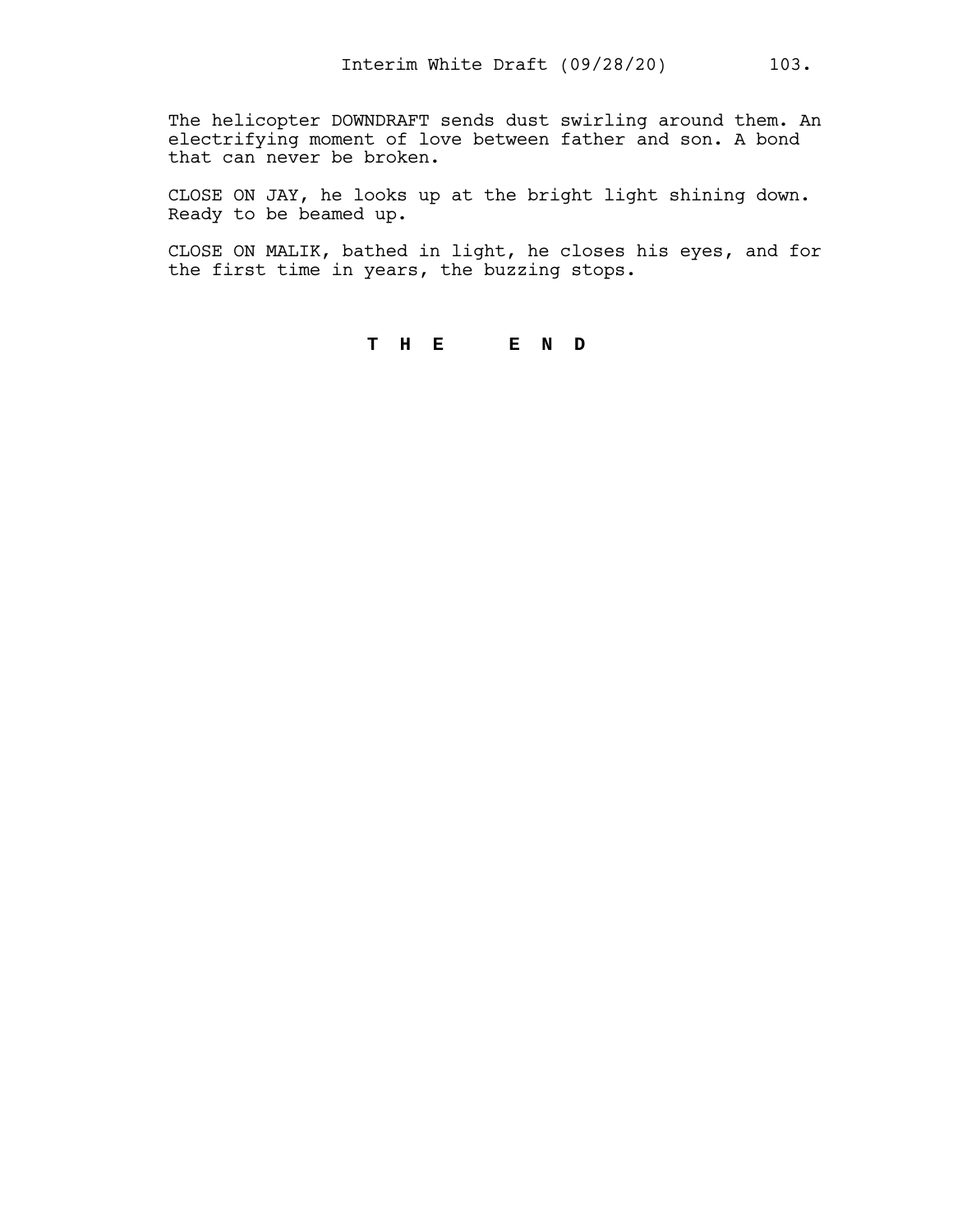The helicopter DOWNDRAFT sends dust swirling around them. An electrifying moment of love between father and son. A bond that can never be broken.

CLOSE ON JAY, he looks up at the bright light shining down. Ready to be beamed up.

CLOSE ON MALIK, bathed in light, he closes his eyes, and for the first time in years, the buzzing stops.

**T H E    E N D**